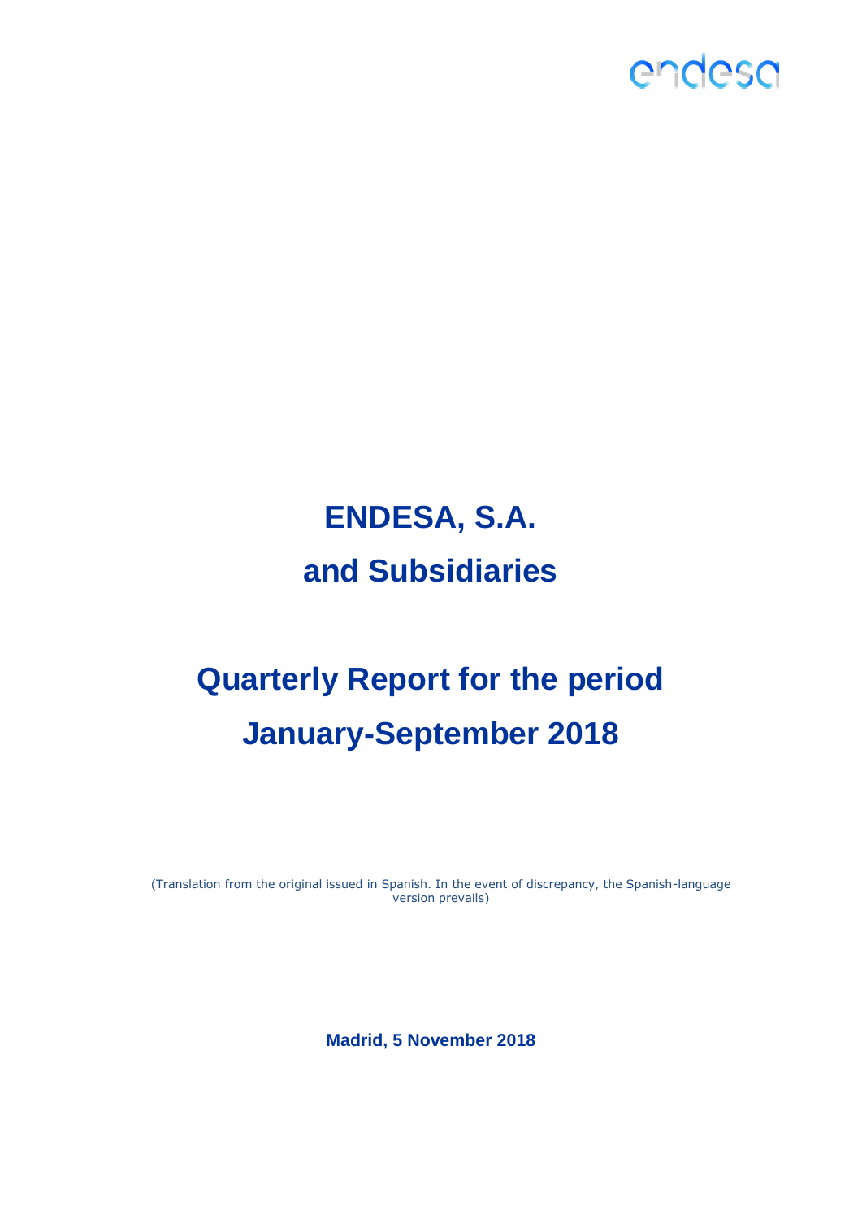endesa

# ENDESA, S.A.

# and Subsidiaries

# Quarterly Report for the period January-September 2018

(Translation from the original issued in Spanish. In the event of discrepancy, the Spanish-language version prevails)

**Madrid, 5 November 2018**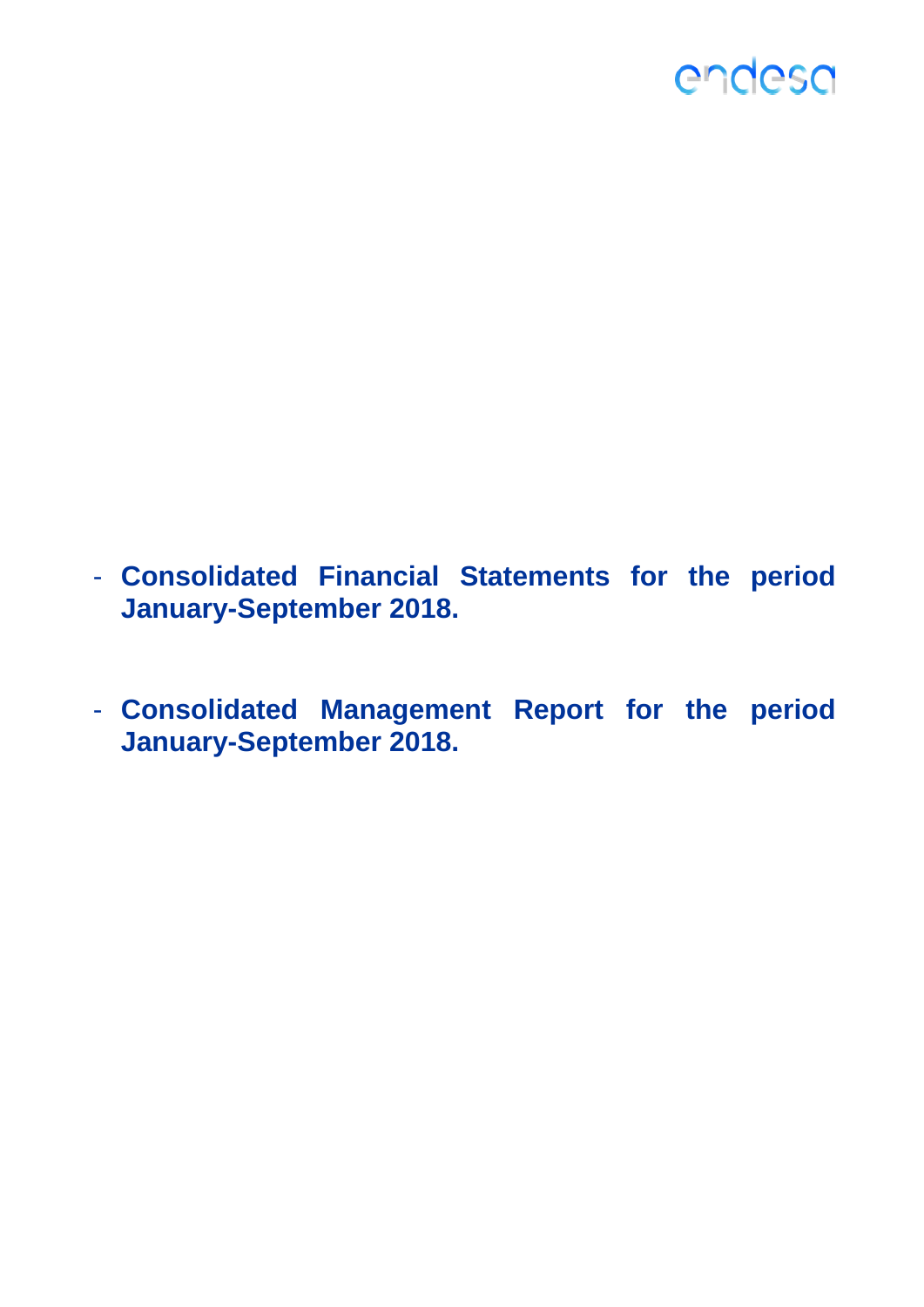endesa

- **Consolidated Financial Statements for the period January-September 2018.**

- **Consolidated Management Report for the period January-September 2018.**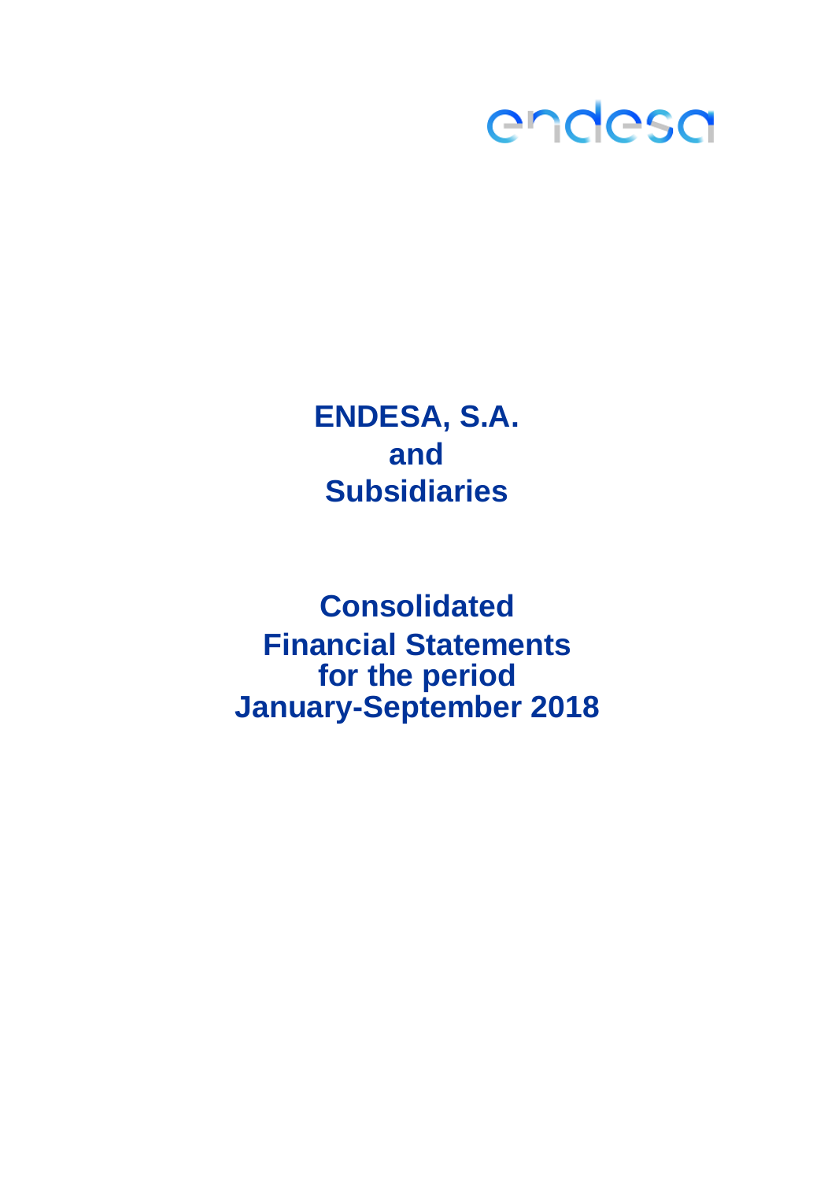endesa

# ENDESA, S.A.
# and
# Subsidiaries

# Consolidated
# Financial Statements
# for the period
# January-September 2018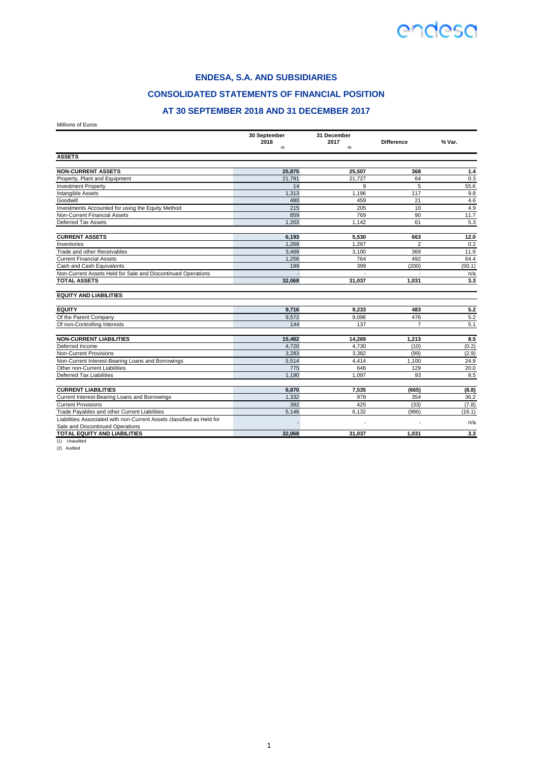# ENDESA, S.A. AND SUBSIDIARIES

## CONSOLIDATED STATEMENTS OF FINANCIAL POSITION

## AT 30 SEPTEMBER 2018 AND 31 DECEMBER 2017

Millions of Euros

| | 30 September 2018 (1) | 31 December 2017 (2) | Difference | % Var. |
|---|---|---|---|---|
| **ASSETS** | | | | |
| **NON-CURRENT ASSETS** | **25,875** | **25,507** | **368** | **1.4** |
| Property, Plant and Equipment | 21,791 | 21,727 | 64 | 0.3 |
| Investment Property | 14 | 9 | 5 | 55.6 |
| Intangible Assets | 1,313 | 1,196 | 117 | 9.8 |
| Goodwill | 480 | 459 | 21 | 4.6 |
| Investments Accounted for using the Equity Method | 215 | 205 | 10 | 4.9 |
| Non-Current Financial Assets | 859 | 769 | 90 | 11.7 |
| Deferred Tax Assets | 1,203 | 1,142 | 61 | 5.3 |
| **CURRENT ASSETS** | **6,193** | **5,530** | **663** | **12.0** |
| Inventories | 1,269 | 1,267 | 2 | 0.2 |
| Trade and other Receivables | 3,469 | 3,100 | 369 | 11.9 |
| Current Financial Assets | 1,256 | 764 | 492 | 64.4 |
| Cash and Cash Equivalents | 199 | 399 | (200) | (50.1) |
| Non-Current Assets Held for Sale and Discontinued Operations | - | - | - | n/a |
| **TOTAL ASSETS** | **32,068** | **31,037** | **1,031** | **3.3** |
| **EQUITY AND LIABILITIES** | | | | |
| **EQUITY** | **9,716** | **9,233** | **483** | **5.2** |
| Of the Parent Company | 9,572 | 9,096 | 476 | 5.2 |
| Of non-Controlling Interests | 144 | 137 | 7 | 5.1 |
| **NON-CURRENT LIABILITIES** | **15,482** | **14,269** | **1,213** | **8.5** |
| Deferred Income | 4,720 | 4,730 | (10) | (0.2) |
| Non-Current Provisions | 3,283 | 3,382 | (99) | (2.9) |
| Non-Current Interest-Bearing Loans and Borrowings | 5,514 | 4,414 | 1,100 | 24.9 |
| Other non-Current Liabilities | 775 | 646 | 129 | 20.0 |
| Deferred Tax Liabilities | 1,190 | 1,097 | 93 | 8.5 |
| **CURRENT LIABILITIES** | **6,870** | **7,535** | **(665)** | **(8.8)** |
| Current Interest-Bearing Loans and Borrowings | 1,332 | 978 | 354 | 36.2 |
| Current Provisions | 392 | 425 | (33) | (7.8) |
| Trade Payables and other Current Liabilities | 5,146 | 6,132 | (986) | (16.1) |
| Liabilities Associated with non-Current Assets classified as Held for Sale and Discontinued Operations | - | - | - | n/a |
| **TOTAL EQUITY AND LIABILITIES** | **32,068** | **31,037** | **1,031** | **3.3** |

(1) Unaudited

(2) Audited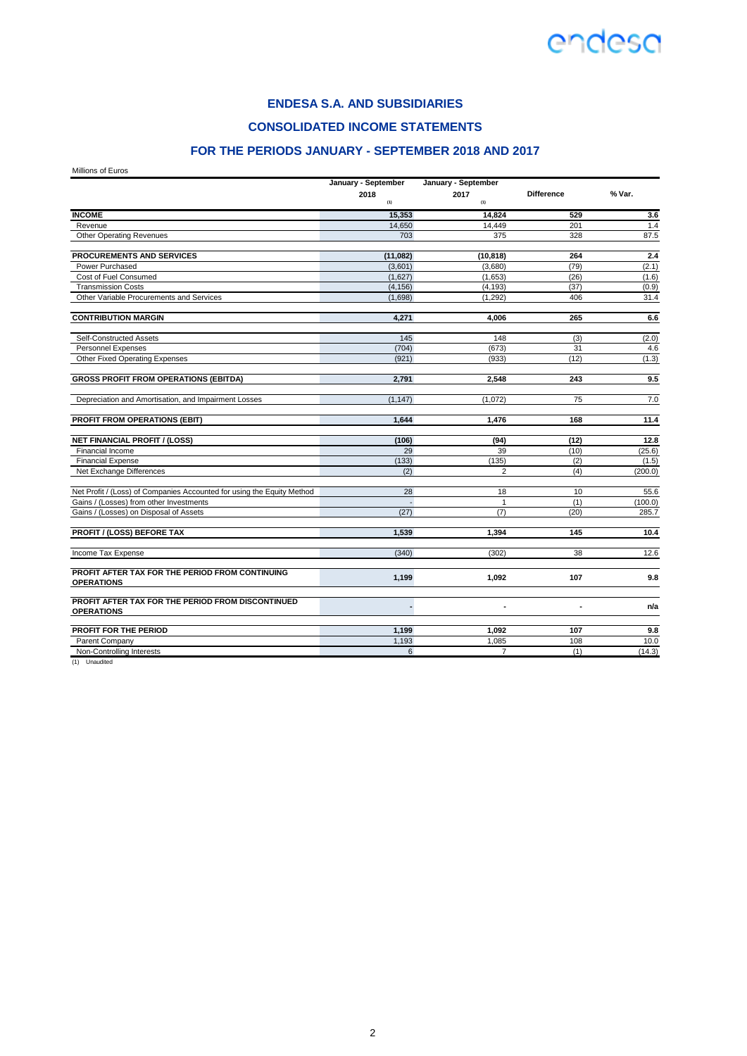## ENDESA S.A. AND SUBSIDIARIES

## CONSOLIDATED INCOME STATEMENTS

## FOR THE PERIODS JANUARY - SEPTEMBER 2018 AND 2017

Millions of Euros

| | January - September 2018 (1) | January - September 2017 (1) | Difference | % Var. |
|---|---|---|---|---|
| **INCOME** | **15,353** | **14,824** | **529** | **3.6** |
| Revenue | 14,650 | 14,449 | 201 | 1.4 |
| Other Operating Revenues | 703 | 375 | 328 | 87.5 |
| **PROCUREMENTS AND SERVICES** | **(11,082)** | **(10,818)** | **264** | **2.4** |
| Power Purchased | (3,601) | (3,680) | (79) | (2.1) |
| Cost of Fuel Consumed | (1,627) | (1,653) | (26) | (1.6) |
| Transmission Costs | (4,156) | (4,193) | (37) | (0.9) |
| Other Variable Procurements and Services | (1,698) | (1,292) | 406 | 31.4 |
| **CONTRIBUTION MARGIN** | **4,271** | **4,006** | **265** | **6.6** |
| Self-Constructed Assets | 145 | 148 | (3) | (2.0) |
| Personnel Expenses | (704) | (673) | 31 | 4.6 |
| Other Fixed Operating Expenses | (921) | (933) | (12) | (1.3) |
| **GROSS PROFIT FROM OPERATIONS (EBITDA)** | **2,791** | **2,548** | **243** | **9.5** |
| Depreciation and Amortisation, and Impairment Losses | (1,147) | (1,072) | 75 | 7.0 |
| **PROFIT FROM OPERATIONS (EBIT)** | **1,644** | **1,476** | **168** | **11.4** |
| **NET FINANCIAL PROFIT / (LOSS)** | **(106)** | **(94)** | **(12)** | **12.8** |
| Financial Income | 29 | 39 | (10) | (25.6) |
| Financial Expense | (133) | (135) | (2) | (1.5) |
| Net Exchange Differences | (2) | 2 | (4) | (200.0) |
| Net Profit / (Loss) of Companies Accounted for using the Equity Method | 28 | 18 | 10 | 55.6 |
| Gains / (Losses) from other Investments | - | 1 | (1) | (100.0) |
| Gains / (Losses) on Disposal of Assets | (27) | (7) | (20) | 285.7 |
| **PROFIT / (LOSS) BEFORE TAX** | **1,539** | **1,394** | **145** | **10.4** |
| Income Tax Expense | (340) | (302) | 38 | 12.6 |
| **PROFIT AFTER TAX FOR THE PERIOD FROM CONTINUING OPERATIONS** | **1,199** | **1,092** | **107** | **9.8** |
| **PROFIT AFTER TAX FOR THE PERIOD FROM DISCONTINUED OPERATIONS** | **-** | **-** | **-** | **n/a** |
| **PROFIT FOR THE PERIOD** | **1,199** | **1,092** | **107** | **9.8** |
| Parent Company | 1,193 | 1,085 | 108 | 10.0 |
| Non-Controlling Interests | 6 | 7 | (1) | (14.3) |

(1) Unaudited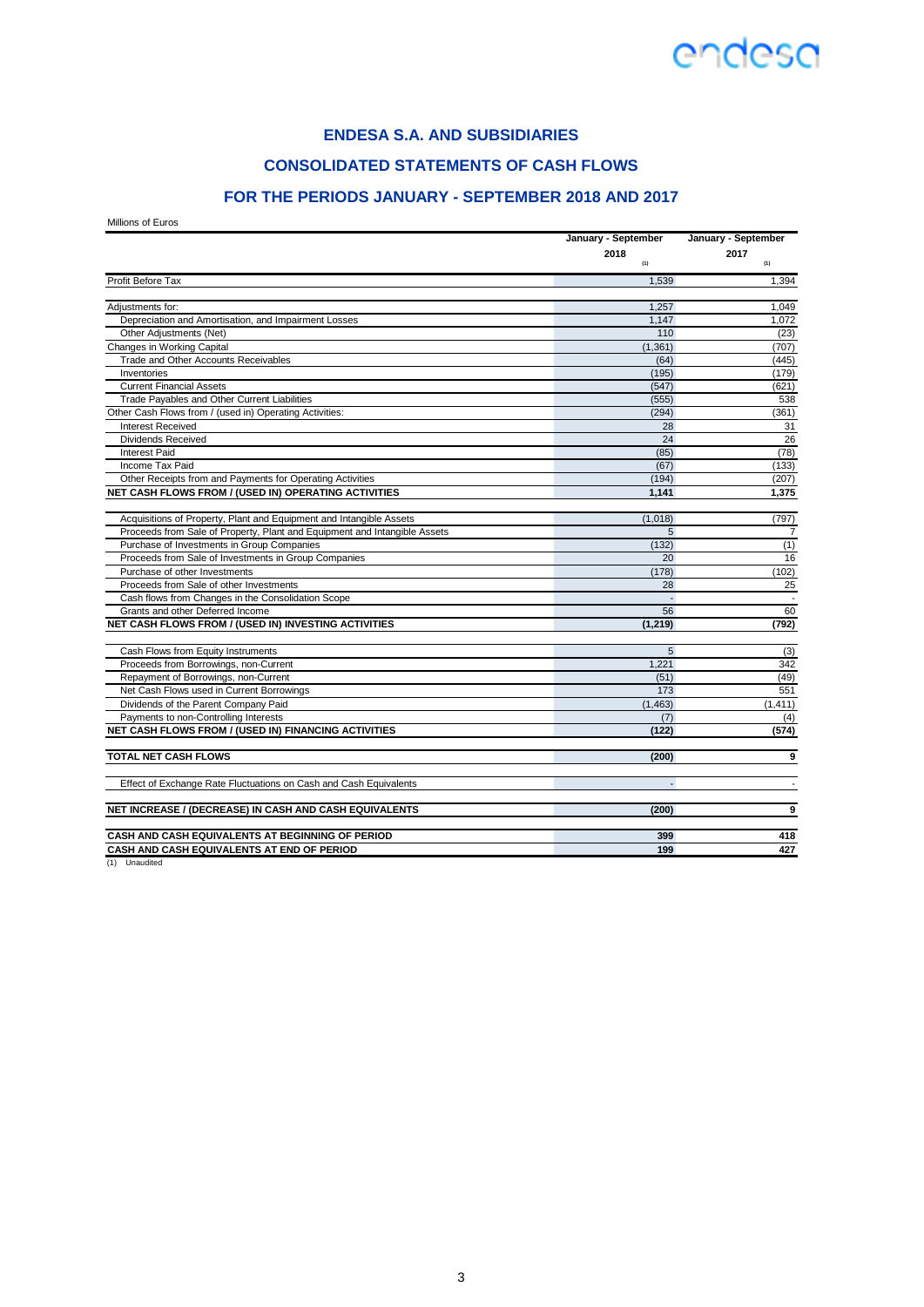## ENDESA S.A. AND SUBSIDIARIES

## CONSOLIDATED STATEMENTS OF CASH FLOWS

## FOR THE PERIODS JANUARY - SEPTEMBER 2018 AND 2017

Millions of Euros

| | January - September 2018 (1) | January - September 2017 (1) |
|---|---|---|
| Profit Before Tax | 1,539 | 1,394 |
| Adjustments for: | 1,257 | 1,049 |
| Depreciation and Amortisation, and Impairment Losses | 1,147 | 1,072 |
| Other Adjustments (Net) | 110 | (23) |
| Changes in Working Capital | (1,361) | (707) |
| Trade and Other Accounts Receivables | (64) | (445) |
| Inventories | (195) | (179) |
| Current Financial Assets | (547) | (621) |
| Trade Payables and Other Current Liabilities | (555) | 538 |
| Other Cash Flows from / (used in) Operating Activities: | (294) | (361) |
| Interest Received | 28 | 31 |
| Dividends Received | 24 | 26 |
| Interest Paid | (85) | (78) |
| Income Tax Paid | (67) | (133) |
| Other Receipts from and Payments for Operating Activities | (194) | (207) |
| **NET CASH FLOWS FROM / (USED IN) OPERATING ACTIVITIES** | **1,141** | **1,375** |
| Acquisitions of Property, Plant and Equipment and Intangible Assets | (1,018) | (797) |
| Proceeds from Sale of Property, Plant and Equipment and Intangible Assets | 5 | 7 |
| Purchase of Investments in Group Companies | (132) | (1) |
| Proceeds from Sale of Investments in Group Companies | 20 | 16 |
| Purchase of other Investments | (178) | (102) |
| Proceeds from Sale of other Investments | 28 | 25 |
| Cash flows from Changes in the Consolidation Scope | - | - |
| Grants and other Deferred Income | 56 | 60 |
| **NET CASH FLOWS FROM / (USED IN) INVESTING ACTIVITIES** | **(1,219)** | **(792)** |
| Cash Flows from Equity Instruments | 5 | (3) |
| Proceeds from Borrowings, non-Current | 1,221 | 342 |
| Repayment of Borrowings, non-Current | (51) | (49) |
| Net Cash Flows used in Current Borrowings | 173 | 551 |
| Dividends of the Parent Company Paid | (1,463) | (1,411) |
| Payments to non-Controlling Interests | (7) | (4) |
| **NET CASH FLOWS FROM / (USED IN) FINANCING ACTIVITIES** | **(122)** | **(574)** |
| **TOTAL NET CASH FLOWS** | **(200)** | **9** |
| Effect of Exchange Rate Fluctuations on Cash and Cash Equivalents | - | - |
| **NET INCREASE / (DECREASE) IN CASH AND CASH EQUIVALENTS** | **(200)** | **9** |
| **CASH AND CASH EQUIVALENTS AT BEGINNING OF PERIOD** | **399** | **418** |
| **CASH AND CASH EQUIVALENTS AT END OF PERIOD** | **199** | **427** |

(1) Unaudited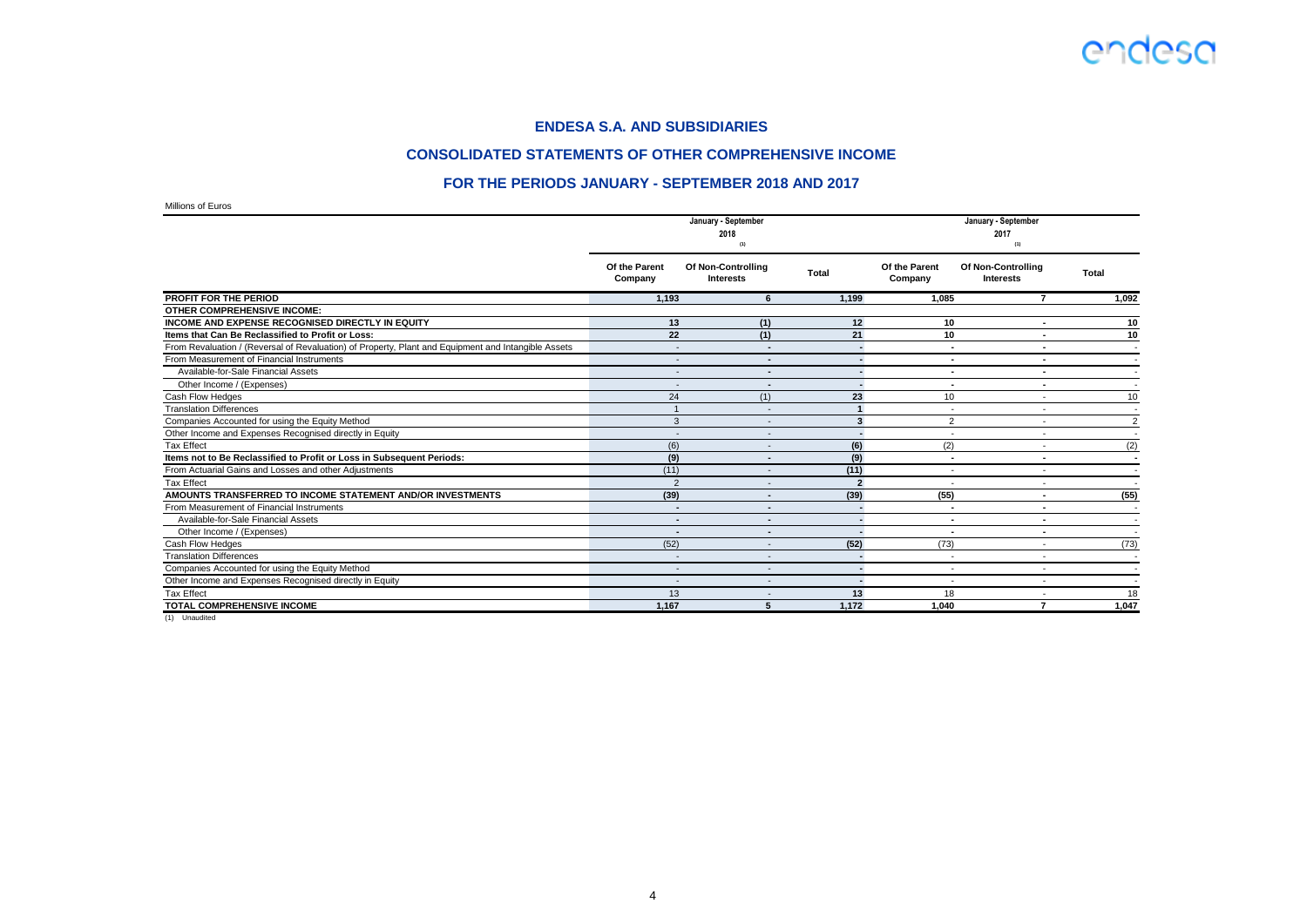## ENDESA S.A. AND SUBSIDIARIES

## CONSOLIDATED STATEMENTS OF OTHER COMPREHENSIVE INCOME

## FOR THE PERIODS JANUARY - SEPTEMBER 2018 AND 2017

Millions of Euros

| | January - September 2018 (1) | | | January - September 2017 (1) | | |
|---|---|---|---|---|---|---|
| | Of the Parent Company | Of Non-Controlling Interests | Total | Of the Parent Company | Of Non-Controlling Interests | Total |
| **PROFIT FOR THE PERIOD** | **1,193** | **6** | **1,199** | **1,085** | **7** | **1,092** |
| **OTHER COMPREHENSIVE INCOME:** | | | | | | |
| **INCOME AND EXPENSE RECOGNISED DIRECTLY IN EQUITY** | **13** | **(1)** | **12** | **10** | **-** | **10** |
| **Items that Can Be Reclassified to Profit or Loss:** | **22** | **(1)** | **21** | **10** | **-** | **10** |
| From Revaluation / (Reversal of Revaluation) of Property, Plant and Equipment and Intangible Assets | - | - | - | - | - | - |
| From Measurement of Financial Instruments | - | - | - | - | - | - |
| Available-for-Sale Financial Assets | - | - | - | - | - | - |
| Other Income / (Expenses) | - | - | - | - | - | - |
| Cash Flow Hedges | 24 | (1) | 23 | 10 | - | 10 |
| Translation Differences | 1 | - | 1 | - | - | - |
| Companies Accounted for using the Equity Method | 3 | - | 3 | 2 | - | 2 |
| Other Income and Expenses Recognised directly in Equity | - | - | - | - | - | - |
| Tax Effect | (6) | - | (6) | (2) | - | (2) |
| **Items not to Be Reclassified to Profit or Loss in Subsequent Periods:** | **(9)** | **-** | **(9)** | **-** | **-** | **-** |
| From Actuarial Gains and Losses and other Adjustments | (11) | - | (11) | - | - | - |
| Tax Effect | 2 | - | 2 | - | - | - |
| **AMOUNTS TRANSFERRED TO INCOME STATEMENT AND/OR INVESTMENTS** | **(39)** | **-** | **(39)** | **(55)** | **-** | **(55)** |
| From Measurement of Financial Instruments | - | - | - | - | - | - |
| Available-for-Sale Financial Assets | - | - | - | - | - | - |
| Other Income / (Expenses) | - | - | - | - | - | - |
| Cash Flow Hedges | (52) | - | (52) | (73) | - | (73) |
| Translation Differences | - | - | - | - | - | - |
| Companies Accounted for using the Equity Method | - | - | - | - | - | - |
| Other Income and Expenses Recognised directly in Equity | - | - | - | - | - | - |
| Tax Effect | 13 | - | 13 | 18 | - | 18 |
| **TOTAL COMPREHENSIVE INCOME** | **1,167** | **5** | **1,172** | **1,040** | **7** | **1,047** |

(1) Unaudited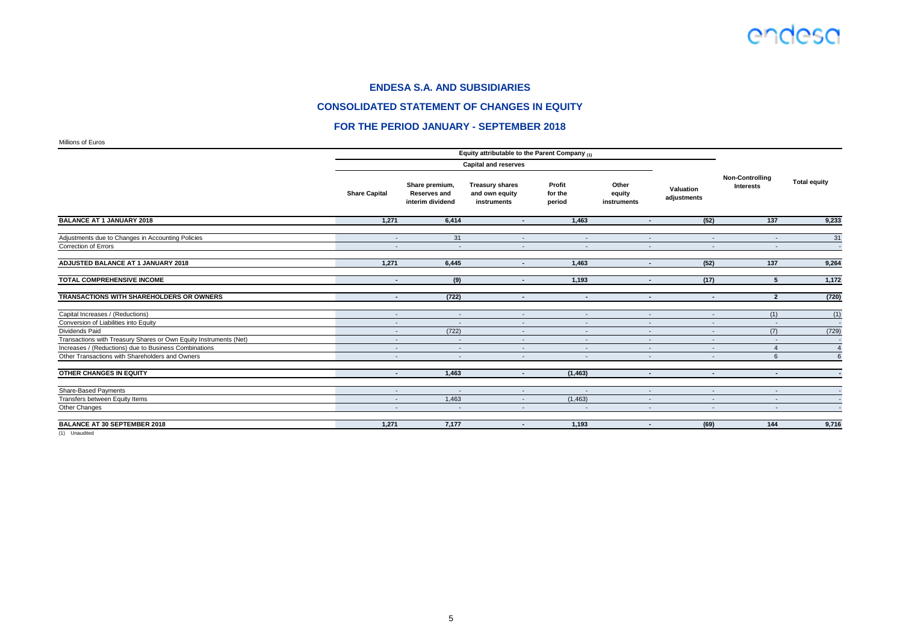## ENDESA S.A. AND SUBSIDIARIES

## CONSOLIDATED STATEMENT OF CHANGES IN EQUITY

## FOR THE PERIOD JANUARY - SEPTEMBER 2018

Millions of Euros

| | Equity attributable to the Parent Company (1) | | | | | | | |
|---|---|---|---|---|---|---|---|---|
| | Capital and reserves | | | | | | | |
| | Share Capital | Share premium, Reserves and interim dividend | Treasury shares and own equity instruments | Profit for the period | Other equity instruments | Valuation adjustments | Non-Controlling Interests | Total equity |
| **BALANCE AT 1 JANUARY 2018** | **1,271** | **6,414** | **-** | **1,463** | **-** | **(52)** | **137** | **9,233** |
| Adjustments due to Changes in Accounting Policies | - | 31 | - | - | - | - | - | 31 |
| Correction of Errors | - | - | - | - | - | - | - | - |
| **ADJUSTED BALANCE AT 1 JANUARY 2018** | **1,271** | **6,445** | **-** | **1,463** | **-** | **(52)** | **137** | **9,264** |
| **TOTAL COMPREHENSIVE INCOME** | **-** | **(9)** | **-** | **1,193** | **-** | **(17)** | **5** | **1,172** |
| **TRANSACTIONS WITH SHAREHOLDERS OR OWNERS** | **-** | **(722)** | **-** | **-** | **-** | **-** | **2** | **(720)** |
| Capital Increases / (Reductions) | - | - | - | - | - | - | (1) | (1) |
| Conversion of Liabilities into Equity | - | - | - | - | - | - | - | - |
| Dividends Paid | - | (722) | - | - | - | - | (7) | (729) |
| Transactions with Treasury Shares or Own Equity Instruments (Net) | - | - | - | - | - | - | - | - |
| Increases / (Reductions) due to Business Combinations | - | - | - | - | - | - | 4 | 4 |
| Other Transactions with Shareholders and Owners | - | - | - | - | - | - | 6 | 6 |
| **OTHER CHANGES IN EQUITY** | **-** | **1,463** | **-** | **(1,463)** | **-** | **-** | **-** | **-** |
| Share-Based Payments | - | - | - | - | - | - | - | - |
| Transfers between Equity Items | - | 1,463 | - | (1,463) | - | - | - | - |
| Other Changes | - | - | - | - | - | - | - | - |
| **BALANCE AT 30 SEPTEMBER 2018** | **1,271** | **7,177** | **-** | **1,193** | **-** | **(69)** | **144** | **9,716** |

(1) Unaudited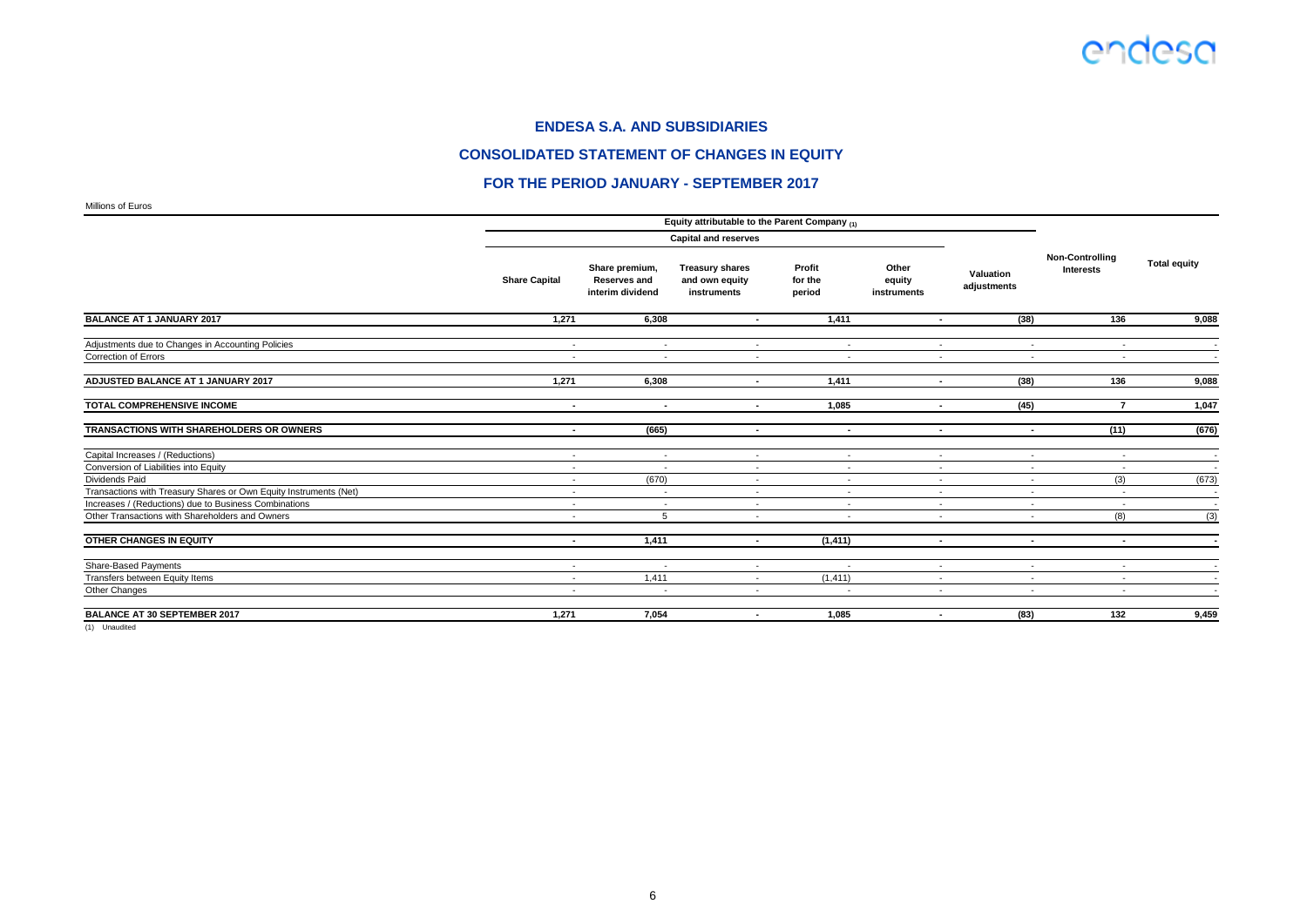## ENDESA S.A. AND SUBSIDIARIES

## CONSOLIDATED STATEMENT OF CHANGES IN EQUITY

## FOR THE PERIOD JANUARY - SEPTEMBER 2017

Millions of Euros

| | Equity attributable to the Parent Company (1) | | | | | | | |
|---|---|---|---|---|---|---|---|---|
| | Capital and reserves | | | | | | | |
| | Share Capital | Share premium, Reserves and interim dividend | Treasury shares and own equity instruments | Profit for the period | Other equity instruments | Valuation adjustments | Non-Controlling Interests | Total equity |
| **BALANCE AT 1 JANUARY 2017** | **1,271** | **6,308** | **-** | **1,411** | **-** | **(38)** | **136** | **9,088** |
| Adjustments due to Changes in Accounting Policies | - | - | - | - | - | - | - | - |
| Correction of Errors | - | - | - | - | - | - | - | - |
| **ADJUSTED BALANCE AT 1 JANUARY 2017** | **1,271** | **6,308** | **-** | **1,411** | **-** | **(38)** | **136** | **9,088** |
| **TOTAL COMPREHENSIVE INCOME** | **-** | **-** | **-** | **1,085** | **-** | **(45)** | **7** | **1,047** |
| **TRANSACTIONS WITH SHAREHOLDERS OR OWNERS** | **-** | **(665)** | **-** | **-** | **-** | **-** | **(11)** | **(676)** |
| Capital Increases / (Reductions) | - | - | - | - | - | - | - | - |
| Conversion of Liabilities into Equity | - | - | - | - | - | - | - | - |
| Dividends Paid | - | (670) | - | - | - | - | (3) | (673) |
| Transactions with Treasury Shares or Own Equity Instruments (Net) | - | - | - | - | - | - | - | - |
| Increases / (Reductions) due to Business Combinations | - | - | - | - | - | - | - | - |
| Other Transactions with Shareholders and Owners | - | 5 | - | - | - | - | (8) | (3) |
| **OTHER CHANGES IN EQUITY** | **-** | **1,411** | **-** | **(1,411)** | **-** | **-** | **-** | **-** |
| Share-Based Payments | - | - | - | - | - | - | - | - |
| Transfers between Equity Items | - | 1,411 | - | (1,411) | - | - | - | - |
| Other Changes | - | - | - | - | - | - | - | - |
| **BALANCE AT 30 SEPTEMBER 2017** | **1,271** | **7,054** | **-** | **1,085** | **-** | **(83)** | **132** | **9,459** |

(1) Unaudited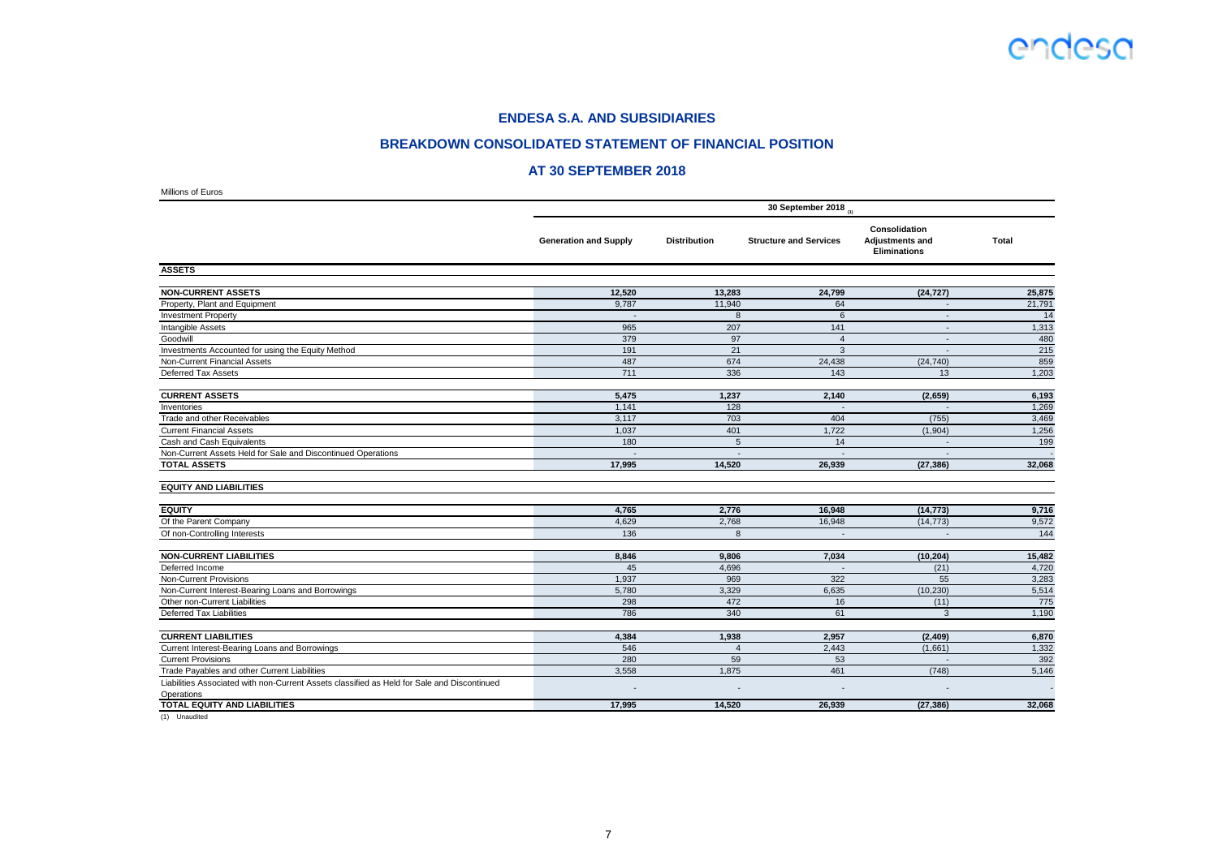## ENDESA S.A. AND SUBSIDIARIES

## BREAKDOWN CONSOLIDATED STATEMENT OF FINANCIAL POSITION

## AT 30 SEPTEMBER 2018

Millions of Euros

| | 30 September 2018 (1) | | | | |
|---|---|---|---|---|---|
| | Generation and Supply | Distribution | Structure and Services | Consolidation Adjustments and Eliminations | Total |
| **ASSETS** | | | | | |
| **NON-CURRENT ASSETS** | **12,520** | **13,283** | **24,799** | **(24,727)** | **25,875** |
| Property, Plant and Equipment | 9,787 | 11,940 | 64 | - | 21,791 |
| Investment Property | - | 8 | 6 | - | 14 |
| Intangible Assets | 965 | 207 | 141 | - | 1,313 |
| Goodwill | 379 | 97 | 4 | - | 480 |
| Investments Accounted for using the Equity Method | 191 | 21 | 3 | - | 215 |
| Non-Current Financial Assets | 487 | 674 | 24,438 | (24,740) | 859 |
| Deferred Tax Assets | 711 | 336 | 143 | 13 | 1,203 |
| **CURRENT ASSETS** | **5,475** | **1,237** | **2,140** | **(2,659)** | **6,193** |
| Inventories | 1,141 | 128 | - | - | 1,269 |
| Trade and other Receivables | 3,117 | 703 | 404 | (755) | 3,469 |
| Current Financial Assets | 1,037 | 401 | 1,722 | (1,904) | 1,256 |
| Cash and Cash Equivalents | 180 | 5 | 14 | - | 199 |
| Non-Current Assets Held for Sale and Discontinued Operations | - | - | - | - | - |
| **TOTAL ASSETS** | **17,995** | **14,520** | **26,939** | **(27,386)** | **32,068** |
| **EQUITY AND LIABILITIES** | | | | | |
| **EQUITY** | **4,765** | **2,776** | **16,948** | **(14,773)** | **9,716** |
| Of the Parent Company | 4,629 | 2,768 | 16,948 | (14,773) | 9,572 |
| Of non-Controlling Interests | 136 | 8 | - | - | 144 |
| **NON-CURRENT LIABILITIES** | **8,846** | **9,806** | **7,034** | **(10,204)** | **15,482** |
| Deferred Income | 45 | 4,696 | - | (21) | 4,720 |
| Non-Current Provisions | 1,937 | 969 | 322 | 55 | 3,283 |
| Non-Current Interest-Bearing Loans and Borrowings | 5,780 | 3,329 | 6,635 | (10,230) | 5,514 |
| Other non-Current Liabilities | 298 | 472 | 16 | (11) | 775 |
| Deferred Tax Liabilities | 786 | 340 | 61 | 3 | 1,190 |
| **CURRENT LIABILITIES** | **4,384** | **1,938** | **2,957** | **(2,409)** | **6,870** |
| Current Interest-Bearing Loans and Borrowings | 546 | 4 | 2,443 | (1,661) | 1,332 |
| Current Provisions | 280 | 59 | 53 | - | 392 |
| Trade Payables and other Current Liabilities | 3,558 | 1,875 | 461 | (748) | 5,146 |
| Liabilities Associated with non-Current Assets classified as Held for Sale and Discontinued Operations | - | - | - | - | - |
| **TOTAL EQUITY AND LIABILITIES** | **17,995** | **14,520** | **26,939** | **(27,386)** | **32,068** |

(1) Unaudited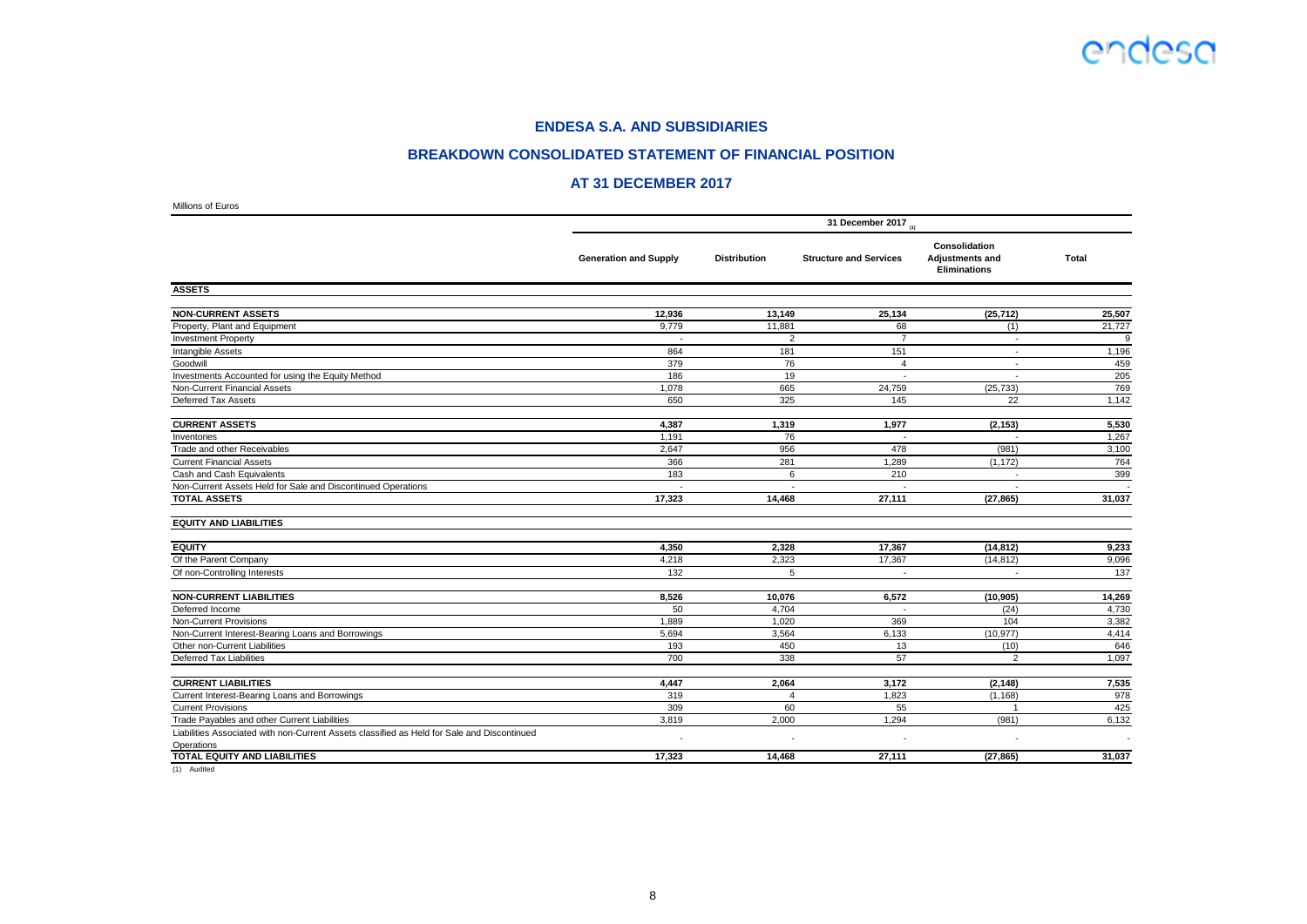# ENDESA S.A. AND SUBSIDIARIES

## BREAKDOWN CONSOLIDATED STATEMENT OF FINANCIAL POSITION

## AT 31 DECEMBER 2017

Millions of Euros

| | 31 December 2017 (1) | | | | |
|---|---|---|---|---|---|
| | Generation and Supply | Distribution | Structure and Services | Consolidation Adjustments and Eliminations | Total |
| **ASSETS** | | | | | |
| **NON-CURRENT ASSETS** | **12,936** | **13,149** | **25,134** | **(25,712)** | **25,507** |
| Property, Plant and Equipment | 9,779 | 11,881 | 68 | (1) | 21,727 |
| Investment Property | - | 2 | 7 | - | 9 |
| Intangible Assets | 864 | 181 | 151 | - | 1,196 |
| Goodwill | 379 | 76 | 4 | - | 459 |
| Investments Accounted for using the Equity Method | 186 | 19 | - | - | 205 |
| Non-Current Financial Assets | 1,078 | 665 | 24,759 | (25,733) | 769 |
| Deferred Tax Assets | 650 | 325 | 145 | 22 | 1,142 |
| **CURRENT ASSETS** | **4,387** | **1,319** | **1,977** | **(2,153)** | **5,530** |
| Inventories | 1,191 | 76 | - | - | 1,267 |
| Trade and other Receivables | 2,647 | 956 | 478 | (981) | 3,100 |
| Current Financial Assets | 366 | 281 | 1,289 | (1,172) | 764 |
| Cash and Cash Equivalents | 183 | 6 | 210 | - | 399 |
| Non-Current Assets Held for Sale and Discontinued Operations | - | - | - | - | - |
| **TOTAL ASSETS** | **17,323** | **14,468** | **27,111** | **(27,865)** | **31,037** |
| **EQUITY AND LIABILITIES** | | | | | |
| **EQUITY** | **4,350** | **2,328** | **17,367** | **(14,812)** | **9,233** |
| Of the Parent Company | 4,218 | 2,323 | 17,367 | (14,812) | 9,096 |
| Of non-Controlling Interests | 132 | 5 | - | - | 137 |
| **NON-CURRENT LIABILITIES** | **8,526** | **10,076** | **6,572** | **(10,905)** | **14,269** |
| Deferred Income | 50 | 4,704 | - | (24) | 4,730 |
| Non-Current Provisions | 1,889 | 1,020 | 369 | 104 | 3,382 |
| Non-Current Interest-Bearing Loans and Borrowings | 5,694 | 3,564 | 6,133 | (10,977) | 4,414 |
| Other non-Current Liabilities | 193 | 450 | 13 | (10) | 646 |
| Deferred Tax Liabilities | 700 | 338 | 57 | 2 | 1,097 |
| **CURRENT LIABILITIES** | **4,447** | **2,064** | **3,172** | **(2,148)** | **7,535** |
| Current Interest-Bearing Loans and Borrowings | 319 | 4 | 1,823 | (1,168) | 978 |
| Current Provisions | 309 | 60 | 55 | 1 | 425 |
| Trade Payables and other Current Liabilities | 3,819 | 2,000 | 1,294 | (981) | 6,132 |
| Liabilities Associated with non-Current Assets classified as Held for Sale and Discontinued Operations | - | - | - | - | - |
| **TOTAL EQUITY AND LIABILITIES** | **17,323** | **14,468** | **27,111** | **(27,865)** | **31,037** |

(1) Audited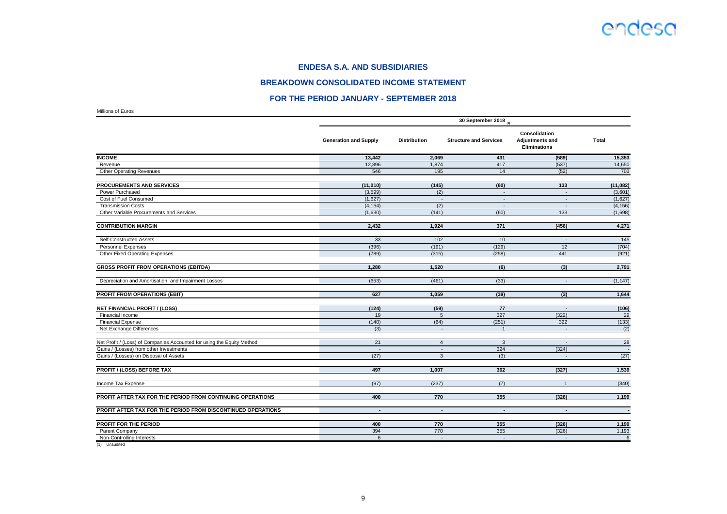# ENDESA S.A. AND SUBSIDIARIES

## BREAKDOWN CONSOLIDATED INCOME STATEMENT

## FOR THE PERIOD JANUARY - SEPTEMBER 2018

Millions of Euros

| | 30 September 2018 (1) | | | | |
|---|---|---|---|---|---|
| | Generation and Supply | Distribution | Structure and Services | Consolidation Adjustments and Eliminations | Total |
| **INCOME** | **13,442** | **2,069** | **431** | **(589)** | **15,353** |
| Revenue | 12,896 | 1,874 | 417 | (537) | 14,650 |
| Other Operating Revenues | 546 | 195 | 14 | (52) | 703 |
| **PROCUREMENTS AND SERVICES** | **(11,010)** | **(145)** | **(60)** | **133** | **(11,082)** |
| Power Purchased | (3,599) | (2) | - | - | (3,601) |
| Cost of Fuel Consumed | (1,627) | - | - | - | (1,627) |
| Transmission Costs | (4,154) | (2) | - | - | (4,156) |
| Other Variable Procurements and Services | (1,630) | (141) | (60) | 133 | (1,698) |
| **CONTRIBUTION MARGIN** | **2,432** | **1,924** | **371** | **(456)** | **4,271** |
| Self-Constructed Assets | 33 | 102 | 10 | - | 145 |
| Personnel Expenses | (396) | (191) | (129) | 12 | (704) |
| Other Fixed Operating Expenses | (789) | (315) | (258) | 441 | (921) |
| **GROSS PROFIT FROM OPERATIONS (EBITDA)** | **1,280** | **1,520** | **(6)** | **(3)** | **2,791** |
| Depreciation and Amortisation, and Impairment Losses | (653) | (461) | (33) | - | (1,147) |
| **PROFIT FROM OPERATIONS (EBIT)** | **627** | **1,059** | **(39)** | **(3)** | **1,644** |
| **NET FINANCIAL PROFIT / (LOSS)** | **(124)** | **(59)** | **77** | **-** | **(106)** |
| Financial Income | 19 | 5 | 327 | (322) | 29 |
| Financial Expense | (140) | (64) | (251) | 322 | (133) |
| Net Exchange Differences | (3) | - | 1 | - | (2) |
| Net Profit / (Loss) of Companies Accounted for using the Equity Method | 21 | 4 | 3 | - | 28 |
| Gains / (Losses) from other Investments | - | - | 324 | (324) | - |
| Gains / (Losses) on Disposal of Assets | (27) | 3 | (3) | - | (27) |
| **PROFIT / (LOSS) BEFORE TAX** | **497** | **1,007** | **362** | **(327)** | **1,539** |
| Income Tax Expense | (97) | (237) | (7) | 1 | (340) |
| **PROFIT AFTER TAX FOR THE PERIOD FROM CONTINUING OPERATIONS** | **400** | **770** | **355** | **(326)** | **1,199** |
| **PROFIT AFTER TAX FOR THE PERIOD FROM DISCONTINUED OPERATIONS** | **-** | **-** | **-** | **-** | **-** |
| **PROFIT FOR THE PERIOD** | **400** | **770** | **355** | **(326)** | **1,199** |
| Parent Company | 394 | 770 | 355 | (326) | 1,193 |
| Non-Controlling Interests | 6 | - | - | - | 6 |

(1) Unaudited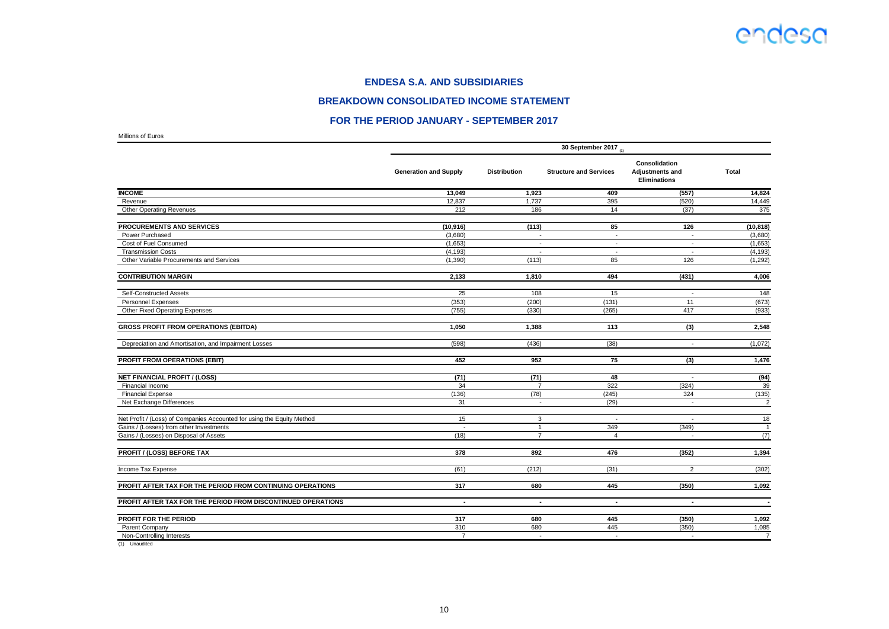# ENDESA S.A. AND SUBSIDIARIES

## BREAKDOWN CONSOLIDATED INCOME STATEMENT

## FOR THE PERIOD JANUARY - SEPTEMBER 2017

Millions of Euros

| | 30 September 2017 (1) | | | | |
|---|---|---|---|---|---|
| | Generation and Supply | Distribution | Structure and Services | Consolidation Adjustments and Eliminations | Total |
| **INCOME** | **13,049** | **1,923** | **409** | **(557)** | **14,824** |
| Revenue | 12,837 | 1,737 | 395 | (520) | 14,449 |
| Other Operating Revenues | 212 | 186 | 14 | (37) | 375 |
| **PROCUREMENTS AND SERVICES** | **(10,916)** | **(113)** | **85** | **126** | **(10,818)** |
| Power Purchased | (3,680) | - | - | - | (3,680) |
| Cost of Fuel Consumed | (1,653) | - | - | - | (1,653) |
| Transmission Costs | (4,193) | - | - | - | (4,193) |
| Other Variable Procurements and Services | (1,390) | (113) | 85 | 126 | (1,292) |
| **CONTRIBUTION MARGIN** | **2,133** | **1,810** | **494** | **(431)** | **4,006** |
| Self-Constructed Assets | 25 | 108 | 15 | - | 148 |
| Personnel Expenses | (353) | (200) | (131) | 11 | (673) |
| Other Fixed Operating Expenses | (755) | (330) | (265) | 417 | (933) |
| **GROSS PROFIT FROM OPERATIONS (EBITDA)** | **1,050** | **1,388** | **113** | **(3)** | **2,548** |
| Depreciation and Amortisation, and Impairment Losses | (598) | (436) | (38) | - | (1,072) |
| **PROFIT FROM OPERATIONS (EBIT)** | **452** | **952** | **75** | **(3)** | **1,476** |
| **NET FINANCIAL PROFIT / (LOSS)** | **(71)** | **(71)** | **48** | **-** | **(94)** |
| Financial Income | 34 | 7 | 322 | (324) | 39 |
| Financial Expense | (136) | (78) | (245) | 324 | (135) |
| Net Exchange Differences | 31 | - | (29) | - | 2 |
| Net Profit / (Loss) of Companies Accounted for using the Equity Method | 15 | 3 | - | - | 18 |
| Gains / (Losses) from other Investments | - | 1 | 349 | (349) | 1 |
| Gains / (Losses) on Disposal of Assets | (18) | 7 | 4 | - | (7) |
| **PROFIT / (LOSS) BEFORE TAX** | **378** | **892** | **476** | **(352)** | **1,394** |
| Income Tax Expense | (61) | (212) | (31) | 2 | (302) |
| **PROFIT AFTER TAX FOR THE PERIOD FROM CONTINUING OPERATIONS** | **317** | **680** | **445** | **(350)** | **1,092** |
| **PROFIT AFTER TAX FOR THE PERIOD FROM DISCONTINUED OPERATIONS** | **-** | **-** | **-** | **-** | **-** |
| **PROFIT FOR THE PERIOD** | **317** | **680** | **445** | **(350)** | **1,092** |
| Parent Company | 310 | 680 | 445 | (350) | 1,085 |
| Non-Controlling Interests | 7 | - | - | - | 7 |

(1) Unaudited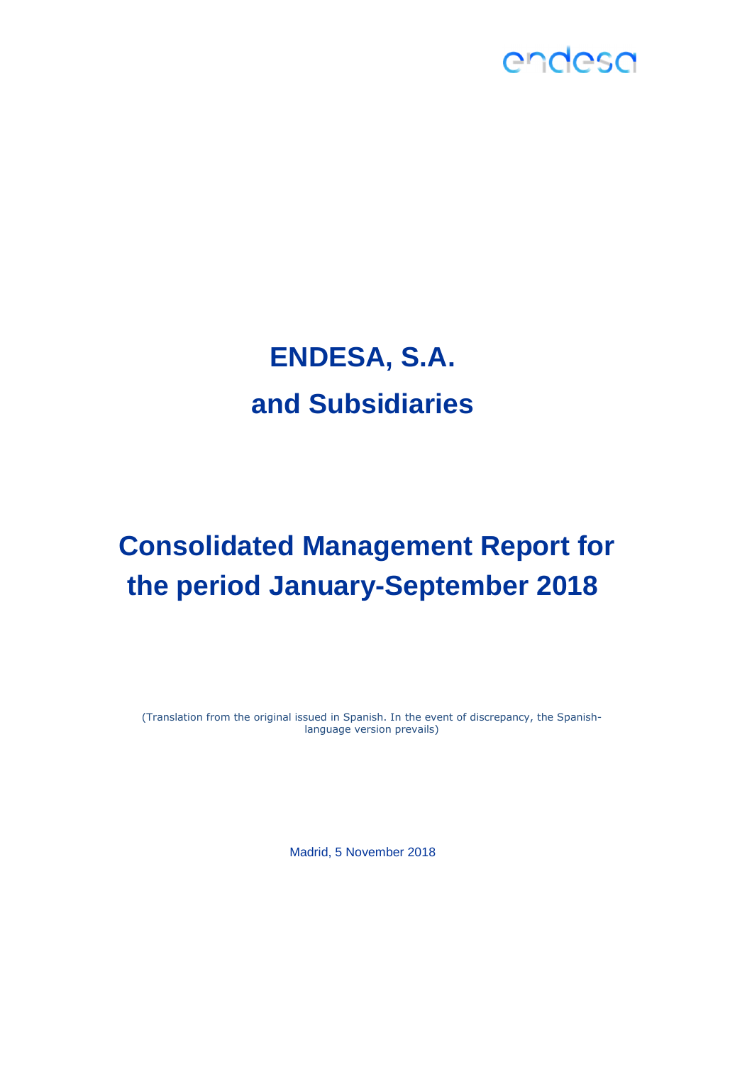# ENDESA, S.A.

# and Subsidiaries

# Consolidated Management Report for the period January-September 2018

(Translation from the original issued in Spanish. In the event of discrepancy, the Spanish-language version prevails)

Madrid, 5 November 2018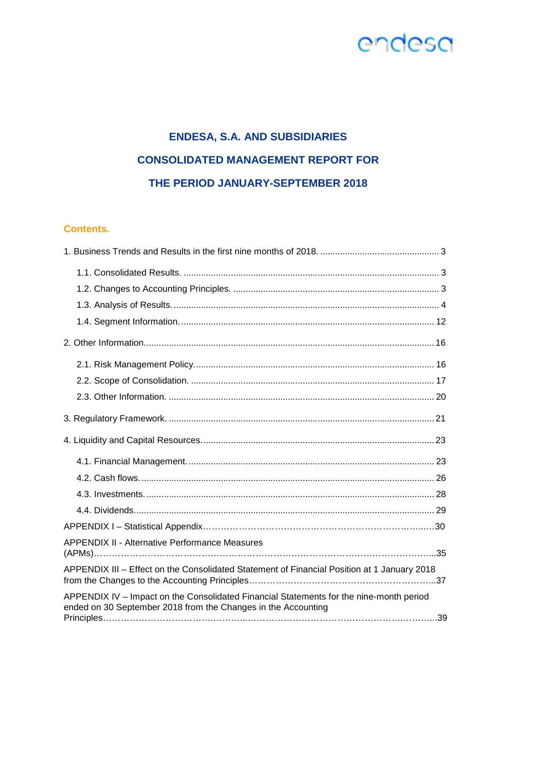# ENDESA, S.A. AND SUBSIDIARIES

# CONSOLIDATED MANAGEMENT REPORT FOR

# THE PERIOD JANUARY-SEPTEMBER 2018

## Contents.

1. Business Trends and Results in the first nine months of 2018. .......... 3
   - 1.1. Consolidated Results. .......... 3
   - 1.2. Changes to Accounting Principles. .......... 3
   - 1.3. Analysis of Results. .......... 4
   - 1.4. Segment Information. .......... 12
2. Other Information. .......... 16
   - 2.1. Risk Management Policy. .......... 16
   - 2.2. Scope of Consolidation. .......... 17
   - 2.3. Other Information. .......... 20
3. Regulatory Framework. .......... 21
4. Liquidity and Capital Resources. .......... 23
   - 4.1. Financial Management. .......... 23
   - 4.2. Cash flows. .......... 26
   - 4.3. Investments. .......... 28
   - 4.4. Dividends. .......... 29

APPENDIX I – Statistical Appendix .......... 30

APPENDIX II - Alternative Performance Measures (APMs) .......... 35

APPENDIX III – Effect on the Consolidated Statement of Financial Position at 1 January 2018 from the Changes to the Accounting Principles .......... 37

APPENDIX IV – Impact on the Consolidated Financial Statements for the nine-month period ended on 30 September 2018 from the Changes in the Accounting Principles .......... 39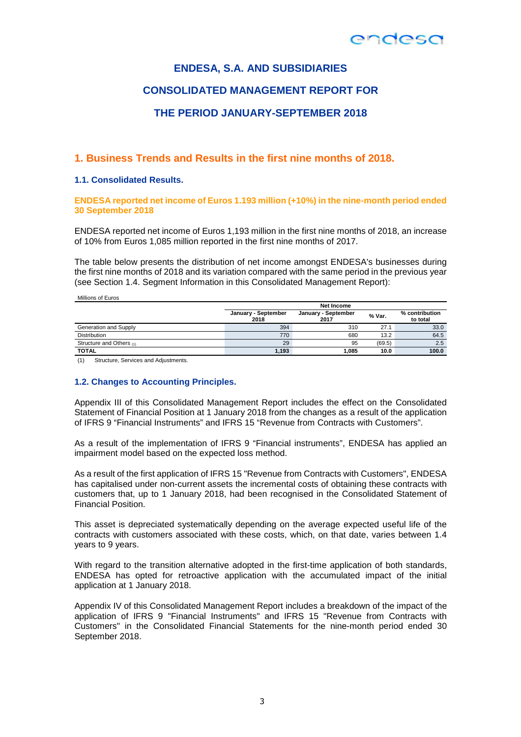# ENDESA, S.A. AND SUBSIDIARIES

# CONSOLIDATED MANAGEMENT REPORT FOR

# THE PERIOD JANUARY-SEPTEMBER 2018

## 1. Business Trends and Results in the first nine months of 2018.

### 1.1. Consolidated Results.

**ENDESA reported net income of Euros 1.193 million (+10%) in the nine-month period ended 30 September 2018**

ENDESA reported net income of Euros 1,193 million in the first nine months of 2018, an increase of 10% from Euros 1,085 million reported in the first nine months of 2017.

The table below presents the distribution of net income amongst ENDESA's businesses during the first nine months of 2018 and its variation compared with the same period in the previous year (see Section 1.4. Segment Information in this Consolidated Management Report):

Millions of Euros

| | Net Income | | | |
|---|---|---|---|---|
| | January - September 2018 | January - September 2017 | % Var. | % contribution to total |
| Generation and Supply | 394 | 310 | 27.1 | 33.0 |
| Distribution | 770 | 680 | 13.2 | 64.5 |
| Structure and Others (1) | 29 | 95 | (69.5) | 2.5 |
| **TOTAL** | **1,193** | **1,085** | **10.0** | **100.0** |

(1) Structure, Services and Adjustments.

### 1.2. Changes to Accounting Principles.

Appendix III of this Consolidated Management Report includes the effect on the Consolidated Statement of Financial Position at 1 January 2018 from the changes as a result of the application of IFRS 9 "Financial Instruments" and IFRS 15 "Revenue from Contracts with Customers".

As a result of the implementation of IFRS 9 "Financial instruments", ENDESA has applied an impairment model based on the expected loss method.

As a result of the first application of IFRS 15 "Revenue from Contracts with Customers", ENDESA has capitalised under non-current assets the incremental costs of obtaining these contracts with customers that, up to 1 January 2018, had been recognised in the Consolidated Statement of Financial Position.

This asset is depreciated systematically depending on the average expected useful life of the contracts with customers associated with these costs, which, on that date, varies between 1.4 years to 9 years.

With regard to the transition alternative adopted in the first-time application of both standards, ENDESA has opted for retroactive application with the accumulated impact of the initial application at 1 January 2018.

Appendix IV of this Consolidated Management Report includes a breakdown of the impact of the application of IFRS 9 "Financial Instruments" and IFRS 15 "Revenue from Contracts with Customers" in the Consolidated Financial Statements for the nine-month period ended 30 September 2018.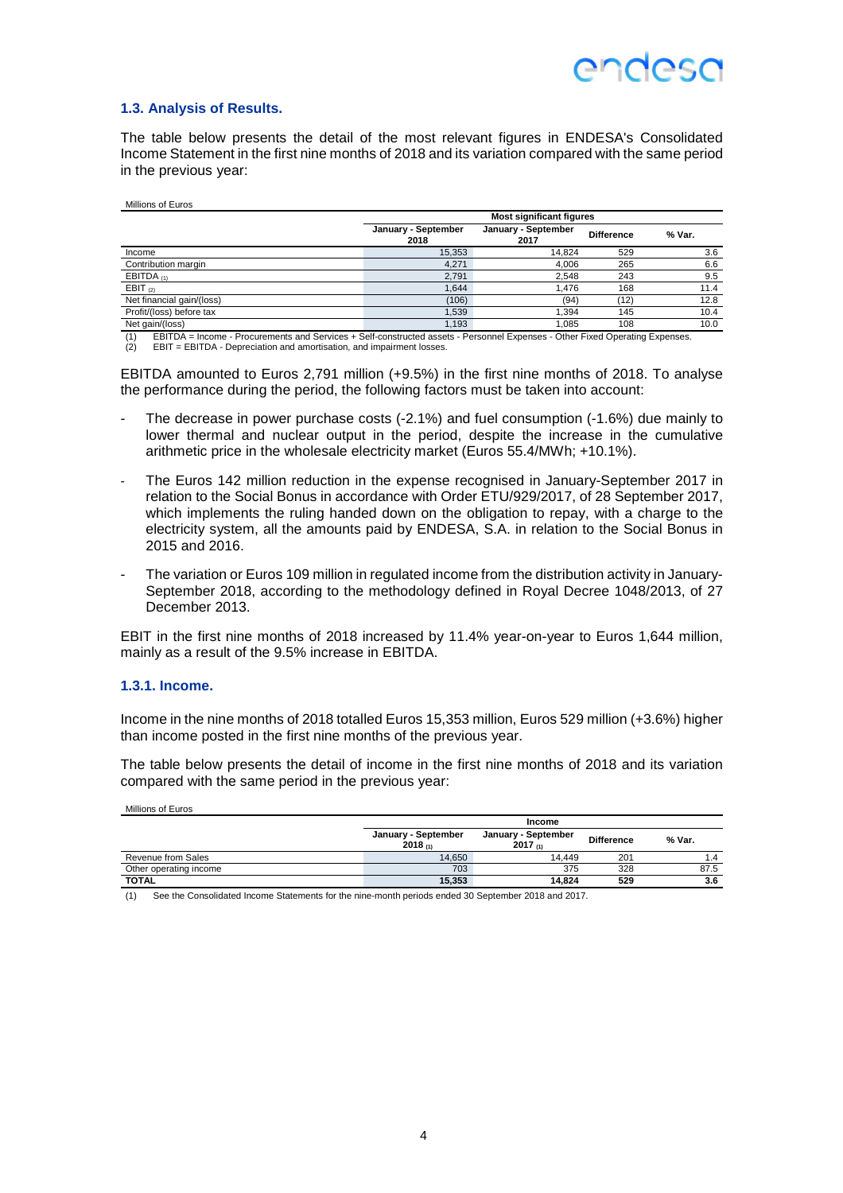### 1.3. Analysis of Results.

The table below presents the detail of the most relevant figures in ENDESA's Consolidated Income Statement in the first nine months of 2018 and its variation compared with the same period in the previous year:

Millions of Euros

| | Most significant figures | | | |
|---|---|---|---|---|
| | January - September 2018 | January - September 2017 | Difference | % Var. |
| Income | 15,353 | 14,824 | 529 | 3.6 |
| Contribution margin | 4,271 | 4,006 | 265 | 6.6 |
| EBITDA (1) | 2,791 | 2,548 | 243 | 9.5 |
| EBIT (2) | 1,644 | 1,476 | 168 | 11.4 |
| Net financial gain/(loss) | (106) | (94) | (12) | 12.8 |
| Profit/(loss) before tax | 1,539 | 1,394 | 145 | 10.4 |
| Net gain/(loss) | 1,193 | 1,085 | 108 | 10.0 |

(1) EBITDA = Income - Procurements and Services + Self-constructed assets - Personnel Expenses - Other Fixed Operating Expenses.
(2) EBIT = EBITDA - Depreciation and amortisation, and impairment losses.

EBITDA amounted to Euros 2,791 million (+9.5%) in the first nine months of 2018. To analyse the performance during the period, the following factors must be taken into account:

- The decrease in power purchase costs (-2.1%) and fuel consumption (-1.6%) due mainly to lower thermal and nuclear output in the period, despite the increase in the cumulative arithmetic price in the wholesale electricity market (Euros 55.4/MWh; +10.1%).
- The Euros 142 million reduction in the expense recognised in January-September 2017 in relation to the Social Bonus in accordance with Order ETU/929/2017, of 28 September 2017, which implements the ruling handed down on the obligation to repay, with a charge to the electricity system, all the amounts paid by ENDESA, S.A. in relation to the Social Bonus in 2015 and 2016.
- The variation or Euros 109 million in regulated income from the distribution activity in January-September 2018, according to the methodology defined in Royal Decree 1048/2013, of 27 December 2013.

EBIT in the first nine months of 2018 increased by 11.4% year-on-year to Euros 1,644 million, mainly as a result of the 9.5% increase in EBITDA.

#### 1.3.1. Income.

Income in the nine months of 2018 totalled Euros 15,353 million, Euros 529 million (+3.6%) higher than income posted in the first nine months of the previous year.

The table below presents the detail of income in the first nine months of 2018 and its variation compared with the same period in the previous year:

Millions of Euros

| | Income | | | |
|---|---|---|---|---|
| | January - September 2018 (1) | January - September 2017 (1) | Difference | % Var. |
| Revenue from Sales | 14,650 | 14,449 | 201 | 1.4 |
| Other operating income | 703 | 375 | 328 | 87.5 |
| **TOTAL** | **15,353** | **14,824** | **529** | **3.6** |

(1) See the Consolidated Income Statements for the nine-month periods ended 30 September 2018 and 2017.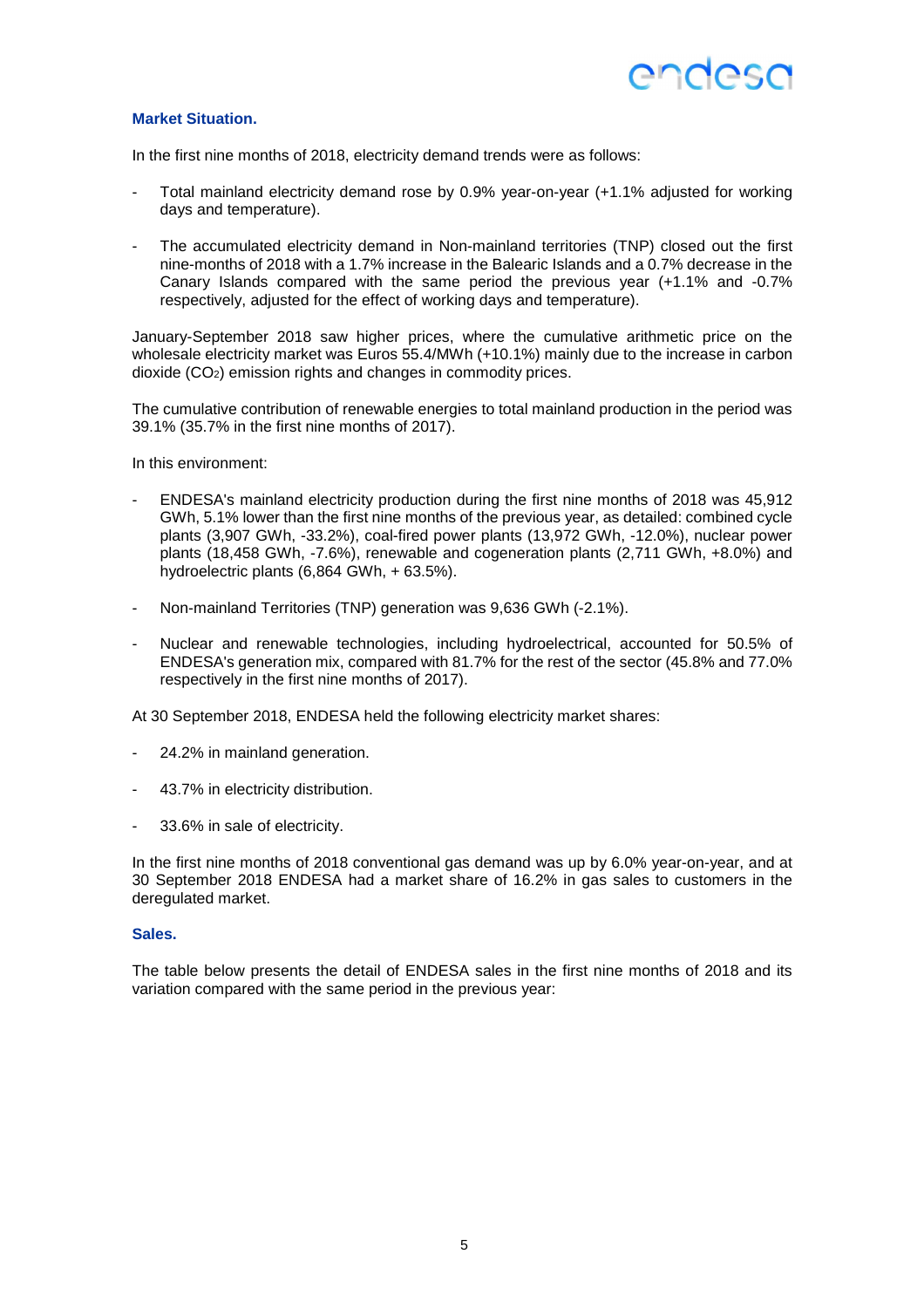### Market Situation.

In the first nine months of 2018, electricity demand trends were as follows:

- Total mainland electricity demand rose by 0.9% year-on-year (+1.1% adjusted for working days and temperature).
- The accumulated electricity demand in Non-mainland territories (TNP) closed out the first nine-months of 2018 with a 1.7% increase in the Balearic Islands and a 0.7% decrease in the Canary Islands compared with the same period the previous year (+1.1% and -0.7% respectively, adjusted for the effect of working days and temperature).

January-September 2018 saw higher prices, where the cumulative arithmetic price on the wholesale electricity market was Euros 55.4/MWh (+10.1%) mainly due to the increase in carbon dioxide ($CO_2$) emission rights and changes in commodity prices.

The cumulative contribution of renewable energies to total mainland production in the period was 39.1% (35.7% in the first nine months of 2017).

In this environment:

- ENDESA's mainland electricity production during the first nine months of 2018 was 45,912 GWh, 5.1% lower than the first nine months of the previous year, as detailed: combined cycle plants (3,907 GWh, -33.2%), coal-fired power plants (13,972 GWh, -12.0%), nuclear power plants (18,458 GWh, -7.6%), renewable and cogeneration plants (2,711 GWh, +8.0%) and hydroelectric plants (6,864 GWh, + 63.5%).
- Non-mainland Territories (TNP) generation was 9,636 GWh (-2.1%).
- Nuclear and renewable technologies, including hydroelectrical, accounted for 50.5% of ENDESA's generation mix, compared with 81.7% for the rest of the sector (45.8% and 77.0% respectively in the first nine months of 2017).

At 30 September 2018, ENDESA held the following electricity market shares:

- 24.2% in mainland generation.
- 43.7% in electricity distribution.
- 33.6% in sale of electricity.

In the first nine months of 2018 conventional gas demand was up by 6.0% year-on-year, and at 30 September 2018 ENDESA had a market share of 16.2% in gas sales to customers in the deregulated market.

### Sales.

The table below presents the detail of ENDESA sales in the first nine months of 2018 and its variation compared with the same period in the previous year: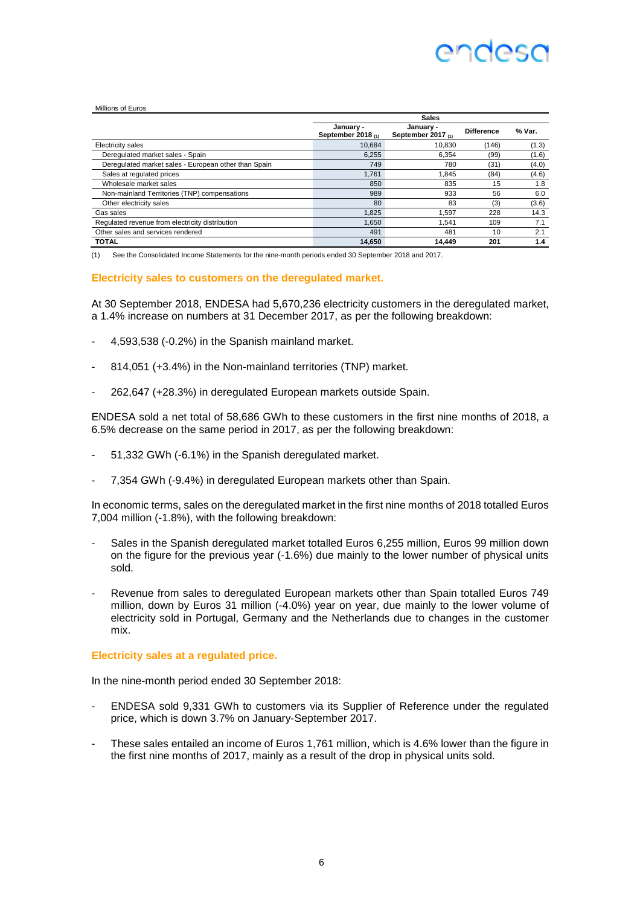Millions of Euros

| | Sales | | | |
|---|---|---|---|---|
| | January - September 2018 (1) | January - September 2017 (1) | Difference | % Var. |
| Electricity sales | 10,684 | 10,830 | (146) | (1.3) |
| Deregulated market sales - Spain | 6,255 | 6,354 | (99) | (1.6) |
| Deregulated market sales - European other than Spain | 749 | 780 | (31) | (4.0) |
| Sales at regulated prices | 1,761 | 1,845 | (84) | (4.6) |
| Wholesale market sales | 850 | 835 | 15 | 1.8 |
| Non-mainland Territories (TNP) compensations | 989 | 933 | 56 | 6.0 |
| Other electricity sales | 80 | 83 | (3) | (3.6) |
| Gas sales | 1,825 | 1,597 | 228 | 14.3 |
| Regulated revenue from electricity distribution | 1,650 | 1,541 | 109 | 7.1 |
| Other sales and services rendered | 491 | 481 | 10 | 2.1 |
| **TOTAL** | **14,650** | **14,449** | **201** | **1.4** |

(1) See the Consolidated Income Statements for the nine-month periods ended 30 September 2018 and 2017.

### Electricity sales to customers on the deregulated market.

At 30 September 2018, ENDESA had 5,670,236 electricity customers in the deregulated market, a 1.4% increase on numbers at 31 December 2017, as per the following breakdown:

- 4,593,538 (-0.2%) in the Spanish mainland market.
- 814,051 (+3.4%) in the Non-mainland territories (TNP) market.
- 262,647 (+28.3%) in deregulated European markets outside Spain.

ENDESA sold a net total of 58,686 GWh to these customers in the first nine months of 2018, a 6.5% decrease on the same period in 2017, as per the following breakdown:

- 51,332 GWh (-6.1%) in the Spanish deregulated market.
- 7,354 GWh (-9.4%) in deregulated European markets other than Spain.

In economic terms, sales on the deregulated market in the first nine months of 2018 totalled Euros 7,004 million (-1.8%), with the following breakdown:

- Sales in the Spanish deregulated market totalled Euros 6,255 million, Euros 99 million down on the figure for the previous year (-1.6%) due mainly to the lower number of physical units sold.
- Revenue from sales to deregulated European markets other than Spain totalled Euros 749 million, down by Euros 31 million (-4.0%) year on year, due mainly to the lower volume of electricity sold in Portugal, Germany and the Netherlands due to changes in the customer mix.

### Electricity sales at a regulated price.

In the nine-month period ended 30 September 2018:

- ENDESA sold 9,331 GWh to customers via its Supplier of Reference under the regulated price, which is down 3.7% on January-September 2017.
- These sales entailed an income of Euros 1,761 million, which is 4.6% lower than the figure in the first nine months of 2017, mainly as a result of the drop in physical units sold.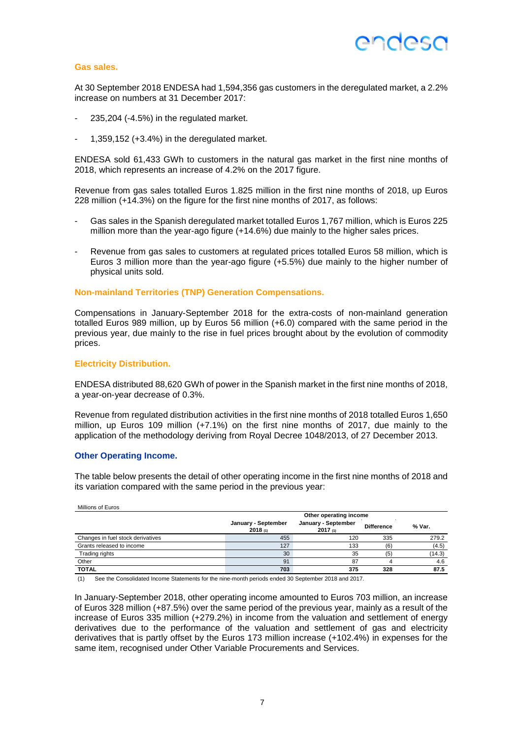### Gas sales.

At 30 September 2018 ENDESA had 1,594,356 gas customers in the deregulated market, a 2.2% increase on numbers at 31 December 2017:

- 235,204 (-4.5%) in the regulated market.
- 1,359,152 (+3.4%) in the deregulated market.

ENDESA sold 61,433 GWh to customers in the natural gas market in the first nine months of 2018, which represents an increase of 4.2% on the 2017 figure.

Revenue from gas sales totalled Euros 1.825 million in the first nine months of 2018, up Euros 228 million (+14.3%) on the figure for the first nine months of 2017, as follows:

- Gas sales in the Spanish deregulated market totalled Euros 1,767 million, which is Euros 225 million more than the year-ago figure (+14.6%) due mainly to the higher sales prices.
- Revenue from gas sales to customers at regulated prices totalled Euros 58 million, which is Euros 3 million more than the year-ago figure (+5.5%) due mainly to the higher number of physical units sold.

### Non-mainland Territories (TNP) Generation Compensations.

Compensations in January-September 2018 for the extra-costs of non-mainland generation totalled Euros 989 million, up by Euros 56 million (+6.0) compared with the same period in the previous year, due mainly to the rise in fuel prices brought about by the evolution of commodity prices.

### Electricity Distribution.

ENDESA distributed 88,620 GWh of power in the Spanish market in the first nine months of 2018, a year-on-year decrease of 0.3%.

Revenue from regulated distribution activities in the first nine months of 2018 totalled Euros 1,650 million, up Euros 109 million (+7.1%) on the first nine months of 2017, due mainly to the application of the methodology deriving from Royal Decree 1048/2013, of 27 December 2013.

### Other Operating Income.

The table below presents the detail of other operating income in the first nine months of 2018 and its variation compared with the same period in the previous year:

Millions of Euros

| | Other operating income | | | |
|---|---|---|---|---|
| | January - September 2018 (1) | January - September 2017 (1) | Difference | % Var. |
| Changes in fuel stock derivatives | 455 | 120 | 335 | 279.2 |
| Grants released to income | 127 | 133 | (6) | (4.5) |
| Trading rights | 30 | 35 | (5) | (14.3) |
| Other | 91 | 87 | 4 | 4.6 |
| **TOTAL** | **703** | **375** | **328** | **87.5** |

(1) See the Consolidated Income Statements for the nine-month periods ended 30 September 2018 and 2017.

In January-September 2018, other operating income amounted to Euros 703 million, an increase of Euros 328 million (+87.5%) over the same period of the previous year, mainly as a result of the increase of Euros 335 million (+279.2%) in income from the valuation and settlement of energy derivatives due to the performance of the valuation and settlement of gas and electricity derivatives that is partly offset by the Euros 173 million increase (+102.4%) in expenses for the same item, recognised under Other Variable Procurements and Services.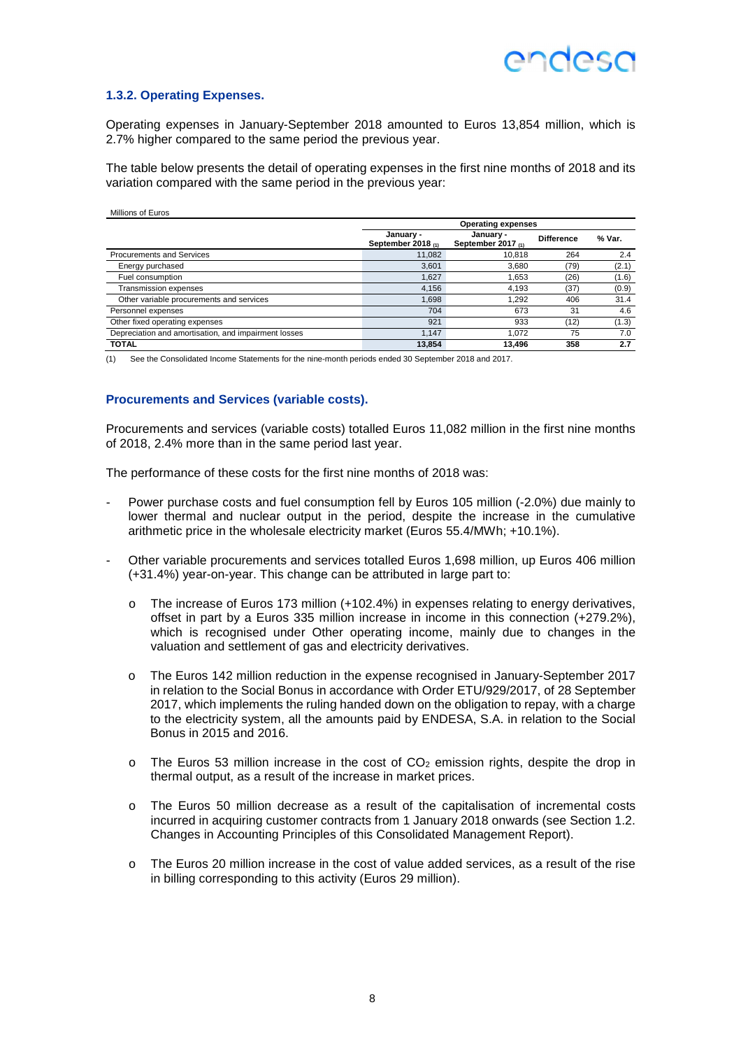### 1.3.2. Operating Expenses.

Operating expenses in January-September 2018 amounted to Euros 13,854 million, which is 2.7% higher compared to the same period the previous year.

The table below presents the detail of operating expenses in the first nine months of 2018 and its variation compared with the same period in the previous year:

Millions of Euros

| | Operating expenses | | | |
|---|---|---|---|---|
| | January - September 2018 (1) | January - September 2017 (1) | Difference | % Var. |
| Procurements and Services | 11,082 | 10,818 | 264 | 2.4 |
| Energy purchased | 3,601 | 3,680 | (79) | (2.1) |
| Fuel consumption | 1,627 | 1,653 | (26) | (1.6) |
| Transmission expenses | 4,156 | 4,193 | (37) | (0.9) |
| Other variable procurements and services | 1,698 | 1,292 | 406 | 31.4 |
| Personnel expenses | 704 | 673 | 31 | 4.6 |
| Other fixed operating expenses | 921 | 933 | (12) | (1.3) |
| Depreciation and amortisation, and impairment losses | 1,147 | 1,072 | 75 | 7.0 |
| **TOTAL** | **13,854** | **13,496** | **358** | **2.7** |

(1) See the Consolidated Income Statements for the nine-month periods ended 30 September 2018 and 2017.

#### Procurements and Services (variable costs).

Procurements and services (variable costs) totalled Euros 11,082 million in the first nine months of 2018, 2.4% more than in the same period last year.

The performance of these costs for the first nine months of 2018 was:

- Power purchase costs and fuel consumption fell by Euros 105 million (-2.0%) due mainly to lower thermal and nuclear output in the period, despite the increase in the cumulative arithmetic price in the wholesale electricity market (Euros 55.4/MWh; +10.1%).
- Other variable procurements and services totalled Euros 1,698 million, up Euros 406 million (+31.4%) year-on-year. This change can be attributed in large part to:
  - The increase of Euros 173 million (+102.4%) in expenses relating to energy derivatives, offset in part by a Euros 335 million increase in income in this connection (+279.2%), which is recognised under Other operating income, mainly due to changes in the valuation and settlement of gas and electricity derivatives.
  - The Euros 142 million reduction in the expense recognised in January-September 2017 in relation to the Social Bonus in accordance with Order ETU/929/2017, of 28 September 2017, which implements the ruling handed down on the obligation to repay, with a charge to the electricity system, all the amounts paid by ENDESA, S.A. in relation to the Social Bonus in 2015 and 2016.
  - The Euros 53 million increase in the cost of $CO_2$ emission rights, despite the drop in thermal output, as a result of the increase in market prices.
  - The Euros 50 million decrease as a result of the capitalisation of incremental costs incurred in acquiring customer contracts from 1 January 2018 onwards (see Section 1.2. Changes in Accounting Principles of this Consolidated Management Report).
  - The Euros 20 million increase in the cost of value added services, as a result of the rise in billing corresponding to this activity (Euros 29 million).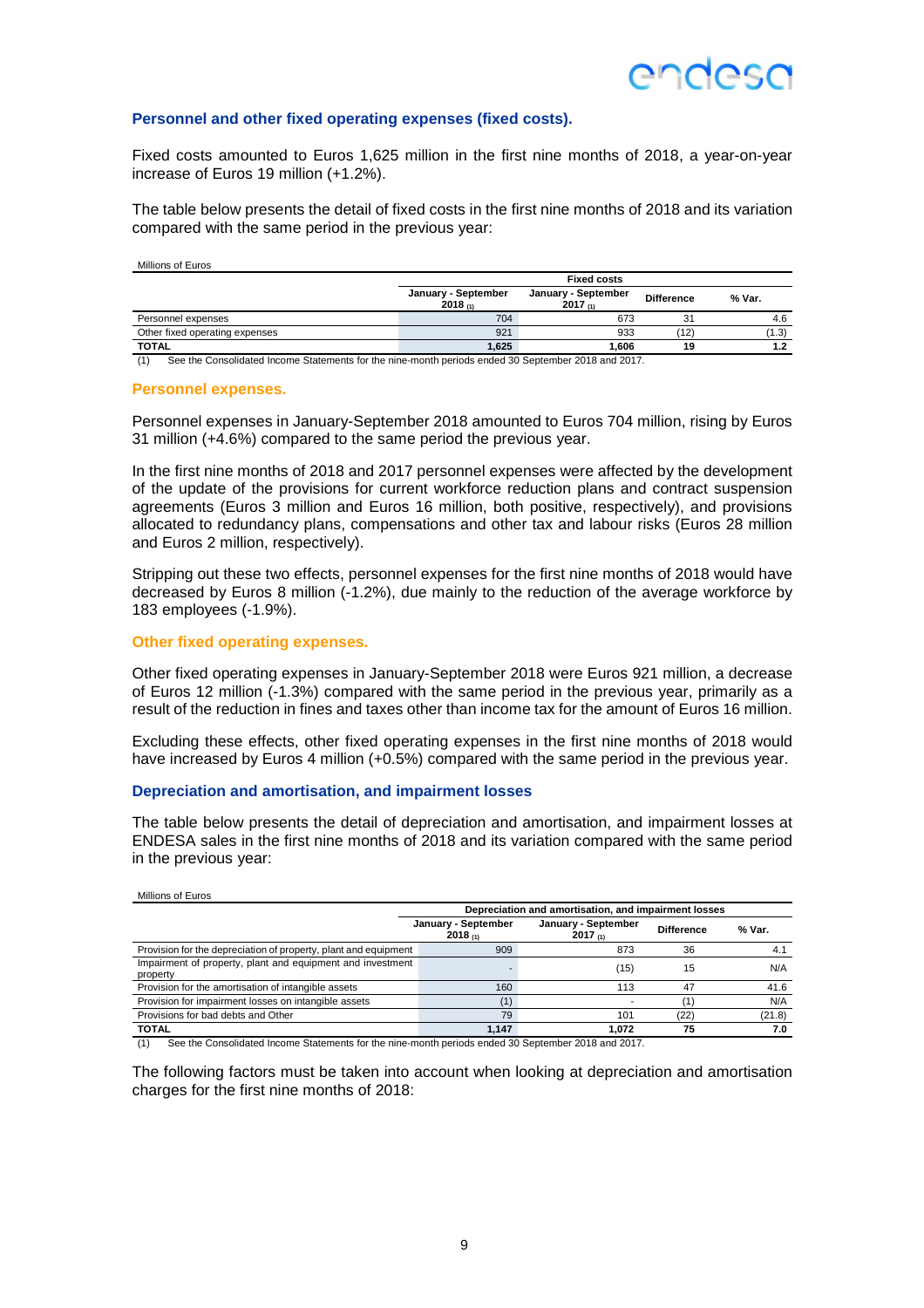### Personnel and other fixed operating expenses (fixed costs).

Fixed costs amounted to Euros 1,625 million in the first nine months of 2018, a year-on-year increase of Euros 19 million (+1.2%).

The table below presents the detail of fixed costs in the first nine months of 2018 and its variation compared with the same period in the previous year:

Millions of Euros

| | Fixed costs | | | |
|---|---|---|---|---|
| | January - September 2018 (1) | January - September 2017 (1) | Difference | % Var. |
| Personnel expenses | 704 | 673 | 31 | 4.6 |
| Other fixed operating expenses | 921 | 933 | (12) | (1.3) |
| **TOTAL** | **1,625** | **1,606** | **19** | **1.2** |

(1) See the Consolidated Income Statements for the nine-month periods ended 30 September 2018 and 2017.

#### Personnel expenses.

Personnel expenses in January-September 2018 amounted to Euros 704 million, rising by Euros 31 million (+4.6%) compared to the same period the previous year.

In the first nine months of 2018 and 2017 personnel expenses were affected by the development of the update of the provisions for current workforce reduction plans and contract suspension agreements (Euros 3 million and Euros 16 million, both positive, respectively), and provisions allocated to redundancy plans, compensations and other tax and labour risks (Euros 28 million and Euros 2 million, respectively).

Stripping out these two effects, personnel expenses for the first nine months of 2018 would have decreased by Euros 8 million (-1.2%), due mainly to the reduction of the average workforce by 183 employees (-1.9%).

#### Other fixed operating expenses.

Other fixed operating expenses in January-September 2018 were Euros 921 million, a decrease of Euros 12 million (-1.3%) compared with the same period in the previous year, primarily as a result of the reduction in fines and taxes other than income tax for the amount of Euros 16 million.

Excluding these effects, other fixed operating expenses in the first nine months of 2018 would have increased by Euros 4 million (+0.5%) compared with the same period in the previous year.

### Depreciation and amortisation, and impairment losses

The table below presents the detail of depreciation and amortisation, and impairment losses at ENDESA sales in the first nine months of 2018 and its variation compared with the same period in the previous year:

Millions of Euros

| | Depreciation and amortisation, and impairment losses | | | |
|---|---|---|---|---|
| | January - September 2018 (1) | January - September 2017 (1) | Difference | % Var. |
| Provision for the depreciation of property, plant and equipment | 909 | 873 | 36 | 4.1 |
| Impairment of property, plant and equipment and investment property | - | (15) | 15 | N/A |
| Provision for the amortisation of intangible assets | 160 | 113 | 47 | 41.6 |
| Provision for impairment losses on intangible assets | (1) | - | (1) | N/A |
| Provisions for bad debts and Other | 79 | 101 | (22) | (21.8) |
| **TOTAL** | **1,147** | **1,072** | **75** | **7.0** |

(1) See the Consolidated Income Statements for the nine-month periods ended 30 September 2018 and 2017.

The following factors must be taken into account when looking at depreciation and amortisation charges for the first nine months of 2018: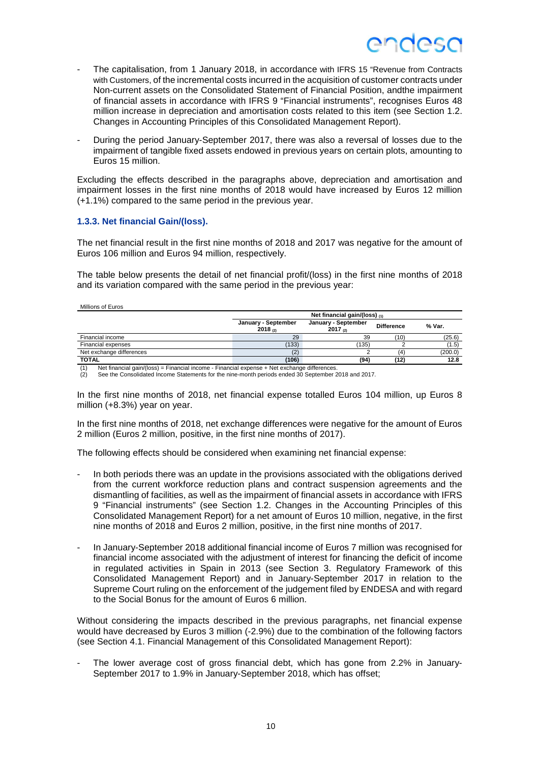- The capitalisation, from 1 January 2018, in accordance with IFRS 15 "Revenue from Contracts with Customers, of the incremental costs incurred in the acquisition of customer contracts under Non-current assets on the Consolidated Statement of Financial Position, andthe impairment of financial assets in accordance with IFRS 9 "Financial instruments", recognises Euros 48 million increase in depreciation and amortisation costs related to this item (see Section 1.2. Changes in Accounting Principles of this Consolidated Management Report).

- During the period January-September 2017, there was also a reversal of losses due to the impairment of tangible fixed assets endowed in previous years on certain plots, amounting to Euros 15 million.

Excluding the effects described in the paragraphs above, depreciation and amortisation and impairment losses in the first nine months of 2018 would have increased by Euros 12 million (+1.1%) compared to the same period in the previous year.

### 1.3.3. Net financial Gain/(loss).

The net financial result in the first nine months of 2018 and 2017 was negative for the amount of Euros 106 million and Euros 94 million, respectively.

The table below presents the detail of net financial profit/(loss) in the first nine months of 2018 and its variation compared with the same period in the previous year:

Millions of Euros

| | Net financial gain/(loss) (1) | | | |
|---|---|---|---|---|
| | January - September 2018 (2) | January - September 2017 (2) | Difference | % Var. |
| Financial income | 29 | 39 | (10) | (25.6) |
| Financial expenses | (133) | (135) | 2 | (1.5) |
| Net exchange differences | (2) | 2 | (4) | (200.0) |
| **TOTAL** | **(106)** | **(94)** | **(12)** | **12.8** |

(1) Net financial gain/(loss) = Financial income - Financial expense + Net exchange differences.
(2) See the Consolidated Income Statements for the nine-month periods ended 30 September 2018 and 2017.

In the first nine months of 2018, net financial expense totalled Euros 104 million, up Euros 8 million (+8.3%) year on year.

In the first nine months of 2018, net exchange differences were negative for the amount of Euros 2 million (Euros 2 million, positive, in the first nine months of 2017).

The following effects should be considered when examining net financial expense:

- In both periods there was an update in the provisions associated with the obligations derived from the current workforce reduction plans and contract suspension agreements and the dismantling of facilities, as well as the impairment of financial assets in accordance with IFRS 9 "Financial instruments" (see Section 1.2. Changes in the Accounting Principles of this Consolidated Management Report) for a net amount of Euros 10 million, negative, in the first nine months of 2018 and Euros 2 million, positive, in the first nine months of 2017.

- In January-September 2018 additional financial income of Euros 7 million was recognised for financial income associated with the adjustment of interest for financing the deficit of income in regulated activities in Spain in 2013 (see Section 3. Regulatory Framework of this Consolidated Management Report) and in January-September 2017 in relation to the Supreme Court ruling on the enforcement of the judgement filed by ENDESA and with regard to the Social Bonus for the amount of Euros 6 million.

Without considering the impacts described in the previous paragraphs, net financial expense would have decreased by Euros 3 million (-2.9%) due to the combination of the following factors (see Section 4.1. Financial Management of this Consolidated Management Report):

- The lower average cost of gross financial debt, which has gone from 2.2% in January-September 2017 to 1.9% in January-September 2018, which has offset;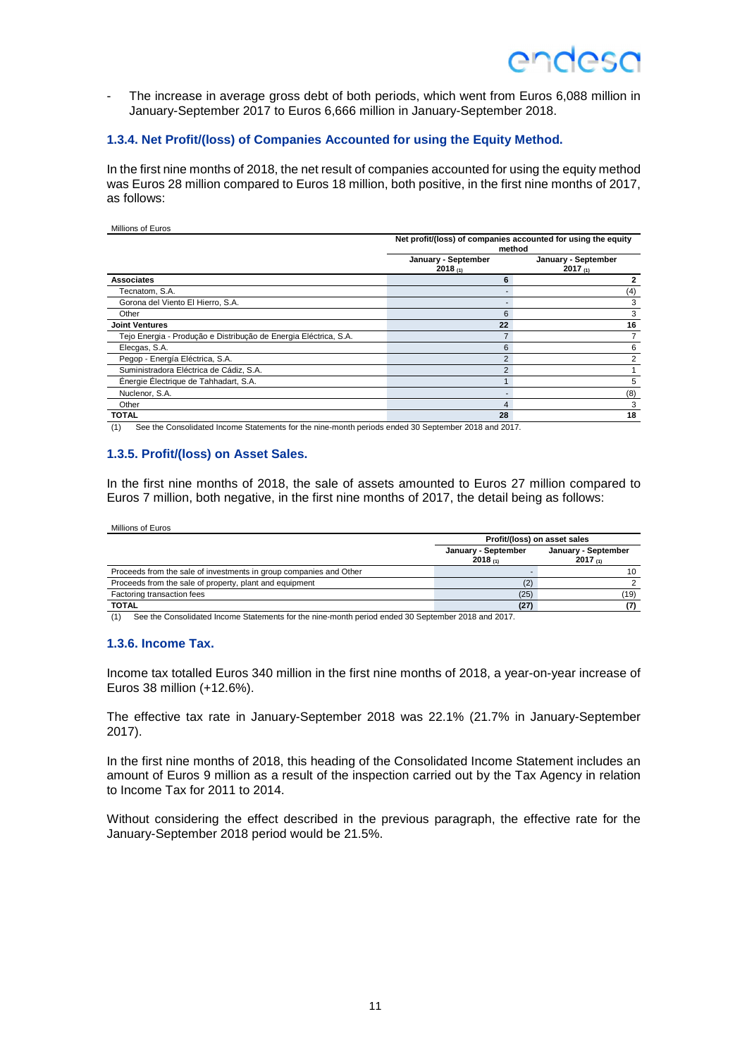- The increase in average gross debt of both periods, which went from Euros 6,088 million in January-September 2017 to Euros 6,666 million in January-September 2018.

### 1.3.4. Net Profit/(loss) of Companies Accounted for using the Equity Method.

In the first nine months of 2018, the net result of companies accounted for using the equity method was Euros 28 million compared to Euros 18 million, both positive, in the first nine months of 2017, as follows:

Millions of Euros

| | Net profit/(loss) of companies accounted for using the equity method | |
|---|---|---|
| | January - September 2018 (1) | January - September 2017 (1) |
| **Associates** | **6** | **2** |
| Tecnatom, S.A. | - | (4) |
| Gorona del Viento El Hierro, S.A. | - | 3 |
| Other | 6 | 3 |
| **Joint Ventures** | **22** | **16** |
| Tejo Energia - Produção e Distribuição de Energia Eléctrica, S.A. | 7 | 7 |
| Elecgas, S.A. | 6 | 6 |
| Pegop - Energía Eléctrica, S.A. | 2 | 2 |
| Suministradora Eléctrica de Cádiz, S.A. | 2 | 1 |
| Énergie Électrique de Tahhadart, S.A. | 1 | 5 |
| Nuclenor, S.A. | - | (8) |
| Other | 4 | 3 |
| **TOTAL** | **28** | **18** |

(1) See the Consolidated Income Statements for the nine-month periods ended 30 September 2018 and 2017.

### 1.3.5. Profit/(loss) on Asset Sales.

In the first nine months of 2018, the sale of assets amounted to Euros 27 million compared to Euros 7 million, both negative, in the first nine months of 2017, the detail being as follows:

Millions of Euros

| | Profit/(loss) on asset sales | |
|---|---|---|
| | January - September 2018 (1) | January - September 2017 (1) |
| Proceeds from the sale of investments in group companies and Other | - | 10 |
| Proceeds from the sale of property, plant and equipment | (2) | 2 |
| Factoring transaction fees | (25) | (19) |
| **TOTAL** | **(27)** | **(7)** |

(1) See the Consolidated Income Statements for the nine-month period ended 30 September 2018 and 2017.

### 1.3.6. Income Tax.

Income tax totalled Euros 340 million in the first nine months of 2018, a year-on-year increase of Euros 38 million (+12.6%).

The effective tax rate in January-September 2018 was 22.1% (21.7% in January-September 2017).

In the first nine months of 2018, this heading of the Consolidated Income Statement includes an amount of Euros 9 million as a result of the inspection carried out by the Tax Agency in relation to Income Tax for 2011 to 2014.

Without considering the effect described in the previous paragraph, the effective rate for the January-September 2018 period would be 21.5%.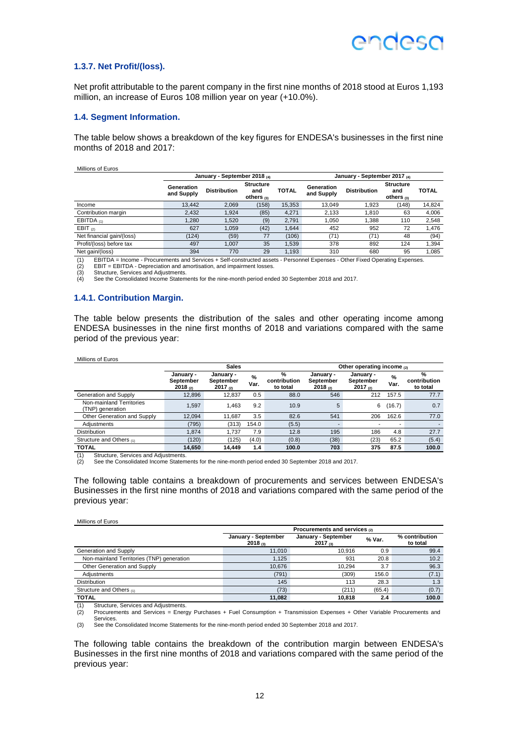### 1.3.7. Net Profit/(loss).

Net profit attributable to the parent company in the first nine months of 2018 stood at Euros 1,193 million, an increase of Euros 108 million year on year (+10.0%).

### 1.4. Segment Information.

The table below shows a breakdown of the key figures for ENDESA's businesses in the first nine months of 2018 and 2017:

Millions of Euros

| | January - September 2018 (4) | | | | January - September 2017 (4) | | | |
|---|---|---|---|---|---|---|---|---|
| | Generation and Supply | Distribution | Structure and others (3) | TOTAL | Generation and Supply | Distribution | Structure and others (3) | TOTAL |
| Income | 13,442 | 2,069 | (158) | 15,353 | 13,049 | 1,923 | (148) | 14,824 |
| Contribution margin | 2,432 | 1,924 | (85) | 4,271 | 2,133 | 1,810 | 63 | 4,006 |
| EBITDA (1) | 1,280 | 1,520 | (9) | 2,791 | 1,050 | 1,388 | 110 | 2,548 |
| EBIT (2) | 627 | 1,059 | (42) | 1,644 | 452 | 952 | 72 | 1,476 |
| Net financial gain/(loss) | (124) | (59) | 77 | (106) | (71) | (71) | 48 | (94) |
| Profit/(loss) before tax | 497 | 1,007 | 35 | 1,539 | 378 | 892 | 124 | 1,394 |
| Net gain/(loss) | 394 | 770 | 29 | 1,193 | 310 | 680 | 95 | 1,085 |

(1) EBITDA = Income - Procurements and Services + Self-constructed assets - Personnel Expenses - Other Fixed Operating Expenses.
(2) EBIT = EBITDA - Depreciation and amortisation, and impairment losses.
(3) Structure, Services and Adjustments.
(4) See the Consolidated Income Statements for the nine-month period ended 30 September 2018 and 2017.

### 1.4.1. Contribution Margin.

The table below presents the distribution of the sales and other operating income among ENDESA businesses in the nine first months of 2018 and variations compared with the same period of the previous year:

Millions of Euros

| | Sales | | | | Other operating income (2) | | | |
|---|---|---|---|---|---|---|---|---|
| | January - September 2018 (2) | January - September 2017 (2) | % Var. | % contribution to total | January - September 2018 (2) | January - September 2017 (2) | % Var. | % contribution to total |
| Generation and Supply | 12,896 | 12,837 | 0.5 | 88.0 | 546 | 212 | 157.5 | 77.7 |
| Non-mainland Territories (TNP) generation | 1,597 | 1,463 | 9.2 | 10.9 | 5 | 6 | (16.7) | 0.7 |
| Other Generation and Supply | 12,094 | 11,687 | 3.5 | 82.6 | 541 | 206 | 162.6 | 77.0 |
| Adjustments | (795) | (313) | 154.0 | (5.5) | - | - | - | - |
| Distribution | 1,874 | 1,737 | 7.9 | 12.8 | 195 | 186 | 4.8 | 27.7 |
| Structure and Others (1) | (120) | (125) | (4.0) | (0.8) | (38) | (23) | 65.2 | (5.4) |
| **TOTAL** | **14,650** | **14,449** | **1.4** | **100.0** | **703** | **375** | **87.5** | **100.0** |

(1) Structure, Services and Adjustments.
(2) See the Consolidated Income Statements for the nine-month period ended 30 September 2018 and 2017.

The following table contains a breakdown of procurements and services between ENDESA's Businesses in the first nine months of 2018 and variations compared with the same period of the previous year:

Millions of Euros

| | Procurements and services (2) | | | |
|---|---|---|---|---|
| | January - September 2018 (3) | January - September 2017 (3) | % Var. | % contribution to total |
| Generation and Supply | 11,010 | 10,916 | 0.9 | 99.4 |
| Non-mainland Territories (TNP) generation | 1,125 | 931 | 20.8 | 10.2 |
| Other Generation and Supply | 10,676 | 10,294 | 3.7 | 96.3 |
| Adjustments | (791) | (309) | 156.0 | (7.1) |
| Distribution | 145 | 113 | 28.3 | 1.3 |
| Structure and Others (1) | (73) | (211) | (65.4) | (0.7) |
| **TOTAL** | **11,082** | **10,818** | **2.4** | **100.0** |

(1) Structure, Services and Adjustments.
(2) Procurements and Services = Energy Purchases + Fuel Consumption + Transmission Expenses + Other Variable Procurements and Services.
(3) See the Consolidated Income Statements for the nine-month period ended 30 September 2018 and 2017.

The following table contains the breakdown of the contribution margin between ENDESA's Businesses in the first nine months of 2018 and variations compared with the same period of the previous year: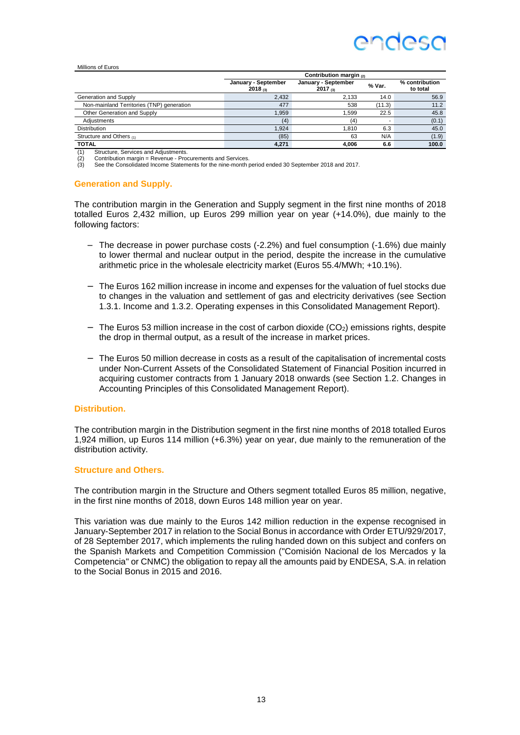Millions of Euros

| | Contribution margin (2) | | | |
|---|---|---|---|---|
| | January - September 2018 (3) | January - September 2017 (3) | % Var. | % contribution to total |
| Generation and Supply | 2,432 | 2,133 | 14.0 | 56.9 |
| Non-mainland Territories (TNP) generation | 477 | 538 | (11.3) | 11.2 |
| Other Generation and Supply | 1,959 | 1,599 | 22.5 | 45.8 |
| Adjustments | (4) | (4) | - | (0.1) |
| Distribution | 1,924 | 1,810 | 6.3 | 45.0 |
| Structure and Others (1) | (85) | 63 | N/A | (1.9) |
| **TOTAL** | **4,271** | **4,006** | **6.6** | **100.0** |

(1) Structure, Services and Adjustments.
(2) Contribution margin = Revenue - Procurements and Services.
(3) See the Consolidated Income Statements for the nine-month period ended 30 September 2018 and 2017.

### Generation and Supply.

The contribution margin in the Generation and Supply segment in the first nine months of 2018 totalled Euros 2,432 million, up Euros 299 million year on year (+14.0%), due mainly to the following factors:

- The decrease in power purchase costs (-2.2%) and fuel consumption (-1.6%) due mainly to lower thermal and nuclear output in the period, despite the increase in the cumulative arithmetic price in the wholesale electricity market (Euros 55.4/MWh; +10.1%).
- The Euros 162 million increase in income and expenses for the valuation of fuel stocks due to changes in the valuation and settlement of gas and electricity derivatives (see Section 1.3.1. Income and 1.3.2. Operating expenses in this Consolidated Management Report).
- The Euros 53 million increase in the cost of carbon dioxide ($CO_2$) emissions rights, despite the drop in thermal output, as a result of the increase in market prices.
- The Euros 50 million decrease in costs as a result of the capitalisation of incremental costs under Non-Current Assets of the Consolidated Statement of Financial Position incurred in acquiring customer contracts from 1 January 2018 onwards (see Section 1.2. Changes in Accounting Principles of this Consolidated Management Report).

### Distribution.

The contribution margin in the Distribution segment in the first nine months of 2018 totalled Euros 1,924 million, up Euros 114 million (+6.3%) year on year, due mainly to the remuneration of the distribution activity.

### Structure and Others.

The contribution margin in the Structure and Others segment totalled Euros 85 million, negative, in the first nine months of 2018, down Euros 148 million year on year.

This variation was due mainly to the Euros 142 million reduction in the expense recognised in January-September 2017 in relation to the Social Bonus in accordance with Order ETU/929/2017, of 28 September 2017, which implements the ruling handed down on this subject and confers on the Spanish Markets and Competition Commission ("Comisión Nacional de los Mercados y la Competencia" or CNMC) the obligation to repay all the amounts paid by ENDESA, S.A. in relation to the Social Bonus in 2015 and 2016.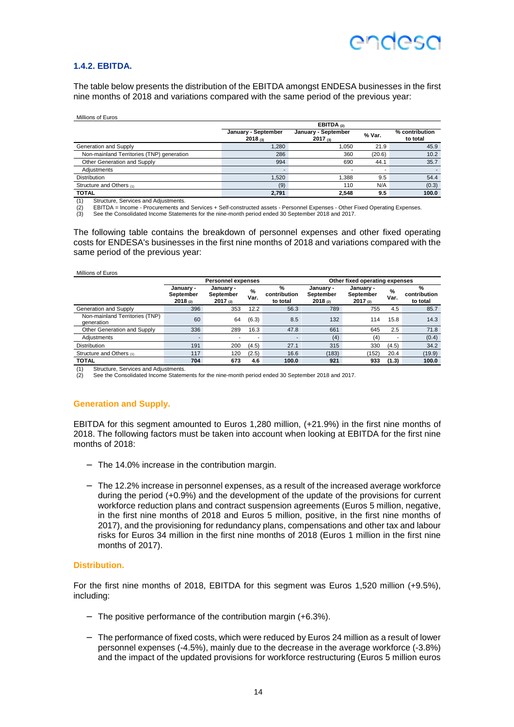### 1.4.2. EBITDA.

The table below presents the distribution of the EBITDA amongst ENDESA businesses in the first nine months of 2018 and variations compared with the same period of the previous year:

Millions of Euros

| | EBITDA (2) | | | |
|---|---|---|---|---|
| | January - September 2018 (3) | January - September 2017 (3) | % Var. | % contribution to total |
| Generation and Supply | 1,280 | 1,050 | 21.9 | 45.9 |
| Non-mainland Territories (TNP) generation | 286 | 360 | (20.6) | 10.2 |
| Other Generation and Supply | 994 | 690 | 44.1 | 35.7 |
| Adjustments | - | - | - | - |
| Distribution | 1,520 | 1,388 | 9.5 | 54.4 |
| Structure and Others (1) | (9) | 110 | N/A | (0.3) |
| **TOTAL** | **2,791** | **2,548** | **9.5** | **100.0** |

(1) Structure, Services and Adjustments.
(2) EBITDA = Income - Procurements and Services + Self-constructed assets - Personnel Expenses - Other Fixed Operating Expenses.
(3) See the Consolidated Income Statements for the nine-month period ended 30 September 2018 and 2017.

The following table contains the breakdown of personnel expenses and other fixed operating costs for ENDESA's businesses in the first nine months of 2018 and variations compared with the same period of the previous year:

Millions of Euros

| | Personnel expenses | | | | Other fixed operating expenses | | | |
|---|---|---|---|---|---|---|---|---|
| | January - September 2018 (2) | January - September 2017 (2) | % Var. | % contribution to total | January - September 2018 (2) | January - September 2017 (2) | % Var. | % contribution to total |
| Generation and Supply | 396 | 353 | 12.2 | 56.3 | 789 | 755 | 4.5 | 85.7 |
| Non-mainland Territories (TNP) generation | 60 | 64 | (6.3) | 8.5 | 132 | 114 | 15.8 | 14.3 |
| Other Generation and Supply | 336 | 289 | 16.3 | 47.8 | 661 | 645 | 2.5 | 71.8 |
| Adjustments | - | - | - | - | (4) | (4) | - | (0.4) |
| Distribution | 191 | 200 | (4.5) | 27.1 | 315 | 330 | (4.5) | 34.2 |
| Structure and Others (1) | 117 | 120 | (2.5) | 16.6 | (183) | (152) | 20.4 | (19.9) |
| **TOTAL** | **704** | **673** | **4.6** | **100.0** | **921** | **933** | **(1.3)** | **100.0** |

(1) Structure, Services and Adjustments.
(2) See the Consolidated Income Statements for the nine-month period ended 30 September 2018 and 2017.

#### Generation and Supply.

EBITDA for this segment amounted to Euros 1,280 million, (+21.9%) in the first nine months of 2018. The following factors must be taken into account when looking at EBITDA for the first nine months of 2018:

- The 14.0% increase in the contribution margin.
- The 12.2% increase in personnel expenses, as a result of the increased average workforce during the period (+0.9%) and the development of the update of the provisions for current workforce reduction plans and contract suspension agreements (Euros 5 million, negative, in the first nine months of 2018 and Euros 5 million, positive, in the first nine months of 2017), and the provisioning for redundancy plans, compensations and other tax and labour risks for Euros 34 million in the first nine months of 2018 (Euros 1 million in the first nine months of 2017).

#### Distribution.

For the first nine months of 2018, EBITDA for this segment was Euros 1,520 million (+9.5%), including:

- The positive performance of the contribution margin (+6.3%).
- The performance of fixed costs, which were reduced by Euros 24 million as a result of lower personnel expenses (-4.5%), mainly due to the decrease in the average workforce (-3.8%) and the impact of the updated provisions for workforce restructuring (Euros 5 million euros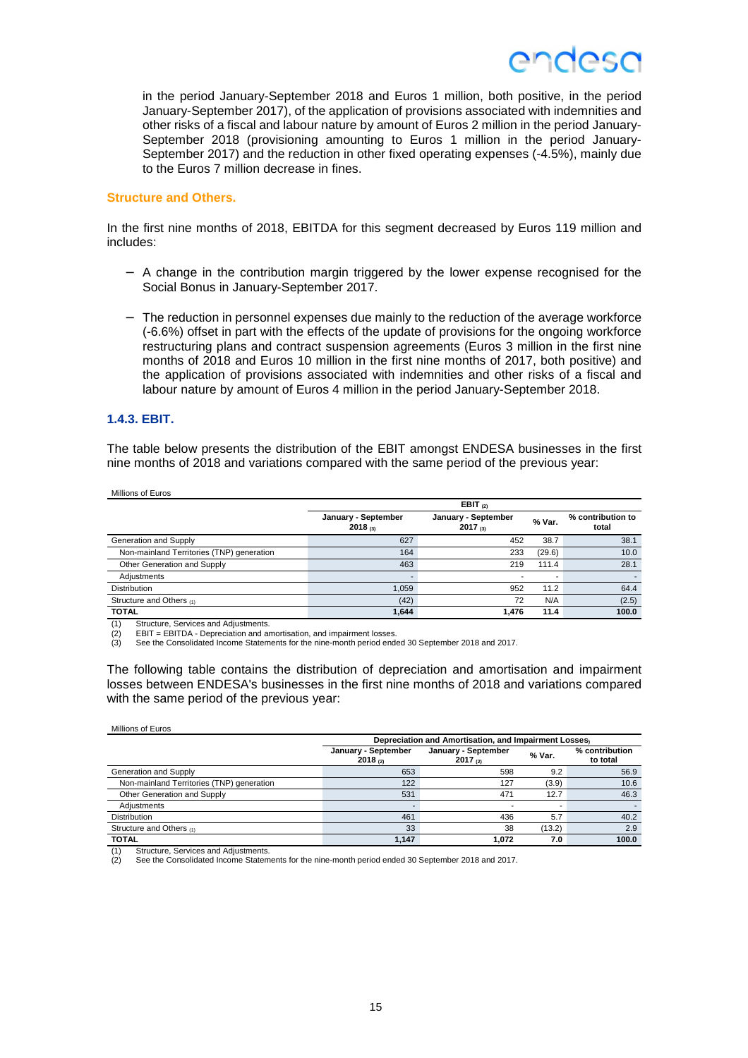in the period January-September 2018 and Euros 1 million, both positive, in the period January-September 2017), of the application of provisions associated with indemnities and other risks of a fiscal and labour nature by amount of Euros 2 million in the period January-September 2018 (provisioning amounting to Euros 1 million in the period January-September 2017) and the reduction in other fixed operating expenses (-4.5%), mainly due to the Euros 7 million decrease in fines.

**Structure and Others.**

In the first nine months of 2018, EBITDA for this segment decreased by Euros 119 million and includes:

- A change in the contribution margin triggered by the lower expense recognised for the Social Bonus in January-September 2017.
- The reduction in personnel expenses due mainly to the reduction of the average workforce (-6.6%) offset in part with the effects of the update of provisions for the ongoing workforce restructuring plans and contract suspension agreements (Euros 3 million in the first nine months of 2018 and Euros 10 million in the first nine months of 2017, both positive) and the application of provisions associated with indemnities and other risks of a fiscal and labour nature by amount of Euros 4 million in the period January-September 2018.

### 1.4.3. EBIT.

The table below presents the distribution of the EBIT amongst ENDESA businesses in the first nine months of 2018 and variations compared with the same period of the previous year:

Millions of Euros

| | EBIT (2) | | | |
|---|---|---|---|---|
| | January - September 2018 (3) | January - September 2017 (3) | % Var. | % contribution to total |
| Generation and Supply | 627 | 452 | 38.7 | 38.1 |
| Non-mainland Territories (TNP) generation | 164 | 233 | (29.6) | 10.0 |
| Other Generation and Supply | 463 | 219 | 111.4 | 28.1 |
| Adjustments | - | - | - | - |
| Distribution | 1,059 | 952 | 11.2 | 64.4 |
| Structure and Others (1) | (42) | 72 | N/A | (2.5) |
| **TOTAL** | **1,644** | **1,476** | **11.4** | **100.0** |

(1) Structure, Services and Adjustments.
(2) EBIT = EBITDA - Depreciation and amortisation, and impairment losses.
(3) See the Consolidated Income Statements for the nine-month period ended 30 September 2018 and 2017.

The following table contains the distribution of depreciation and amortisation and impairment losses between ENDESA's businesses in the first nine months of 2018 and variations compared with the same period of the previous year:

Millions of Euros

| | Depreciation and Amortisation, and Impairment Losses | | | |
|---|---|---|---|---|
| | January - September 2018 (2) | January - September 2017 (2) | % Var. | % contribution to total |
| Generation and Supply | 653 | 598 | 9.2 | 56.9 |
| Non-mainland Territories (TNP) generation | 122 | 127 | (3.9) | 10.6 |
| Other Generation and Supply | 531 | 471 | 12.7 | 46.3 |
| Adjustments | - | - | - | - |
| Distribution | 461 | 436 | 5.7 | 40.2 |
| Structure and Others (1) | 33 | 38 | (13.2) | 2.9 |
| **TOTAL** | **1,147** | **1,072** | **7.0** | **100.0** |

(1) Structure, Services and Adjustments.
(2) See the Consolidated Income Statements for the nine-month period ended 30 September 2018 and 2017.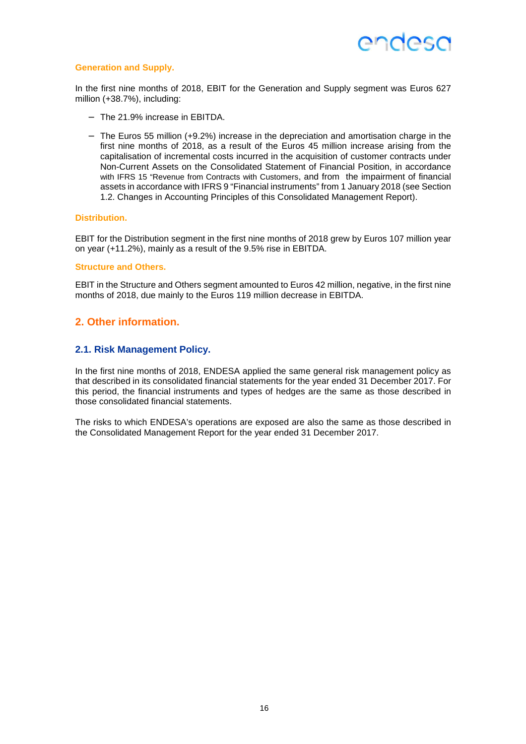**Generation and Supply.**

In the first nine months of 2018, EBIT for the Generation and Supply segment was Euros 627 million (+38.7%), including:

- The 21.9% increase in EBITDA.
- The Euros 55 million (+9.2%) increase in the depreciation and amortisation charge in the first nine months of 2018, as a result of the Euros 45 million increase arising from the capitalisation of incremental costs incurred in the acquisition of customer contracts under Non-Current Assets on the Consolidated Statement of Financial Position, in accordance with IFRS 15 "Revenue from Contracts with Customers, and from the impairment of financial assets in accordance with IFRS 9 "Financial instruments" from 1 January 2018 (see Section 1.2. Changes in Accounting Principles of this Consolidated Management Report).

**Distribution.**

EBIT for the Distribution segment in the first nine months of 2018 grew by Euros 107 million year on year (+11.2%), mainly as a result of the 9.5% rise in EBITDA.

**Structure and Others.**

EBIT in the Structure and Others segment amounted to Euros 42 million, negative, in the first nine months of 2018, due mainly to the Euros 119 million decrease in EBITDA.

## 2. Other information.

### 2.1. Risk Management Policy.

In the first nine months of 2018, ENDESA applied the same general risk management policy as that described in its consolidated financial statements for the year ended 31 December 2017. For this period, the financial instruments and types of hedges are the same as those described in those consolidated financial statements.

The risks to which ENDESA's operations are exposed are also the same as those described in the Consolidated Management Report for the year ended 31 December 2017.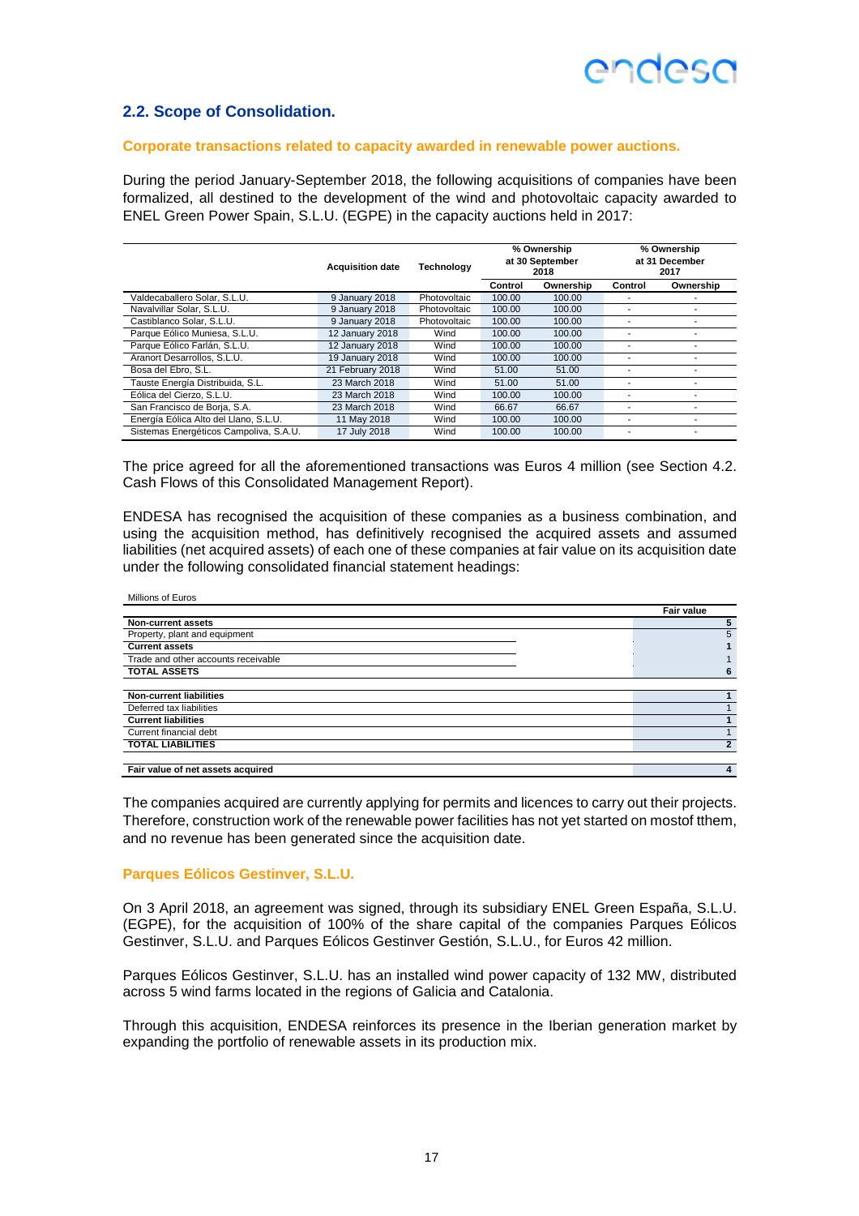## 2.2. Scope of Consolidation.

### Corporate transactions related to capacity awarded in renewable power auctions.

During the period January-September 2018, the following acquisitions of companies have been formalized, all destined to the development of the wind and photovoltaic capacity awarded to ENEL Green Power Spain, S.L.U. (EGPE) in the capacity auctions held in 2017:

| | Acquisition date | Technology | % Ownership at 30 September 2018 | | % Ownership at 31 December 2017 | |
|---|---|---|---|---|---|---|
| | | | Control | Ownership | Control | Ownership |
| Valdecaballero Solar, S.L.U. | 9 January 2018 | Photovoltaic | 100.00 | 100.00 | - | - |
| Navalvillar Solar, S.L.U. | 9 January 2018 | Photovoltaic | 100.00 | 100.00 | - | - |
| Castiblanco Solar, S.L.U. | 9 January 2018 | Photovoltaic | 100.00 | 100.00 | - | - |
| Parque Eólico Muniesa, S.L.U. | 12 January 2018 | Wind | 100.00 | 100.00 | - | - |
| Parque Eólico Farlán, S.L.U. | 12 January 2018 | Wind | 100.00 | 100.00 | - | - |
| Aranort Desarrollos, S.L.U. | 19 January 2018 | Wind | 100.00 | 100.00 | - | - |
| Bosa del Ebro, S.L. | 21 February 2018 | Wind | 51.00 | 51.00 | - | - |
| Tauste Energía Distribuida, S.L. | 23 March 2018 | Wind | 51.00 | 51.00 | - | - |
| Eólica del Cierzo, S.L.U. | 23 March 2018 | Wind | 100.00 | 100.00 | - | - |
| San Francisco de Borja, S.A. | 23 March 2018 | Wind | 66.67 | 66.67 | - | - |
| Energía Eólica Alto del Llano, S.L.U. | 11 May 2018 | Wind | 100.00 | 100.00 | - | - |
| Sistemas Energéticos Campoliva, S.A.U. | 17 July 2018 | Wind | 100.00 | 100.00 | - | - |

The price agreed for all the aforementioned transactions was Euros 4 million (see Section 4.2. Cash Flows of this Consolidated Management Report).

ENDESA has recognised the acquisition of these companies as a business combination, and using the acquisition method, has definitively recognised the acquired assets and assumed liabilities (net acquired assets) of each one of these companies at fair value on its acquisition date under the following consolidated financial statement headings:

Millions of Euros

| | Fair value |
|---|---|
| **Non-current assets** | **5** |
| Property, plant and equipment | 5 |
| **Current assets** | **1** |
| Trade and other accounts receivable | 1 |
| **TOTAL ASSETS** | **6** |
| | |
| **Non-current liabilities** | **1** |
| Deferred tax liabilities | 1 |
| **Current liabilities** | **1** |
| Current financial debt | 1 |
| **TOTAL LIABILITIES** | **2** |
| | |
| **Fair value of net assets acquired** | **4** |

The companies acquired are currently applying for permits and licences to carry out their projects. Therefore, construction work of the renewable power facilities has not yet started on mostof tthem, and no revenue has been generated since the acquisition date.

### Parques Eólicos Gestinver, S.L.U.

On 3 April 2018, an agreement was signed, through its subsidiary ENEL Green España, S.L.U. (EGPE), for the acquisition of 100% of the share capital of the companies Parques Eólicos Gestinver, S.L.U. and Parques Eólicos Gestinver Gestión, S.L.U., for Euros 42 million.

Parques Eólicos Gestinver, S.L.U. has an installed wind power capacity of 132 MW, distributed across 5 wind farms located in the regions of Galicia and Catalonia.

Through this acquisition, ENDESA reinforces its presence in the Iberian generation market by expanding the portfolio of renewable assets in its production mix.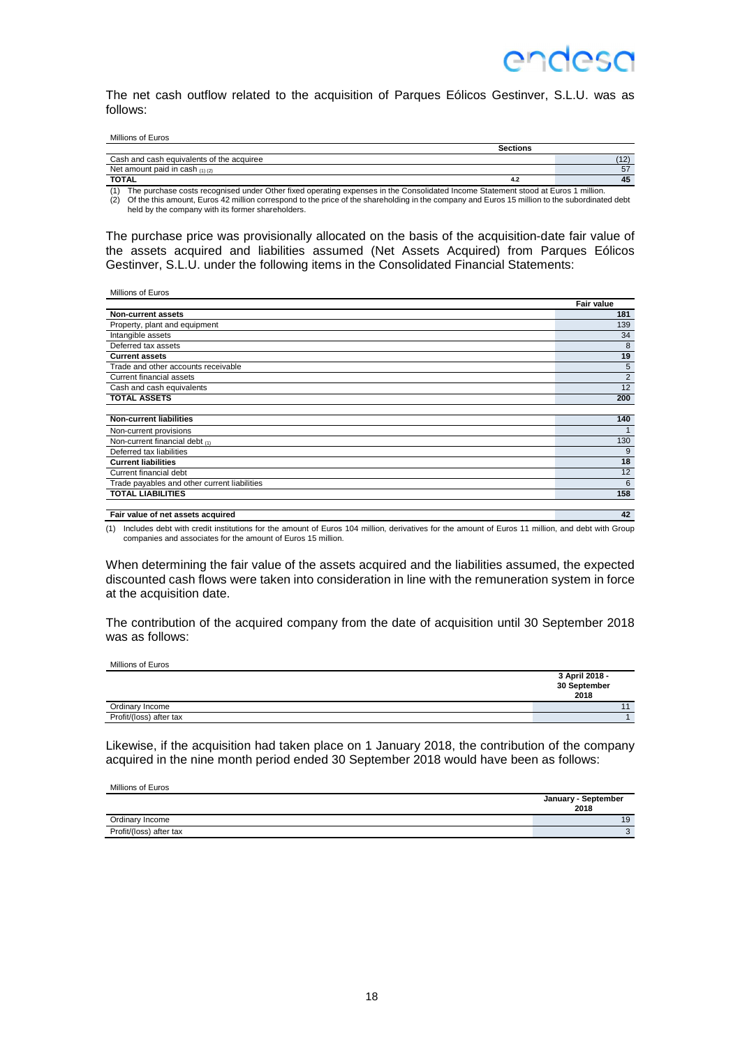The net cash outflow related to the acquisition of Parques Eólicos Gestinver, S.L.U. was as follows:

Millions of Euros

| | Sections | |
|---|---|---|
| Cash and cash equivalents of the acquiree | | (12) |
| Net amount paid in cash (1) (2) | | 57 |
| **TOTAL** | 4.2 | **45** |

(1) The purchase costs recognised under Other fixed operating expenses in the Consolidated Income Statement stood at Euros 1 million.
(2) Of the this amount, Euros 42 million correspond to the price of the shareholding in the company and Euros 15 million to the subordinated debt held by the company with its former shareholders.

The purchase price was provisionally allocated on the basis of the acquisition-date fair value of the assets acquired and liabilities assumed (Net Assets Acquired) from Parques Eólicos Gestinver, S.L.U. under the following items in the Consolidated Financial Statements:

Millions of Euros

| | Fair value |
|---|---|
| **Non-current assets** | **181** |
| Property, plant and equipment | 139 |
| Intangible assets | 34 |
| Deferred tax assets | 8 |
| **Current assets** | **19** |
| Trade and other accounts receivable | 5 |
| Current financial assets | 2 |
| Cash and cash equivalents | 12 |
| **TOTAL ASSETS** | **200** |
| | |
| **Non-current liabilities** | **140** |
| Non-current provisions | 1 |
| Non-current financial debt (1) | 130 |
| Deferred tax liabilities | 9 |
| **Current liabilities** | **18** |
| Current financial debt | 12 |
| Trade payables and other current liabilities | 6 |
| **TOTAL LIABILITIES** | **158** |
| | |
| **Fair value of net assets acquired** | **42** |

(1) Includes debt with credit institutions for the amount of Euros 104 million, derivatives for the amount of Euros 11 million, and debt with Group companies and associates for the amount of Euros 15 million.

When determining the fair value of the assets acquired and the liabilities assumed, the expected discounted cash flows were taken into consideration in line with the remuneration system in force at the acquisition date.

The contribution of the acquired company from the date of acquisition until 30 September 2018 was as follows:

Millions of Euros

| | 3 April 2018 - 30 September 2018 |
|---|---|
| Ordinary Income | 11 |
| Profit/(loss) after tax | 1 |

Likewise, if the acquisition had taken place on 1 January 2018, the contribution of the company acquired in the nine month period ended 30 September 2018 would have been as follows:

Millions of Euros

| | January - September 2018 |
|---|---|
| Ordinary Income | 19 |
| Profit/(loss) after tax | 3 |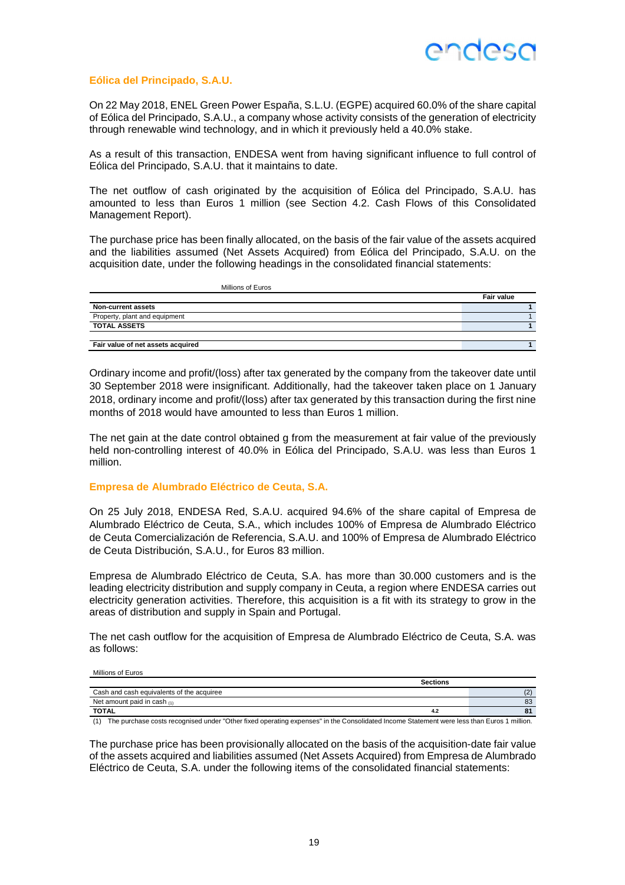### Eólica del Principado, S.A.U.

On 22 May 2018, ENEL Green Power España, S.L.U. (EGPE) acquired 60.0% of the share capital of Eólica del Principado, S.A.U., a company whose activity consists of the generation of electricity through renewable wind technology, and in which it previously held a 40.0% stake.

As a result of this transaction, ENDESA went from having significant influence to full control of Eólica del Principado, S.A.U. that it maintains to date.

The net outflow of cash originated by the acquisition of Eólica del Principado, S.A.U. has amounted to less than Euros 1 million (see Section 4.2. Cash Flows of this Consolidated Management Report).

The purchase price has been finally allocated, on the basis of the fair value of the assets acquired and the liabilities assumed (Net Assets Acquired) from Eólica del Principado, S.A.U. on the acquisition date, under the following headings in the consolidated financial statements:

Millions of Euros

| | Fair value |
|---|---|
| **Non-current assets** | **1** |
| Property, plant and equipment | 1 |
| **TOTAL ASSETS** | **1** |
| | |
| **Fair value of net assets acquired** | **1** |

Ordinary income and profit/(loss) after tax generated by the company from the takeover date until 30 September 2018 were insignificant. Additionally, had the takeover taken place on 1 January 2018, ordinary income and profit/(loss) after tax generated by this transaction during the first nine months of 2018 would have amounted to less than Euros 1 million.

The net gain at the date control obtained g from the measurement at fair value of the previously held non-controlling interest of 40.0% in Eólica del Principado, S.A.U. was less than Euros 1 million.

### Empresa de Alumbrado Eléctrico de Ceuta, S.A.

On 25 July 2018, ENDESA Red, S.A.U. acquired 94.6% of the share capital of Empresa de Alumbrado Eléctrico de Ceuta, S.A., which includes 100% of Empresa de Alumbrado Eléctrico de Ceuta Comercialización de Referencia, S.A.U. and 100% of Empresa de Alumbrado Eléctrico de Ceuta Distribución, S.A.U., for Euros 83 million.

Empresa de Alumbrado Eléctrico de Ceuta, S.A. has more than 30.000 customers and is the leading electricity distribution and supply company in Ceuta, a region where ENDESA carries out electricity generation activities. Therefore, this acquisition is a fit with its strategy to grow in the areas of distribution and supply in Spain and Portugal.

The net cash outflow for the acquisition of Empresa de Alumbrado Eléctrico de Ceuta, S.A. was as follows:

Millions of Euros

| | Sections | |
|---|---|---|
| Cash and cash equivalents of the acquiree | | (2) |
| Net amount paid in cash (1) | | 83 |
| **TOTAL** | **4.2** | **81** |

(1) The purchase costs recognised under "Other fixed operating expenses" in the Consolidated Income Statement were less than Euros 1 million.

The purchase price has been provisionally allocated on the basis of the acquisition-date fair value of the assets acquired and liabilities assumed (Net Assets Acquired) from Empresa de Alumbrado Eléctrico de Ceuta, S.A. under the following items of the consolidated financial statements: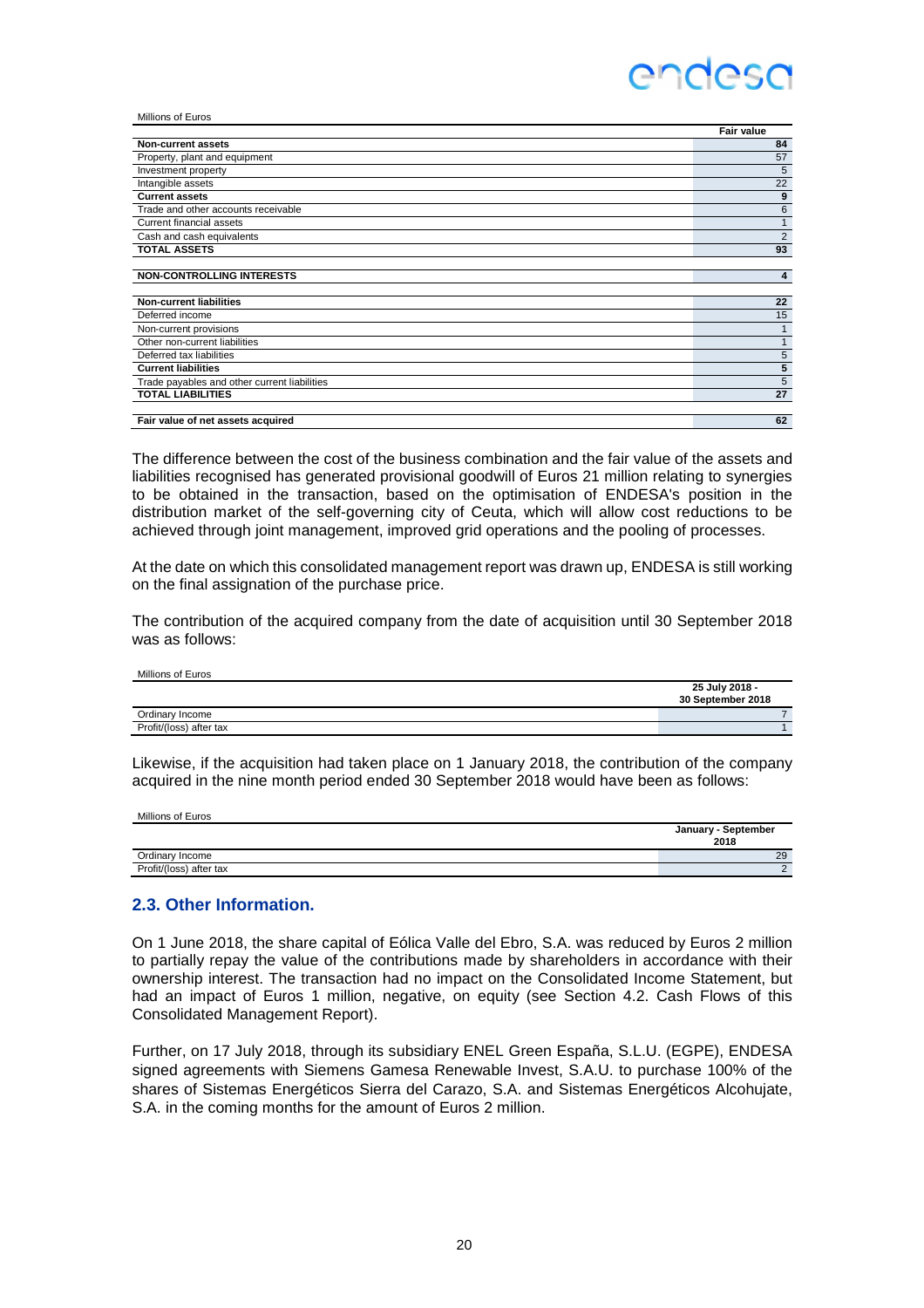Millions of Euros

| | Fair value |
|---|---|
| **Non-current assets** | **84** |
| Property, plant and equipment | 57 |
| Investment property | 5 |
| Intangible assets | 22 |
| **Current assets** | **9** |
| Trade and other accounts receivable | 6 |
| Current financial assets | 1 |
| Cash and cash equivalents | 2 |
| **TOTAL ASSETS** | **93** |
| | |
| **NON-CONTROLLING INTERESTS** | **4** |
| | |
| **Non-current liabilities** | **22** |
| Deferred income | 15 |
| Non-current provisions | 1 |
| Other non-current liabilities | 1 |
| Deferred tax liabilities | 5 |
| **Current liabilities** | **5** |
| Trade payables and other current liabilities | 5 |
| **TOTAL LIABILITIES** | **27** |
| | |
| **Fair value of net assets acquired** | **62** |

The difference between the cost of the business combination and the fair value of the assets and liabilities recognised has generated provisional goodwill of Euros 21 million relating to synergies to be obtained in the transaction, based on the optimisation of ENDESA's position in the distribution market of the self-governing city of Ceuta, which will allow cost reductions to be achieved through joint management, improved grid operations and the pooling of processes.

At the date on which this consolidated management report was drawn up, ENDESA is still working on the final assignation of the purchase price.

The contribution of the acquired company from the date of acquisition until 30 September 2018 was as follows:

Millions of Euros

| | 25 July 2018 - 30 September 2018 |
|---|---|
| Ordinary Income | 7 |
| Profit/(loss) after tax | 1 |

Likewise, if the acquisition had taken place on 1 January 2018, the contribution of the company acquired in the nine month period ended 30 September 2018 would have been as follows:

Millions of Euros

| | January - September 2018 |
|---|---|
| Ordinary Income | 29 |
| Profit/(loss) after tax | 2 |

## 2.3. Other Information.

On 1 June 2018, the share capital of Eólica Valle del Ebro, S.A. was reduced by Euros 2 million to partially repay the value of the contributions made by shareholders in accordance with their ownership interest. The transaction had no impact on the Consolidated Income Statement, but had an impact of Euros 1 million, negative, on equity (see Section 4.2. Cash Flows of this Consolidated Management Report).

Further, on 17 July 2018, through its subsidiary ENEL Green España, S.L.U. (EGPE), ENDESA signed agreements with Siemens Gamesa Renewable Invest, S.A.U. to purchase 100% of the shares of Sistemas Energéticos Sierra del Carazo, S.A. and Sistemas Energéticos Alcohujate, S.A. in the coming months for the amount of Euros 2 million.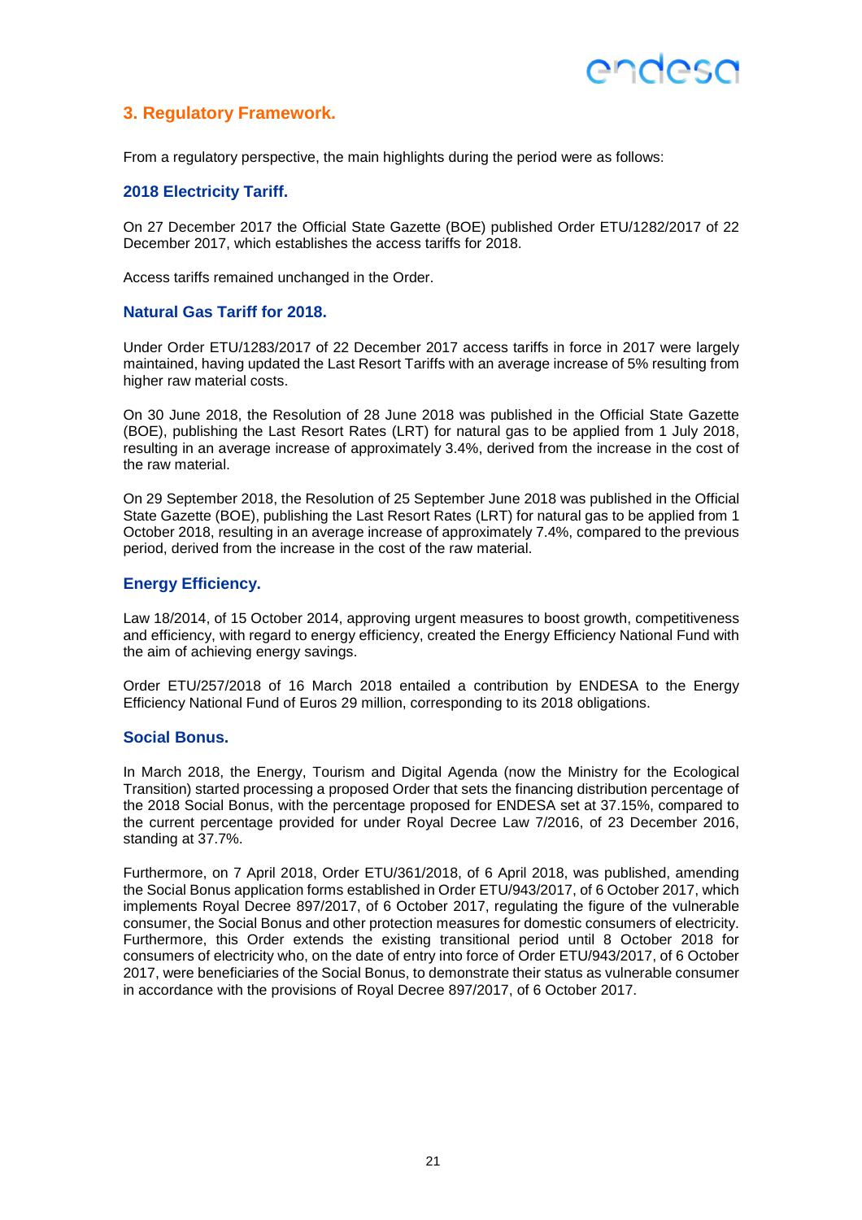## 3. Regulatory Framework.

From a regulatory perspective, the main highlights during the period were as follows:

### 2018 Electricity Tariff.

On 27 December 2017 the Official State Gazette (BOE) published Order ETU/1282/2017 of 22 December 2017, which establishes the access tariffs for 2018.

Access tariffs remained unchanged in the Order.

### Natural Gas Tariff for 2018.

Under Order ETU/1283/2017 of 22 December 2017 access tariffs in force in 2017 were largely maintained, having updated the Last Resort Tariffs with an average increase of 5% resulting from higher raw material costs.

On 30 June 2018, the Resolution of 28 June 2018 was published in the Official State Gazette (BOE), publishing the Last Resort Rates (LRT) for natural gas to be applied from 1 July 2018, resulting in an average increase of approximately 3.4%, derived from the increase in the cost of the raw material.

On 29 September 2018, the Resolution of 25 September June 2018 was published in the Official State Gazette (BOE), publishing the Last Resort Rates (LRT) for natural gas to be applied from 1 October 2018, resulting in an average increase of approximately 7.4%, compared to the previous period, derived from the increase in the cost of the raw material.

### Energy Efficiency.

Law 18/2014, of 15 October 2014, approving urgent measures to boost growth, competitiveness and efficiency, with regard to energy efficiency, created the Energy Efficiency National Fund with the aim of achieving energy savings.

Order ETU/257/2018 of 16 March 2018 entailed a contribution by ENDESA to the Energy Efficiency National Fund of Euros 29 million, corresponding to its 2018 obligations.

### Social Bonus.

In March 2018, the Energy, Tourism and Digital Agenda (now the Ministry for the Ecological Transition) started processing a proposed Order that sets the financing distribution percentage of the 2018 Social Bonus, with the percentage proposed for ENDESA set at 37.15%, compared to the current percentage provided for under Royal Decree Law 7/2016, of 23 December 2016, standing at 37.7%.

Furthermore, on 7 April 2018, Order ETU/361/2018, of 6 April 2018, was published, amending the Social Bonus application forms established in Order ETU/943/2017, of 6 October 2017, which implements Royal Decree 897/2017, of 6 October 2017, regulating the figure of the vulnerable consumer, the Social Bonus and other protection measures for domestic consumers of electricity. Furthermore, this Order extends the existing transitional period until 8 October 2018 for consumers of electricity who, on the date of entry into force of Order ETU/943/2017, of 6 October 2017, were beneficiaries of the Social Bonus, to demonstrate their status as vulnerable consumer in accordance with the provisions of Royal Decree 897/2017, of 6 October 2017.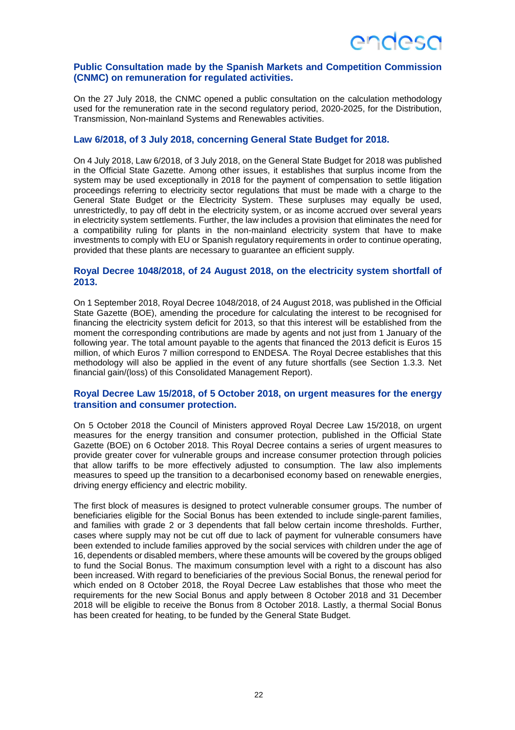### Public Consultation made by the Spanish Markets and Competition Commission (CNMC) on remuneration for regulated activities.

On the 27 July 2018, the CNMC opened a public consultation on the calculation methodology used for the remuneration rate in the second regulatory period, 2020-2025, for the Distribution, Transmission, Non-mainland Systems and Renewables activities.

### Law 6/2018, of 3 July 2018, concerning General State Budget for 2018.

On 4 July 2018, Law 6/2018, of 3 July 2018, on the General State Budget for 2018 was published in the Official State Gazette. Among other issues, it establishes that surplus income from the system may be used exceptionally in 2018 for the payment of compensation to settle litigation proceedings referring to electricity sector regulations that must be made with a charge to the General State Budget or the Electricity System. These surpluses may equally be used, unrestrictedly, to pay off debt in the electricity system, or as income accrued over several years in electricity system settlements. Further, the law includes a provision that eliminates the need for a compatibility ruling for plants in the non-mainland electricity system that have to make investments to comply with EU or Spanish regulatory requirements in order to continue operating, provided that these plants are necessary to guarantee an efficient supply.

### Royal Decree 1048/2018, of 24 August 2018, on the electricity system shortfall of 2013.

On 1 September 2018, Royal Decree 1048/2018, of 24 August 2018, was published in the Official State Gazette (BOE), amending the procedure for calculating the interest to be recognised for financing the electricity system deficit for 2013, so that this interest will be established from the moment the corresponding contributions are made by agents and not just from 1 January of the following year. The total amount payable to the agents that financed the 2013 deficit is Euros 15 million, of which Euros 7 million correspond to ENDESA. The Royal Decree establishes that this methodology will also be applied in the event of any future shortfalls (see Section 1.3.3. Net financial gain/(loss) of this Consolidated Management Report).

### Royal Decree Law 15/2018, of 5 October 2018, on urgent measures for the energy transition and consumer protection.

On 5 October 2018 the Council of Ministers approved Royal Decree Law 15/2018, on urgent measures for the energy transition and consumer protection, published in the Official State Gazette (BOE) on 6 October 2018. This Royal Decree contains a series of urgent measures to provide greater cover for vulnerable groups and increase consumer protection through policies that allow tariffs to be more effectively adjusted to consumption. The law also implements measures to speed up the transition to a decarbonised economy based on renewable energies, driving energy efficiency and electric mobility.

The first block of measures is designed to protect vulnerable consumer groups. The number of beneficiaries eligible for the Social Bonus has been extended to include single-parent families, and families with grade 2 or 3 dependents that fall below certain income thresholds. Further, cases where supply may not be cut off due to lack of payment for vulnerable consumers have been extended to include families approved by the social services with children under the age of 16, dependents or disabled members, where these amounts will be covered by the groups obliged to fund the Social Bonus. The maximum consumption level with a right to a discount has also been increased. With regard to beneficiaries of the previous Social Bonus, the renewal period for which ended on 8 October 2018, the Royal Decree Law establishes that those who meet the requirements for the new Social Bonus and apply between 8 October 2018 and 31 December 2018 will be eligible to receive the Bonus from 8 October 2018. Lastly, a thermal Social Bonus has been created for heating, to be funded by the General State Budget.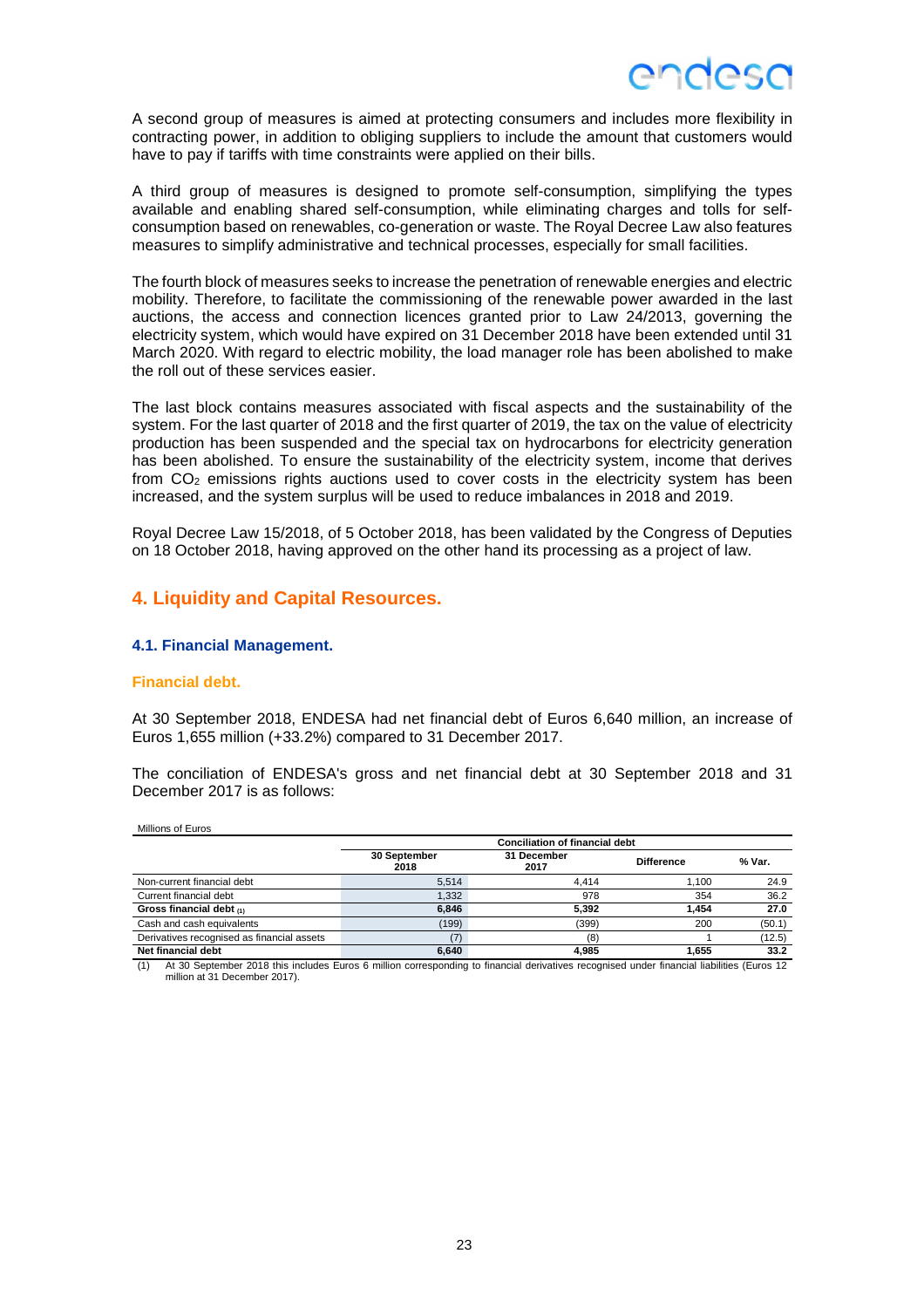A second group of measures is aimed at protecting consumers and includes more flexibility in contracting power, in addition to obliging suppliers to include the amount that customers would have to pay if tariffs with time constraints were applied on their bills.

A third group of measures is designed to promote self-consumption, simplifying the types available and enabling shared self-consumption, while eliminating charges and tolls for self-consumption based on renewables, co-generation or waste. The Royal Decree Law also features measures to simplify administrative and technical processes, especially for small facilities.

The fourth block of measures seeks to increase the penetration of renewable energies and electric mobility. Therefore, to facilitate the commissioning of the renewable power awarded in the last auctions, the access and connection licences granted prior to Law 24/2013, governing the electricity system, which would have expired on 31 December 2018 have been extended until 31 March 2020. With regard to electric mobility, the load manager role has been abolished to make the roll out of these services easier.

The last block contains measures associated with fiscal aspects and the sustainability of the system. For the last quarter of 2018 and the first quarter of 2019, the tax on the value of electricity production has been suspended and the special tax on hydrocarbons for electricity generation has been abolished. To ensure the sustainability of the electricity system, income that derives from $CO_2$ emissions rights auctions used to cover costs in the electricity system has been increased, and the system surplus will be used to reduce imbalances in 2018 and 2019.

Royal Decree Law 15/2018, of 5 October 2018, has been validated by the Congress of Deputies on 18 October 2018, having approved on the other hand its processing as a project of law.

## 4. Liquidity and Capital Resources.

### 4.1. Financial Management.

#### Financial debt.

At 30 September 2018, ENDESA had net financial debt of Euros 6,640 million, an increase of Euros 1,655 million (+33.2%) compared to 31 December 2017.

The conciliation of ENDESA's gross and net financial debt at 30 September 2018 and 31 December 2017 is as follows:

Millions of Euros

| | Conciliation of financial debt | | | |
|---|---|---|---|---|
| | 30 September 2018 | 31 December 2017 | Difference | % Var. |
| Non-current financial debt | 5,514 | 4,414 | 1,100 | 24.9 |
| Current financial debt | 1,332 | 978 | 354 | 36.2 |
| **Gross financial debt (1)** | **6,846** | **5,392** | **1,454** | **27.0** |
| Cash and cash equivalents | (199) | (399) | 200 | (50.1) |
| Derivatives recognised as financial assets | (7) | (8) | 1 | (12.5) |
| **Net financial debt** | **6,640** | **4,985** | **1,655** | **33.2** |

(1) At 30 September 2018 this includes Euros 6 million corresponding to financial derivatives recognised under financial liabilities (Euros 12 million at 31 December 2017).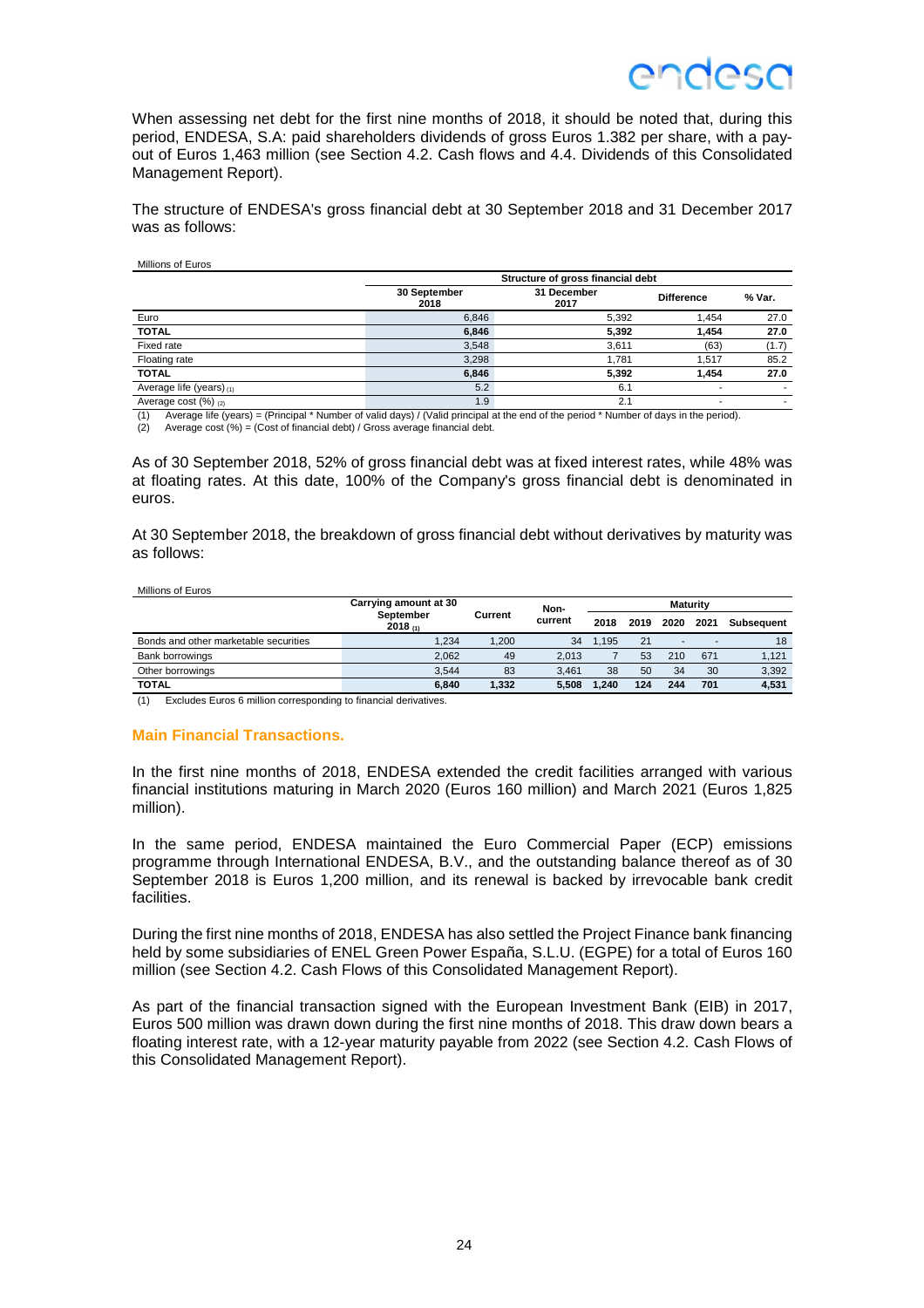When assessing net debt for the first nine months of 2018, it should be noted that, during this period, ENDESA, S.A: paid shareholders dividends of gross Euros 1.382 per share, with a pay-out of Euros 1,463 million (see Section 4.2. Cash flows and 4.4. Dividends of this Consolidated Management Report).

The structure of ENDESA's gross financial debt at 30 September 2018 and 31 December 2017 was as follows:

Millions of Euros

| | Structure of gross financial debt | | | |
|---|---|---|---|---|
| | 30 September 2018 | 31 December 2017 | Difference | % Var. |
| Euro | 6,846 | 5,392 | 1,454 | 27.0 |
| **TOTAL** | **6,846** | **5,392** | **1,454** | **27.0** |
| Fixed rate | 3,548 | 3,611 | (63) | (1.7) |
| Floating rate | 3,298 | 1,781 | 1,517 | 85.2 |
| **TOTAL** | **6,846** | **5,392** | **1,454** | **27.0** |
| Average life (years) (1) | 5.2 | 6.1 | - | - |
| Average cost (%) (2) | 1.9 | 2.1 | - | - |

(1) Average life (years) = (Principal * Number of valid days) / (Valid principal at the end of the period * Number of days in the period).
(2) Average cost (%) = (Cost of financial debt) / Gross average financial debt.

As of 30 September 2018, 52% of gross financial debt was at fixed interest rates, while 48% was at floating rates. At this date, 100% of the Company's gross financial debt is denominated in euros.

At 30 September 2018, the breakdown of gross financial debt without derivatives by maturity was as follows:

Millions of Euros

| | Carrying amount at 30 September 2018 (1) | Current | Non-current | Maturity | | | | |
|---|---|---|---|---|---|---|---|---|
| | | | | 2018 | 2019 | 2020 | 2021 | Subsequent |
| Bonds and other marketable securities | 1,234 | 1,200 | 34 | 1,195 | 21 | - | - | 18 |
| Bank borrowings | 2,062 | 49 | 2,013 | 7 | 53 | 210 | 671 | 1,121 |
| Other borrowings | 3,544 | 83 | 3,461 | 38 | 50 | 34 | 30 | 3,392 |
| **TOTAL** | **6,840** | **1,332** | **5,508** | **1,240** | **124** | **244** | **701** | **4,531** |

(1) Excludes Euros 6 million corresponding to financial derivatives.

## Main Financial Transactions.

In the first nine months of 2018, ENDESA extended the credit facilities arranged with various financial institutions maturing in March 2020 (Euros 160 million) and March 2021 (Euros 1,825 million).

In the same period, ENDESA maintained the Euro Commercial Paper (ECP) emissions programme through International ENDESA, B.V., and the outstanding balance thereof as of 30 September 2018 is Euros 1,200 million, and its renewal is backed by irrevocable bank credit facilities.

During the first nine months of 2018, ENDESA has also settled the Project Finance bank financing held by some subsidiaries of ENEL Green Power España, S.L.U. (EGPE) for a total of Euros 160 million (see Section 4.2. Cash Flows of this Consolidated Management Report).

As part of the financial transaction signed with the European Investment Bank (EIB) in 2017, Euros 500 million was drawn down during the first nine months of 2018. This draw down bears a floating interest rate, with a 12-year maturity payable from 2022 (see Section 4.2. Cash Flows of this Consolidated Management Report).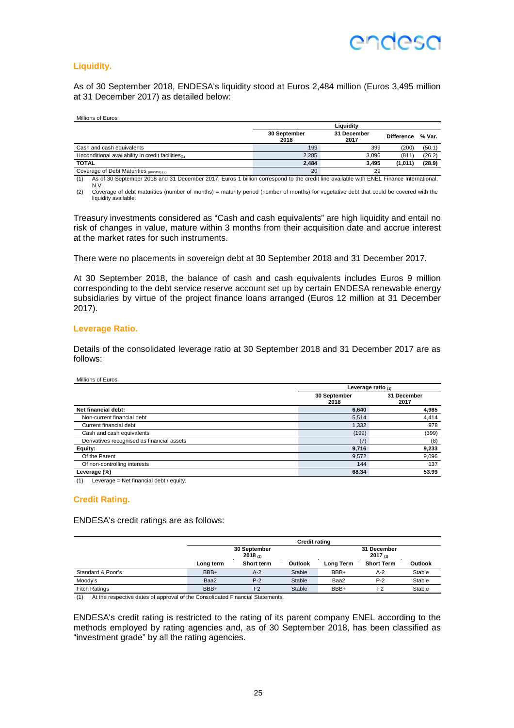## Liquidity.

As of 30 September 2018, ENDESA's liquidity stood at Euros 2,484 million (Euros 3,495 million at 31 December 2017) as detailed below:

Millions of Euros

| | Liquidity | | | |
|---|---|---|---|---|
| | 30 September 2018 | 31 December 2017 | Difference | % Var. |
| Cash and cash equivalents | 199 | 399 | (200) | (50.1) |
| Unconditional availability in credit facilities (1) | 2,285 | 3,096 | (811) | (26.2) |
| **TOTAL** | **2,484** | **3,495** | **(1,011)** | **(28.9)** |
| Coverage of Debt Maturities (months) (2) | 20 | 29 | | |

(1) As of 30 September 2018 and 31 December 2017, Euros 1 billion correspond to the credit line available with ENEL Finance International, N.V.

(2) Coverage of debt maturities (number of months) = maturity period (number of months) for vegetative debt that could be covered with the liquidity available.

Treasury investments considered as "Cash and cash equivalents" are high liquidity and entail no risk of changes in value, mature within 3 months from their acquisition date and accrue interest at the market rates for such instruments.

There were no placements in sovereign debt at 30 September 2018 and 31 December 2017.

At 30 September 2018, the balance of cash and cash equivalents includes Euros 9 million corresponding to the debt service reserve account set up by certain ENDESA renewable energy subsidiaries by virtue of the project finance loans arranged (Euros 12 million at 31 December 2017).

## Leverage Ratio.

Details of the consolidated leverage ratio at 30 September 2018 and 31 December 2017 are as follows:

Millions of Euros

| | Leverage ratio (1) | |
|---|---|---|
| | 30 September 2018 | 31 December 2017 |
| **Net financial debt:** | **6,640** | **4,985** |
| Non-current financial debt | 5,514 | 4,414 |
| Current financial debt | 1,332 | 978 |
| Cash and cash equivalents | (199) | (399) |
| Derivatives recognised as financial assets | (7) | (8) |
| **Equity:** | **9,716** | **9,233** |
| Of the Parent | 9,572 | 9,096 |
| Of non-controlling interests | 144 | 137 |
| **Leverage (%)** | **68.34** | **53.99** |

(1) Leverage = Net financial debt / equity.

## Credit Rating.

ENDESA's credit ratings are as follows:

| | Credit rating | | | | | |
|---|---|---|---|---|---|---|
| | 30 September 2018 (1) | | | 31 December 2017 (1) | | |
| | Long term | Short term | Outlook | Long Term | Short Term | Outlook |
| Standard & Poor's | BBB+ | A-2 | Stable | BBB+ | A-2 | Stable |
| Moody's | Baa2 | P-2 | Stable | Baa2 | P-2 | Stable |
| Fitch Ratings | BBB+ | F2 | Stable | BBB+ | F2 | Stable |

(1) At the respective dates of approval of the Consolidated Financial Statements.

ENDESA's credit rating is restricted to the rating of its parent company ENEL according to the methods employed by rating agencies and, as of 30 September 2018, has been classified as "investment grade" by all the rating agencies.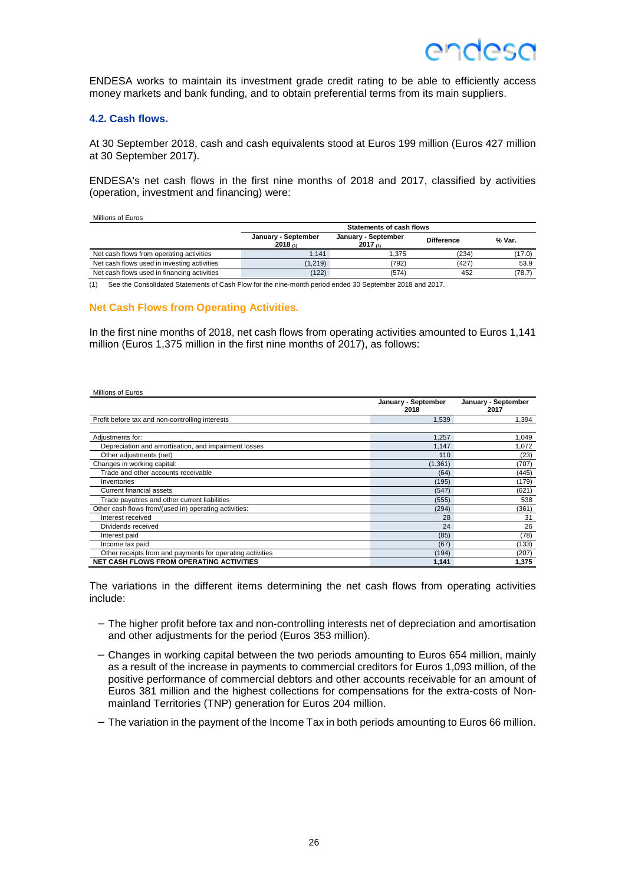ENDESA works to maintain its investment grade credit rating to be able to efficiently access money markets and bank funding, and to obtain preferential terms from its main suppliers.

## 4.2. Cash flows.

At 30 September 2018, cash and cash equivalents stood at Euros 199 million (Euros 427 million at 30 September 2017).

ENDESA's net cash flows in the first nine months of 2018 and 2017, classified by activities (operation, investment and financing) were:

Millions of Euros

| | Statements of cash flows | | | |
|---|---|---|---|---|
| | January - September 2018 (1) | January - September 2017 (1) | Difference | % Var. |
| Net cash flows from operating activities | 1,141 | 1,375 | (234) | (17.0) |
| Net cash flows used in investing activities | (1,219) | (792) | (427) | 53.9 |
| Net cash flows used in financing activities | (122) | (574) | 452 | (78.7) |

(1) See the Consolidated Statements of Cash Flow for the nine-month period ended 30 September 2018 and 2017.

### Net Cash Flows from Operating Activities.

In the first nine months of 2018, net cash flows from operating activities amounted to Euros 1,141 million (Euros 1,375 million in the first nine months of 2017), as follows:

Millions of Euros

| | January - September 2018 | January - September 2017 |
|---|---|---|
| Profit before tax and non-controlling interests | 1,539 | 1,394 |
| | | |
| Adjustments for: | 1,257 | 1,049 |
| Depreciation and amortisation, and impairment losses | 1,147 | 1,072 |
| Other adjustments (net) | 110 | (23) |
| Changes in working capital: | (1,361) | (707) |
| Trade and other accounts receivable | (64) | (445) |
| Inventories | (195) | (179) |
| Current financial assets | (547) | (621) |
| Trade payables and other current liabilities | (555) | 538 |
| Other cash flows from/(used in) operating activities: | (294) | (361) |
| Interest received | 28 | 31 |
| Dividends received | 24 | 26 |
| Interest paid | (85) | (78) |
| Income tax paid | (67) | (133) |
| Other receipts from and payments for operating activities | (194) | (207) |
| **NET CASH FLOWS FROM OPERATING ACTIVITIES** | **1,141** | **1,375** |

The variations in the different items determining the net cash flows from operating activities include:

- The higher profit before tax and non-controlling interests net of depreciation and amortisation and other adjustments for the period (Euros 353 million).
- Changes in working capital between the two periods amounting to Euros 654 million, mainly as a result of the increase in payments to commercial creditors for Euros 1,093 million, of the positive performance of commercial debtors and other accounts receivable for an amount of Euros 381 million and the highest collections for compensations for the extra-costs of Non-mainland Territories (TNP) generation for Euros 204 million.
- The variation in the payment of the Income Tax in both periods amounting to Euros 66 million.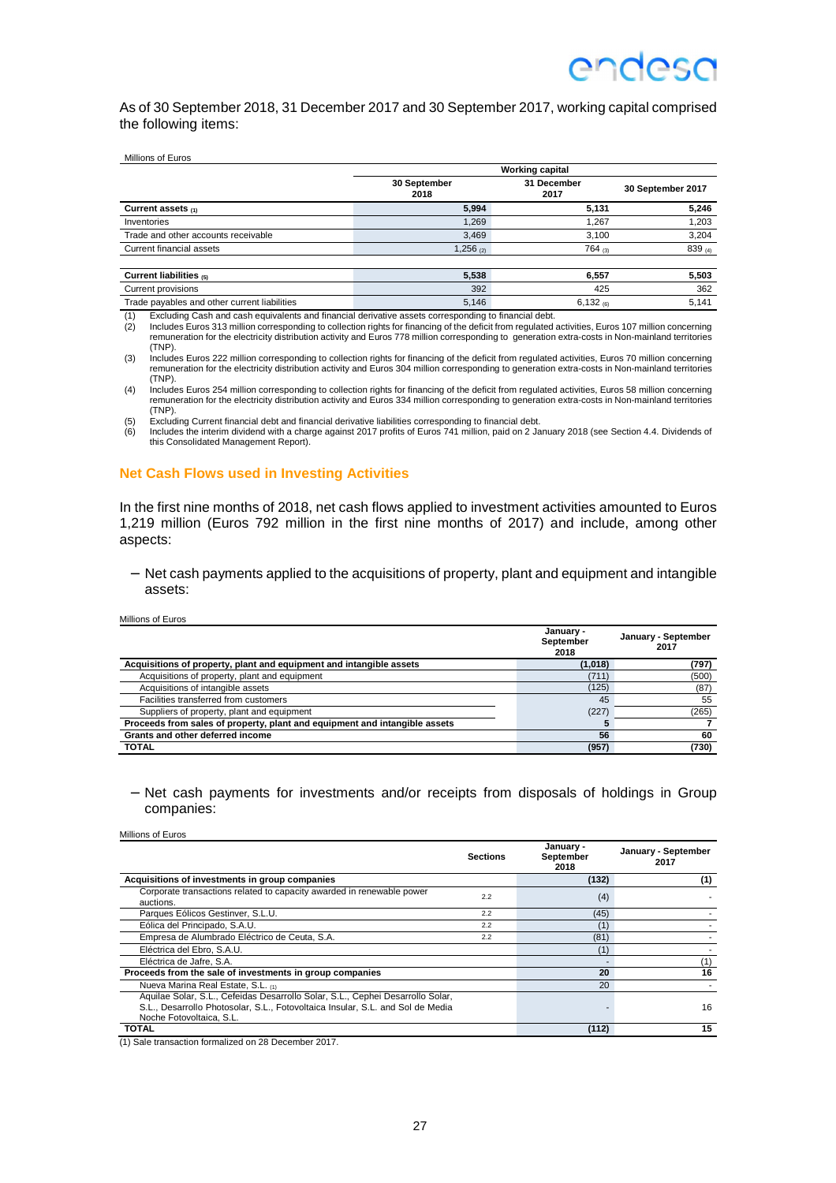As of 30 September 2018, 31 December 2017 and 30 September 2017, working capital comprised the following items:

Millions of Euros

| | Working capital | | |
|---|---|---|---|
| | 30 September 2018 | 31 December 2017 | 30 September 2017 |
| **Current assets (1)** | **5,994** | **5,131** | **5,246** |
| Inventories | 1,269 | 1,267 | 1,203 |
| Trade and other accounts receivable | 3,469 | 3,100 | 3,204 |
| Current financial assets | 1,256 (2) | 764 (3) | 839 (4) |
| | | | |
| **Current liabilities (5)** | **5,538** | **6,557** | **5,503** |
| Current provisions | 392 | 425 | 362 |
| Trade payables and other current liabilities | 5,146 | 6,132 (6) | 5,141 |

(1) Excluding Cash and cash equivalents and financial derivative assets corresponding to financial debt.
(2) Includes Euros 313 million corresponding to collection rights for financing of the deficit from regulated activities, Euros 107 million concerning remuneration for the electricity distribution activity and Euros 778 million corresponding to generation extra-costs in Non-mainland territories (TNP).
(3) Includes Euros 222 million corresponding to collection rights for financing of the deficit from regulated activities, Euros 70 million concerning remuneration for the electricity distribution activity and Euros 304 million corresponding to generation extra-costs in Non-mainland territories (TNP).
(4) Includes Euros 254 million corresponding to collection rights for financing of the deficit from regulated activities, Euros 58 million concerning remuneration for the electricity distribution activity and Euros 334 million corresponding to generation extra-costs in Non-mainland territories (TNP).
(5) Excluding Current financial debt and financial derivative liabilities corresponding to financial debt.
(6) Includes the interim dividend with a charge against 2017 profits of Euros 741 million, paid on 2 January 2018 (see Section 4.4. Dividends of this Consolidated Management Report).

### Net Cash Flows used in Investing Activities

In the first nine months of 2018, net cash flows applied to investment activities amounted to Euros 1,219 million (Euros 792 million in the first nine months of 2017) and include, among other aspects:

– Net cash payments applied to the acquisitions of property, plant and equipment and intangible assets:

Millions of Euros

| | January - September 2018 | January - September 2017 |
|---|---|---|
| **Acquisitions of property, plant and equipment and intangible assets** | **(1,018)** | **(797)** |
| Acquisitions of property, plant and equipment | (711) | (500) |
| Acquisitions of intangible assets | (125) | (87) |
| Facilities transferred from customers | 45 | 55 |
| Suppliers of property, plant and equipment | (227) | (265) |
| **Proceeds from sales of property, plant and equipment and intangible assets** | **5** | **7** |
| **Grants and other deferred income** | **56** | **60** |
| **TOTAL** | **(957)** | **(730)** |

– Net cash payments for investments and/or receipts from disposals of holdings in Group companies:

Millions of Euros

| | Sections | January - September 2018 | January - September 2017 |
|---|---|---|---|
| **Acquisitions of investments in group companies** | | **(132)** | **(1)** |
| Corporate transactions related to capacity awarded in renewable power auctions. | 2.2 | (4) | - |
| Parques Eólicos Gestinver, S.L.U. | 2.2 | (45) | - |
| Eólica del Principado, S.A.U. | 2.2 | (1) | - |
| Empresa de Alumbrado Eléctrico de Ceuta, S.A. | 2.2 | (81) | - |
| Eléctrica del Ebro, S.A.U. | | (1) | - |
| Eléctrica de Jafre, S.A. | | - | (1) |
| **Proceeds from the sale of investments in group companies** | | **20** | **16** |
| Nueva Marina Real Estate, S.L. (1) | | 20 | - |
| Aquilae Solar, S.L., Cefeidas Desarrollo Solar, S.L., Cephei Desarrollo Solar, S.L., Desarrollo Photosolar, S.L., Fotovoltaica Insular, S.L. and Sol de Media Noche Fotovoltaica, S.L. | | - | 16 |
| **TOTAL** | | **(112)** | **15** |

(1) Sale transaction formalized on 28 December 2017.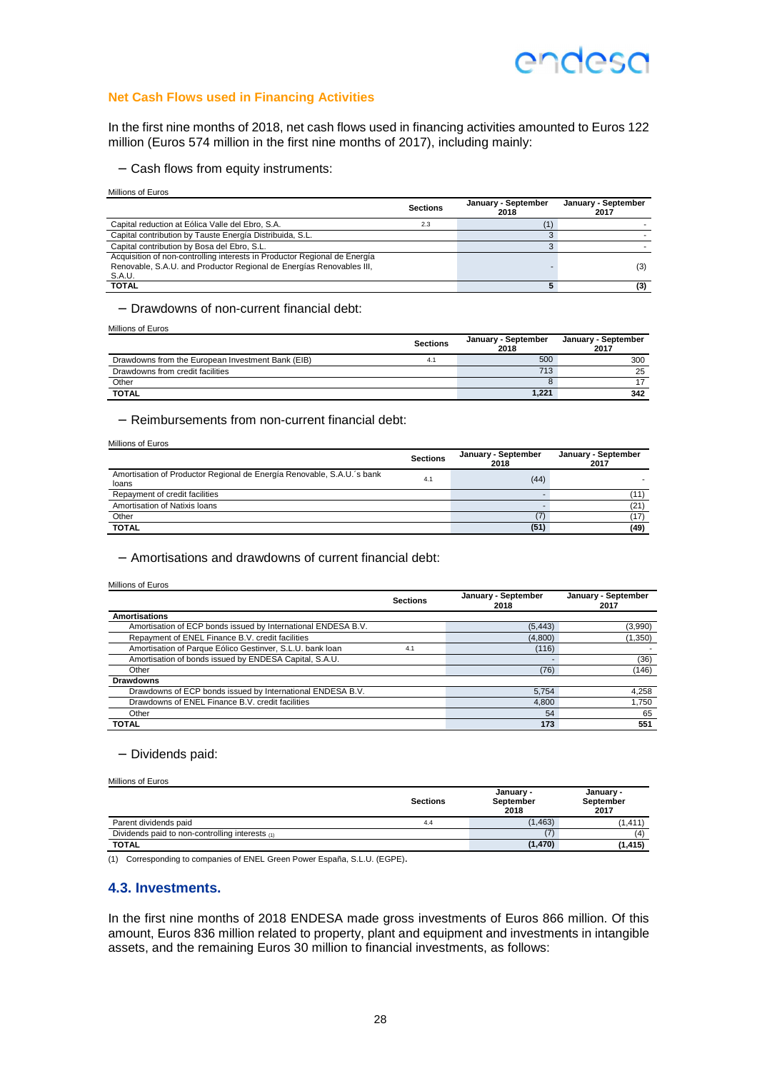### Net Cash Flows used in Financing Activities

In the first nine months of 2018, net cash flows used in financing activities amounted to Euros 122 million (Euros 574 million in the first nine months of 2017), including mainly:

- Cash flows from equity instruments:

Millions of Euros

| | Sections | January - September 2018 | January - September 2017 |
|---|---|---|---|
| Capital reduction at Eólica Valle del Ebro, S.A. | 2.3 | (1) | - |
| Capital contribution by Tauste Energía Distribuida, S.L. | | 3 | - |
| Capital contribution by Bosa del Ebro, S.L. | | 3 | - |
| Acquisition of non-controlling interests in Productor Regional de Energía Renovable, S.A.U. and Productor Regional de Energías Renovables III, S.A.U. | | - | (3) |
| **TOTAL** | | **5** | **(3)** |

- Drawdowns of non-current financial debt:

Millions of Euros

| | Sections | January - September 2018 | January - September 2017 |
|---|---|---|---|
| Drawdowns from the European Investment Bank (EIB) | 4.1 | 500 | 300 |
| Drawdowns from credit facilities | | 713 | 25 |
| Other | | 8 | 17 |
| **TOTAL** | | **1,221** | **342** |

- Reimbursements from non-current financial debt:

Millions of Euros

| | Sections | January - September 2018 | January - September 2017 |
|---|---|---|---|
| Amortisation of Productor Regional de Energía Renovable, S.A.U.´s bank loans | 4.1 | (44) | - |
| Repayment of credit facilities | | - | (11) |
| Amortisation of Natixis loans | | - | (21) |
| Other | | (7) | (17) |
| **TOTAL** | | **(51)** | **(49)** |

- Amortisations and drawdowns of current financial debt:

Millions of Euros

| | Sections | January - September 2018 | January - September 2017 |
|---|---|---|---|
| **Amortisations** | | | |
| Amortisation of ECP bonds issued by International ENDESA B.V. | | (5,443) | (3,990) |
| Repayment of ENEL Finance B.V. credit facilities | | (4,800) | (1,350) |
| Amortisation of Parque Eólico Gestinver, S.L.U. bank loan | 4.1 | (116) | - |
| Amortisation of bonds issued by ENDESA Capital, S.A.U. | | - | (36) |
| Other | | (76) | (146) |
| **Drawdowns** | | | |
| Drawdowns of ECP bonds issued by International ENDESA B.V. | | 5,754 | 4,258 |
| Drawdowns of ENEL Finance B.V. credit facilities | | 4,800 | 1,750 |
| Other | | 54 | 65 |
| **TOTAL** | | **173** | **551** |

- Dividends paid:

Millions of Euros

| | Sections | January - September 2018 | January - September 2017 |
|---|---|---|---|
| Parent dividends paid | 4.4 | (1,463) | (1,411) |
| Dividends paid to non-controlling interests (1) | | (7) | (4) |
| **TOTAL** | | **(1,470)** | **(1,415)** |

(1) Corresponding to companies of ENEL Green Power España, S.L.U. (EGPE).

## 4.3. Investments.

In the first nine months of 2018 ENDESA made gross investments of Euros 866 million. Of this amount, Euros 836 million related to property, plant and equipment and investments in intangible assets, and the remaining Euros 30 million to financial investments, as follows: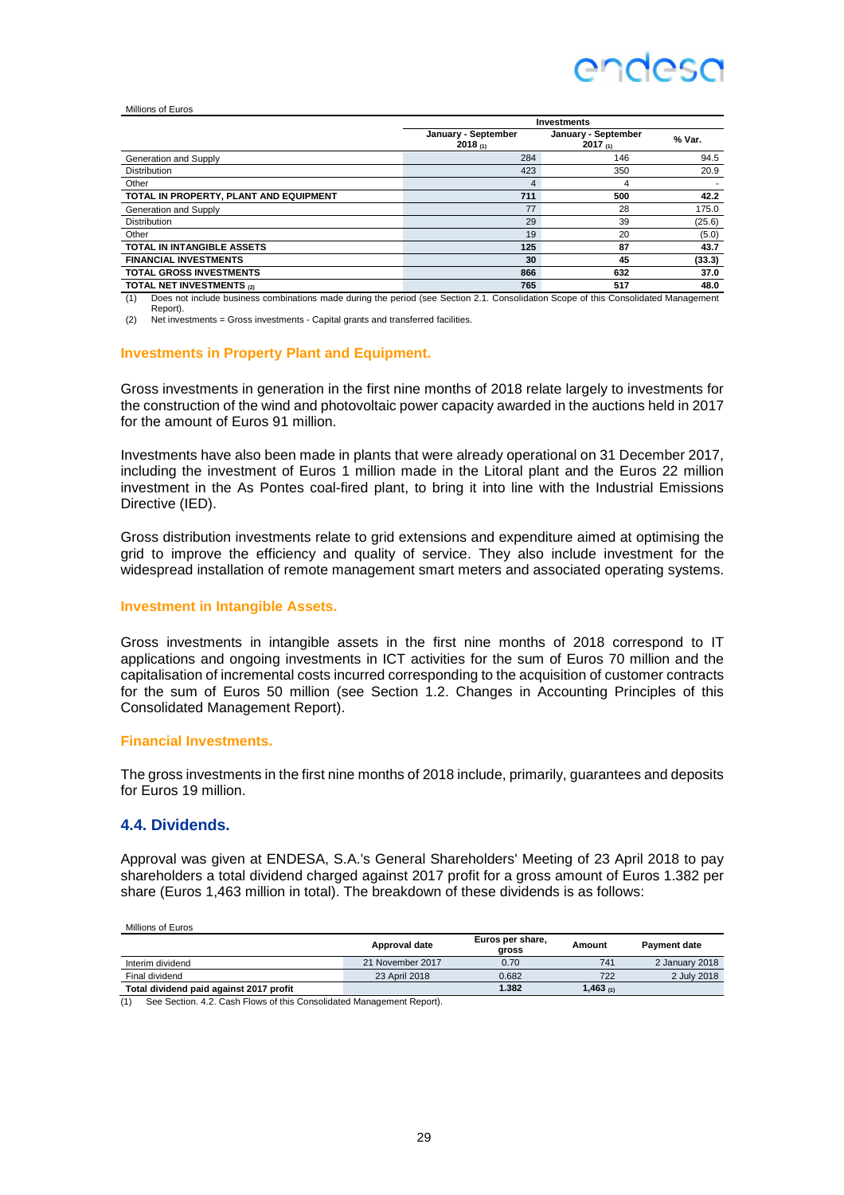Millions of Euros

| | Investments | | |
|---|---|---|---|
| | January - September 2018 (1) | January - September 2017 (1) | % Var. |
| Generation and Supply | 284 | 146 | 94.5 |
| Distribution | 423 | 350 | 20.9 |
| Other | 4 | 4 | - |
| **TOTAL IN PROPERTY, PLANT AND EQUIPMENT** | **711** | **500** | **42.2** |
| Generation and Supply | 77 | 28 | 175.0 |
| Distribution | 29 | 39 | (25.6) |
| Other | 19 | 20 | (5.0) |
| **TOTAL IN INTANGIBLE ASSETS** | **125** | **87** | **43.7** |
| **FINANCIAL INVESTMENTS** | **30** | **45** | **(33.3)** |
| **TOTAL GROSS INVESTMENTS** | **866** | **632** | **37.0** |
| **TOTAL NET INVESTMENTS (2)** | **765** | **517** | **48.0** |

(1) Does not include business combinations made during the period (see Section 2.1. Consolidation Scope of this Consolidated Management Report).

(2) Net investments = Gross investments - Capital grants and transferred facilities.

### Investments in Property Plant and Equipment.

Gross investments in generation in the first nine months of 2018 relate largely to investments for the construction of the wind and photovoltaic power capacity awarded in the auctions held in 2017 for the amount of Euros 91 million.

Investments have also been made in plants that were already operational on 31 December 2017, including the investment of Euros 1 million made in the Litoral plant and the Euros 22 million investment in the As Pontes coal-fired plant, to bring it into line with the Industrial Emissions Directive (IED).

Gross distribution investments relate to grid extensions and expenditure aimed at optimising the grid to improve the efficiency and quality of service. They also include investment for the widespread installation of remote management smart meters and associated operating systems.

### Investment in Intangible Assets.

Gross investments in intangible assets in the first nine months of 2018 correspond to IT applications and ongoing investments in ICT activities for the sum of Euros 70 million and the capitalisation of incremental costs incurred corresponding to the acquisition of customer contracts for the sum of Euros 50 million (see Section 1.2. Changes in Accounting Principles of this Consolidated Management Report).

### Financial Investments.

The gross investments in the first nine months of 2018 include, primarily, guarantees and deposits for Euros 19 million.

## 4.4. Dividends.

Approval was given at ENDESA, S.A.'s General Shareholders' Meeting of 23 April 2018 to pay shareholders a total dividend charged against 2017 profit for a gross amount of Euros 1.382 per share (Euros 1,463 million in total). The breakdown of these dividends is as follows:

Millions of Euros

| | Approval date | Euros per share, gross | Amount | Payment date |
|---|---|---|---|---|
| Interim dividend | 21 November 2017 | 0.70 | 741 | 2 January 2018 |
| Final dividend | 23 April 2018 | 0.682 | 722 | 2 July 2018 |
| **Total dividend paid against 2017 profit** | | **1.382** | **1,463 (1)** | |

(1) See Section. 4.2. Cash Flows of this Consolidated Management Report).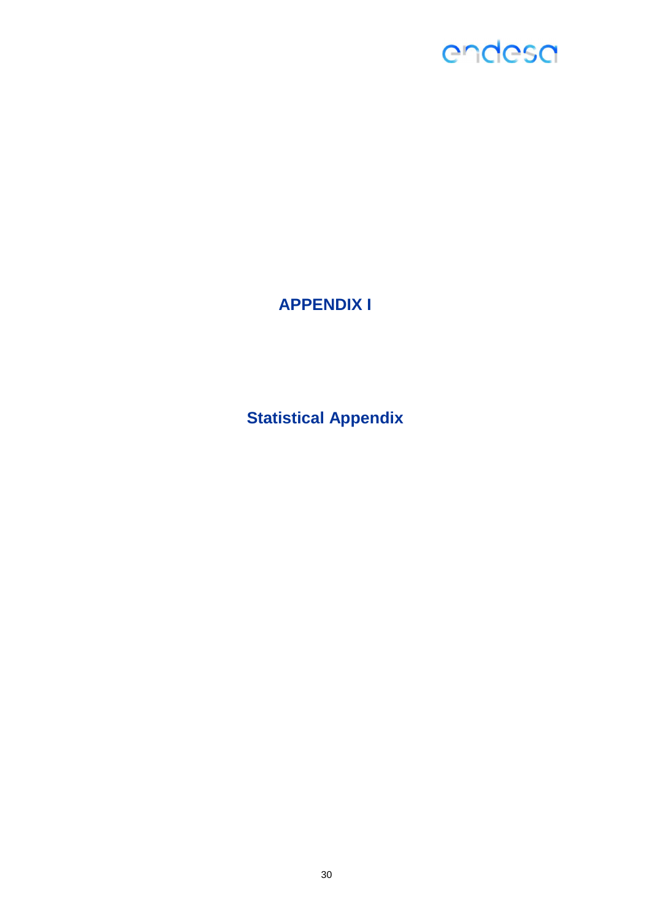# APPENDIX I

## Statistical Appendix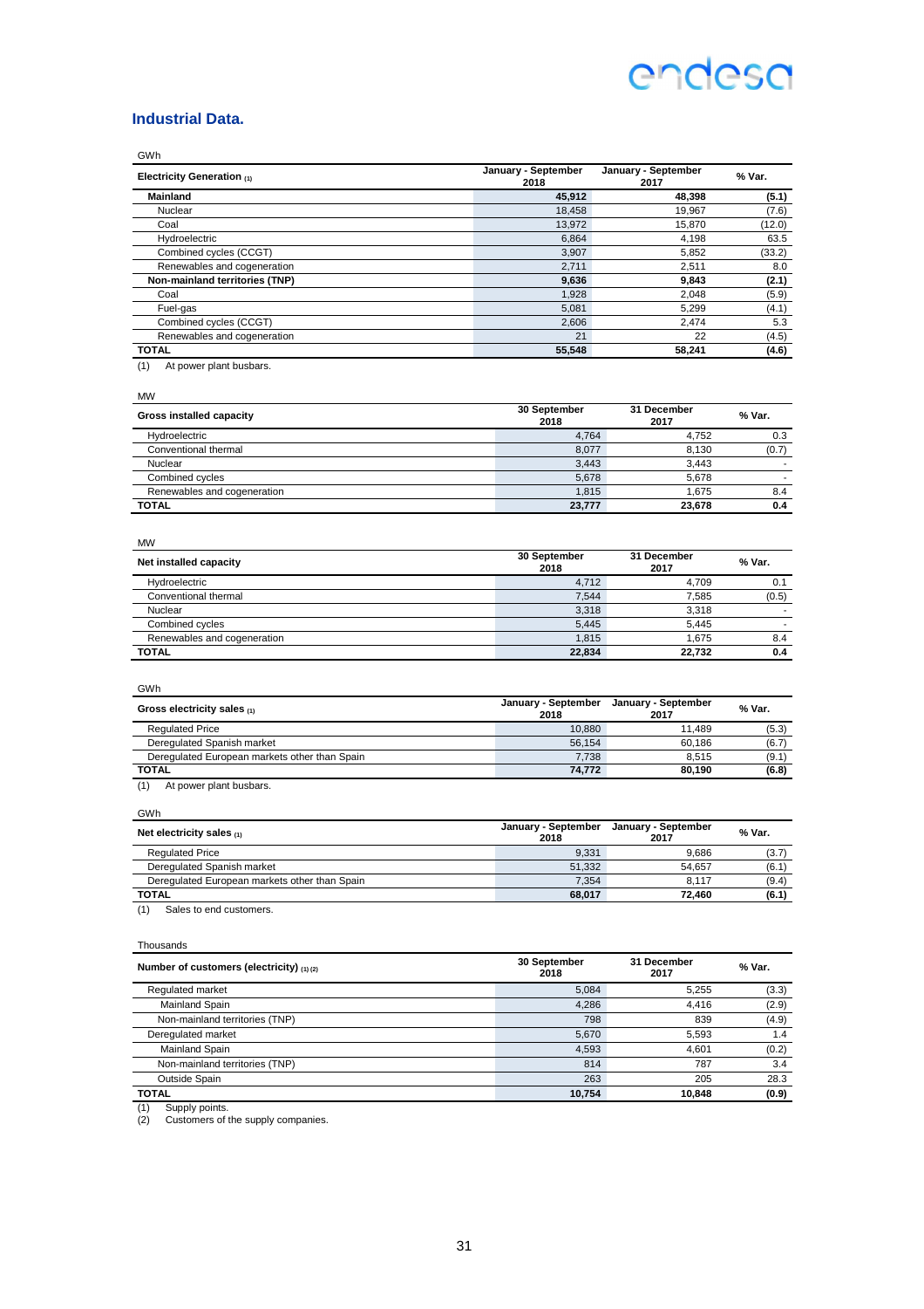## Industrial Data.

GWh

| Electricity Generation (1) | January - September 2018 | January - September 2017 | % Var. |
|---|---|---|---|
| **Mainland** | **45,912** | **48,398** | **(5.1)** |
| Nuclear | 18,458 | 19,967 | (7.6) |
| Coal | 13,972 | 15,870 | (12.0) |
| Hydroelectric | 6,864 | 4,198 | 63.5 |
| Combined cycles (CCGT) | 3,907 | 5,852 | (33.2) |
| Renewables and cogeneration | 2,711 | 2,511 | 8.0 |
| **Non-mainland territories (TNP)** | **9,636** | **9,843** | **(2.1)** |
| Coal | 1,928 | 2,048 | (5.9) |
| Fuel-gas | 5,081 | 5,299 | (4.1) |
| Combined cycles (CCGT) | 2,606 | 2,474 | 5.3 |
| Renewables and cogeneration | 21 | 22 | (4.5) |
| **TOTAL** | **55,548** | **58,241** | **(4.6)** |

(1) At power plant busbars.

MW

| Gross installed capacity | 30 September 2018 | 31 December 2017 | % Var. |
|---|---|---|---|
| Hydroelectric | 4,764 | 4,752 | 0.3 |
| Conventional thermal | 8,077 | 8,130 | (0.7) |
| Nuclear | 3,443 | 3,443 | - |
| Combined cycles | 5,678 | 5,678 | - |
| Renewables and cogeneration | 1,815 | 1,675 | 8.4 |
| **TOTAL** | **23,777** | **23,678** | **0.4** |

MW

| Net installed capacity | 30 September 2018 | 31 December 2017 | % Var. |
|---|---|---|---|
| Hydroelectric | 4,712 | 4,709 | 0.1 |
| Conventional thermal | 7,544 | 7,585 | (0.5) |
| Nuclear | 3,318 | 3,318 | - |
| Combined cycles | 5,445 | 5,445 | - |
| Renewables and cogeneration | 1,815 | 1,675 | 8.4 |
| **TOTAL** | **22,834** | **22,732** | **0.4** |

GWh

| Gross electricity sales (1) | January - September 2018 | January - September 2017 | % Var. |
|---|---|---|---|
| Regulated Price | 10,880 | 11,489 | (5.3) |
| Deregulated Spanish market | 56,154 | 60,186 | (6.7) |
| Deregulated European markets other than Spain | 7,738 | 8,515 | (9.1) |
| **TOTAL** | **74,772** | **80,190** | **(6.8)** |

(1) At power plant busbars.

GWh

| Net electricity sales (1) | January - September 2018 | January - September 2017 | % Var. |
|---|---|---|---|
| Regulated Price | 9,331 | 9,686 | (3.7) |
| Deregulated Spanish market | 51,332 | 54,657 | (6.1) |
| Deregulated European markets other than Spain | 7,354 | 8,117 | (9.4) |
| **TOTAL** | **68,017** | **72,460** | **(6.1)** |

(1) Sales to end customers.

Thousands

| Number of customers (electricity) (1) (2) | 30 September 2018 | 31 December 2017 | % Var. |
|---|---|---|---|
| Regulated market | 5,084 | 5,255 | (3.3) |
| Mainland Spain | 4,286 | 4,416 | (2.9) |
| Non-mainland territories (TNP) | 798 | 839 | (4.9) |
| Deregulated market | 5,670 | 5,593 | 1.4 |
| Mainland Spain | 4,593 | 4,601 | (0.2) |
| Non-mainland territories (TNP) | 814 | 787 | 3.4 |
| Outside Spain | 263 | 205 | 28.3 |
| **TOTAL** | **10,754** | **10,848** | **(0.9)** |

(1) Supply points.
(2) Customers of the supply companies.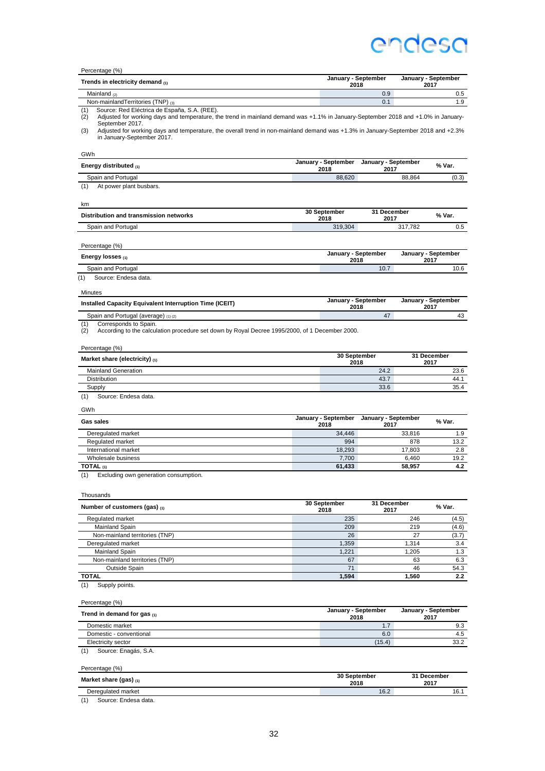Percentage (%)

| Trends in electricity demand (1) | January - September 2018 | January - September 2017 |
|---|---|---|
| Mainland (2) | 0.9 | 0.5 |
| Non-mainlandTerritories (TNP) (3) | 0.1 | 1.9 |

(1) Source: Red Eléctrica de España, S.A. (REE).
(2) Adjusted for working days and temperature, the trend in mainland demand was +1.1% in January-September 2018 and +1.0% in January-September 2017.
(3) Adjusted for working days and temperature, the overall trend in non-mainland demand was +1.3% in January-September 2018 and +2.3% in January-September 2017.

GWh

| Energy distributed (1) | January - September 2018 | January - September 2017 | % Var. |
|---|---|---|---|
| Spain and Portugal | 88,620 | 88,864 | (0.3) |

(1) At power plant busbars.

km

| Distribution and transmission networks | 30 September 2018 | 31 December 2017 | % Var. |
|---|---|---|---|
| Spain and Portugal | 319,304 | 317,782 | 0.5 |

Percentage (%)

| Energy losses (1) | January - September 2018 | January - September 2017 |
|---|---|---|
| Spain and Portugal | 10.7 | 10.6 |

(1) Source: Endesa data.

Minutes

| Installed Capacity Equivalent Interruption Time (ICEIT) | January - September 2018 | January - September 2017 |
|---|---|---|
| Spain and Portugal (average) (1) (2) | 47 | 43 |

(1) Corresponds to Spain.
(2) According to the calculation procedure set down by Royal Decree 1995/2000, of 1 December 2000.

Percentage (%)

| Market share (electricity) (1) | 30 September 2018 | 31 December 2017 |
|---|---|---|
| Mainland Generation | 24.2 | 23.6 |
| Distribution | 43.7 | 44.1 |
| Supply | 33.6 | 35.4 |

(1) Source: Endesa data.

GWh

| Gas sales | January - September 2018 | January - September 2017 | % Var. |
|---|---|---|---|
| Deregulated market | 34,446 | 33,816 | 1.9 |
| Regulated market | 994 | 878 | 13.2 |
| International market | 18,293 | 17,803 | 2.8 |
| Wholesale business | 7,700 | 6,460 | 19.2 |
| **TOTAL (1)** | **61,433** | **58,957** | **4.2** |

(1) Excluding own generation consumption.

Thousands

| Number of customers (gas) (1) | 30 September 2018 | 31 December 2017 | % Var. |
|---|---|---|---|
| Regulated market | 235 | 246 | (4.5) |
| Mainland Spain | 209 | 219 | (4.6) |
| Non-mainland territories (TNP) | 26 | 27 | (3.7) |
| Deregulated market | 1,359 | 1,314 | 3.4 |
| Mainland Spain | 1,221 | 1,205 | 1.3 |
| Non-mainland territories (TNP) | 67 | 63 | 6.3 |
| Outside Spain | 71 | 46 | 54.3 |
| **TOTAL** | **1,594** | **1,560** | **2.2** |

(1) Supply points.

Percentage (%)

| Trend in demand for gas (1) | January - September 2018 | January - September 2017 |
|---|---|---|
| Domestic market | 1.7 | 9.3 |
| Domestic - conventional | 6.0 | 4.5 |
| Electricity sector | (15.4) | 33.2 |

(1) Source: Enagás, S.A.

Percentage (%)

| Market share (gas) (1) | 30 September 2018 | 31 December 2017 |
|---|---|---|
| Deregulated market | 16.2 | 16.1 |

(1) Source: Endesa data.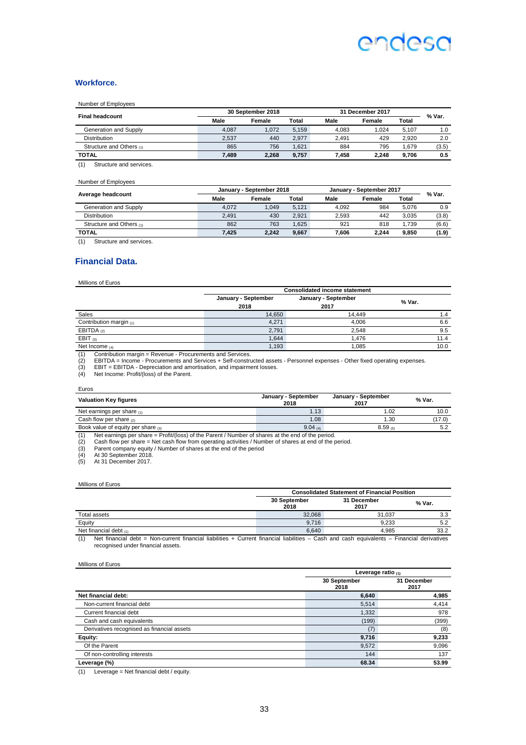## Workforce.

Number of Employees

| Final headcount | 30 September 2018 | | | 31 December 2017 | | | % Var. |
|---|---|---|---|---|---|---|---|
| | Male | Female | Total | Male | Female | Total | |
| Generation and Supply | 4,087 | 1,072 | 5,159 | 4,083 | 1,024 | 5,107 | 1.0 |
| Distribution | 2,537 | 440 | 2,977 | 2,491 | 429 | 2,920 | 2.0 |
| Structure and Others (1) | 865 | 756 | 1,621 | 884 | 795 | 1,679 | (3.5) |
| **TOTAL** | **7,489** | **2,268** | **9,757** | **7,458** | **2,248** | **9,706** | **0.5** |

(1) Structure and services.

Number of Employees

| Average headcount | January - September 2018 | | | January - September 2017 | | | % Var. |
|---|---|---|---|---|---|---|---|
| | Male | Female | Total | Male | Female | Total | |
| Generation and Supply | 4,072 | 1,049 | 5,121 | 4,092 | 984 | 5,076 | 0.9 |
| Distribution | 2,491 | 430 | 2,921 | 2,593 | 442 | 3,035 | (3.8) |
| Structure and Others (1) | 862 | 763 | 1,625 | 921 | 818 | 1,739 | (6.6) |
| **TOTAL** | **7,425** | **2,242** | **9,667** | **7,606** | **2,244** | **9,850** | **(1.9)** |

(1) Structure and services.

## Financial Data.

Millions of Euros

| | Consolidated income statement | | |
|---|---|---|---|
| | January - September 2018 | January - September 2017 | % Var. |
| Sales | 14,650 | 14,449 | 1.4 |
| Contribution margin (1) | 4,271 | 4,006 | 6.6 |
| EBITDA (2) | 2,791 | 2,548 | 9.5 |
| EBIT (3) | 1,644 | 1,476 | 11.4 |
| Net Income (4) | 1,193 | 1,085 | 10.0 |

(1) Contribution margin = Revenue - Procurements and Services.
(2) EBITDA = Income - Procurements and Services + Self-constructed assets - Personnel expenses - Other fixed operating expenses.
(3) EBIT = EBITDA - Depreciation and amortisation, and impairment losses.
(4) Net Income: Profit/(loss) of the Parent.

Euros

| Valuation Key figures | January - September 2018 | January - September 2017 | % Var. |
|---|---|---|---|
| Net earnings per share (1) | 1.13 | 1.02 | 10.0 |
| Cash flow per share (2) | 1.08 | 1.30 | (17.0) |
| Book value of equity per share (3) | 9.04 (4) | 8.59 (5) | 5.2 |

(1) Net earnings per share = Profit/(loss) of the Parent / Number of shares at the end of the period.
(2) Cash flow per share = Net cash flow from operating activities / Number of shares at end of the period.
(3) Parent company equity / Number of shares at the end of the period
(4) At 30 September 2018.
(5) At 31 December 2017.

Millions of Euros

| | Consolidated Statement of Financial Position | | |
|---|---|---|---|
| | 30 September 2018 | 31 December 2017 | % Var. |
| Total assets | 32,068 | 31,037 | 3.3 |
| Equity | 9,716 | 9,233 | 5.2 |
| Net financial debt (1) | 6,640 | 4,985 | 33.2 |

(1) Net financial debt = Non-current financial liabilities + Current financial liabilities – Cash and cash equivalents – Financial derivatives recognised under financial assets.

Millions of Euros

| | Leverage ratio (1) | |
|---|---|---|
| | 30 September 2018 | 31 December 2017 |
| **Net financial debt:** | **6,640** | **4,985** |
| Non-current financial debt | 5,514 | 4,414 |
| Current financial debt | 1,332 | 978 |
| Cash and cash equivalents | (199) | (399) |
| Derivatives recognised as financial assets | (7) | (8) |
| **Equity:** | **9,716** | **9,233** |
| Of the Parent | 9,572 | 9,096 |
| Of non-controlling interests | 144 | 137 |
| **Leverage (%)** | **68.34** | **53.99** |

(1) Leverage = Net financial debt / equity.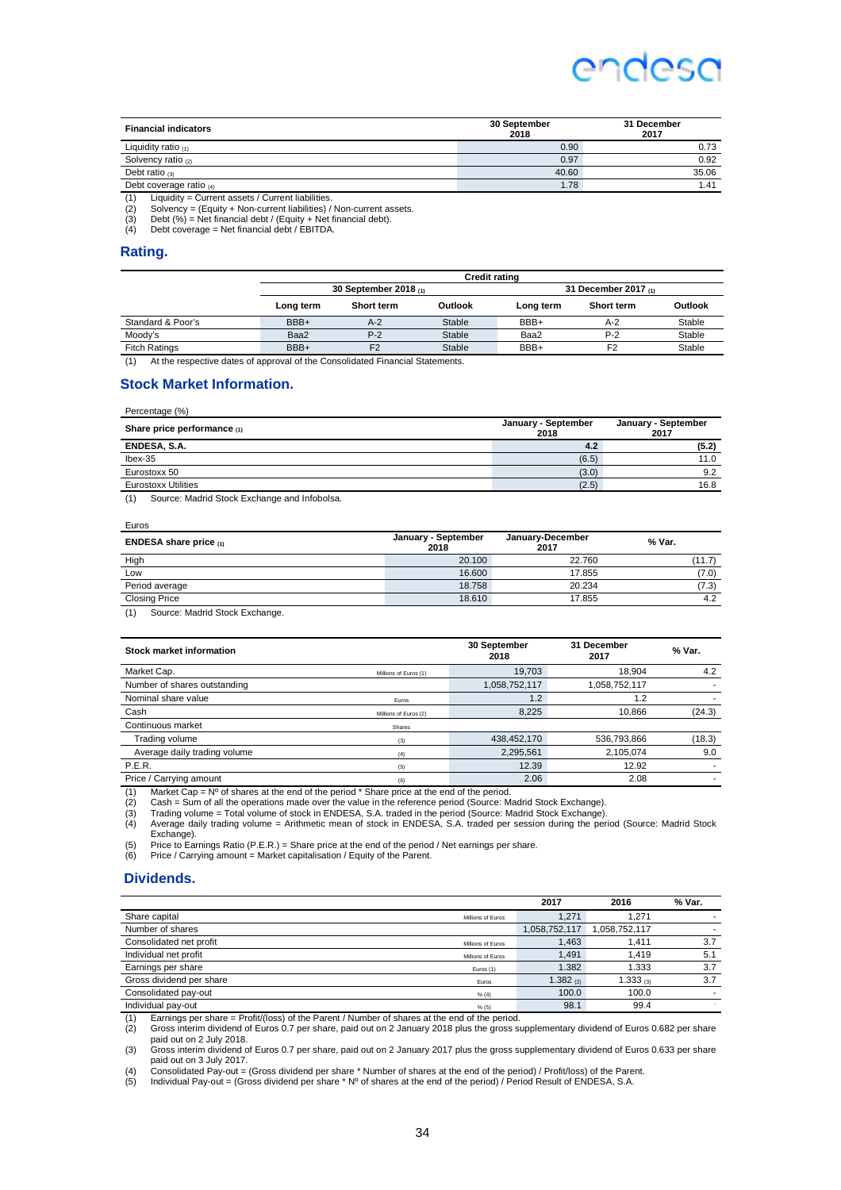| Financial indicators | 30 September 2018 | 31 December 2017 |
|---|---|---|
| Liquidity ratio (1) | 0.90 | 0.73 |
| Solvency ratio (2) | 0.97 | 0.92 |
| Debt ratio (3) | 40.60 | 35.06 |
| Debt coverage ratio (4) | 1.78 | 1.41 |

(1) Liquidity = Current assets / Current liabilities.
(2) Solvency = (Equity + Non-current liabilities) / Non-current assets.
(3) Debt (%) = Net financial debt / (Equity + Net financial debt).
(4) Debt coverage = Net financial debt / EBITDA.

## Rating.

| | Credit rating | | | | | |
|---|---|---|---|---|---|---|
| | 30 September 2018 (1) | | | 31 December 2017 (1) | | |
| | Long term | Short term | Outlook | Long term | Short term | Outlook |
| Standard & Poor's | BBB+ | A-2 | Stable | BBB+ | A-2 | Stable |
| Moody's | Baa2 | P-2 | Stable | Baa2 | P-2 | Stable |
| Fitch Ratings | BBB+ | F2 | Stable | BBB+ | F2 | Stable |

(1) At the respective dates of approval of the Consolidated Financial Statements.

## Stock Market Information.

Percentage (%)

| Share price performance (1) | January - September 2018 | January - September 2017 |
|---|---|---|
| **ENDESA, S.A.** | **4.2** | **(5.2)** |
| Ibex-35 | (6.5) | 11.0 |
| Eurostoxx 50 | (3.0) | 9.2 |
| Eurostoxx Utilities | (2.5) | 16.8 |

(1) Source: Madrid Stock Exchange and Infobolsa.

Euros

| ENDESA share price (1) | January - September 2018 | January-December 2017 | % Var. |
|---|---|---|---|
| High | 20.100 | 22.760 | (11.7) |
| Low | 16.600 | 17.855 | (7.0) |
| Period average | 18.758 | 20.234 | (7.3) |
| Closing Price | 18.610 | 17.855 | 4.2 |

(1) Source: Madrid Stock Exchange.

| Stock market information | | 30 September 2018 | 31 December 2017 | % Var. |
|---|---|---|---|---|
| Market Cap. | Millions of Euros (1) | 19,703 | 18,904 | 4.2 |
| Number of shares outstanding | | 1,058,752,117 | 1,058,752,117 | - |
| Nominal share value | Euros | 1.2 | 1.2 | - |
| Cash | Millions of Euros (2) | 8,225 | 10,866 | (24.3) |
| Continuous market | Shares | | | |
| Trading volume | (3) | 438,452,170 | 536,793,866 | (18.3) |
| Average daily trading volume | (4) | 2,295,561 | 2,105,074 | 9.0 |
| P.E.R. | (5) | 12.39 | 12.92 | - |
| Price / Carrying amount | (6) | 2.06 | 2.08 | - |

(1) Market Cap = Nº of shares at the end of the period * Share price at the end of the period.
(2) Cash = Sum of all the operations made over the value in the reference period (Source: Madrid Stock Exchange).
(3) Trading volume = Total volume of stock in ENDESA, S.A. traded in the period (Source: Madrid Stock Exchange).
(4) Average daily trading volume = Arithmetic mean of stock in ENDESA, S.A. traded per session during the period (Source: Madrid Stock Exchange).
(5) Price to Earnings Ratio (P.E.R.) = Share price at the end of the period / Net earnings per share.
(6) Price / Carrying amount = Market capitalisation / Equity of the Parent.

## Dividends.

| | | 2017 | 2016 | % Var. |
|---|---|---|---|---|
| Share capital | Millions of Euros | 1,271 | 1,271 | - |
| Number of shares | | 1,058,752,117 | 1,058,752,117 | - |
| Consolidated net profit | Millions of Euros | 1,463 | 1,411 | 3.7 |
| Individual net profit | Millions of Euros | 1,491 | 1,419 | 5.1 |
| Earnings per share | Euros (1) | 1.382 | 1.333 | 3.7 |
| Gross dividend per share | Euros | 1.382 (2) | 1.333 (3) | 3.7 |
| Consolidated pay-out | % (4) | 100.0 | 100.0 | - |
| Individual pay-out | % (5) | 98.1 | 99.4 | - |

(1) Earnings per share = Profit/(loss) of the Parent / Number of shares at the end of the period.
(2) Gross interim dividend of Euros 0.7 per share, paid out on 2 January 2018 plus the gross supplementary dividend of Euros 0.682 per share paid out on 2 July 2018.
(3) Gross interim dividend of Euros 0.7 per share, paid out on 2 January 2017 plus the gross supplementary dividend of Euros 0.633 per share paid out on 3 July 2017.
(4) Consolidated Pay-out = (Gross dividend per share * Number of shares at the end of the period) / Profit/loss) of the Parent.
(5) Individual Pay-out = (Gross dividend per share * Nº of shares at the end of the period) / Period Result of ENDESA, S.A.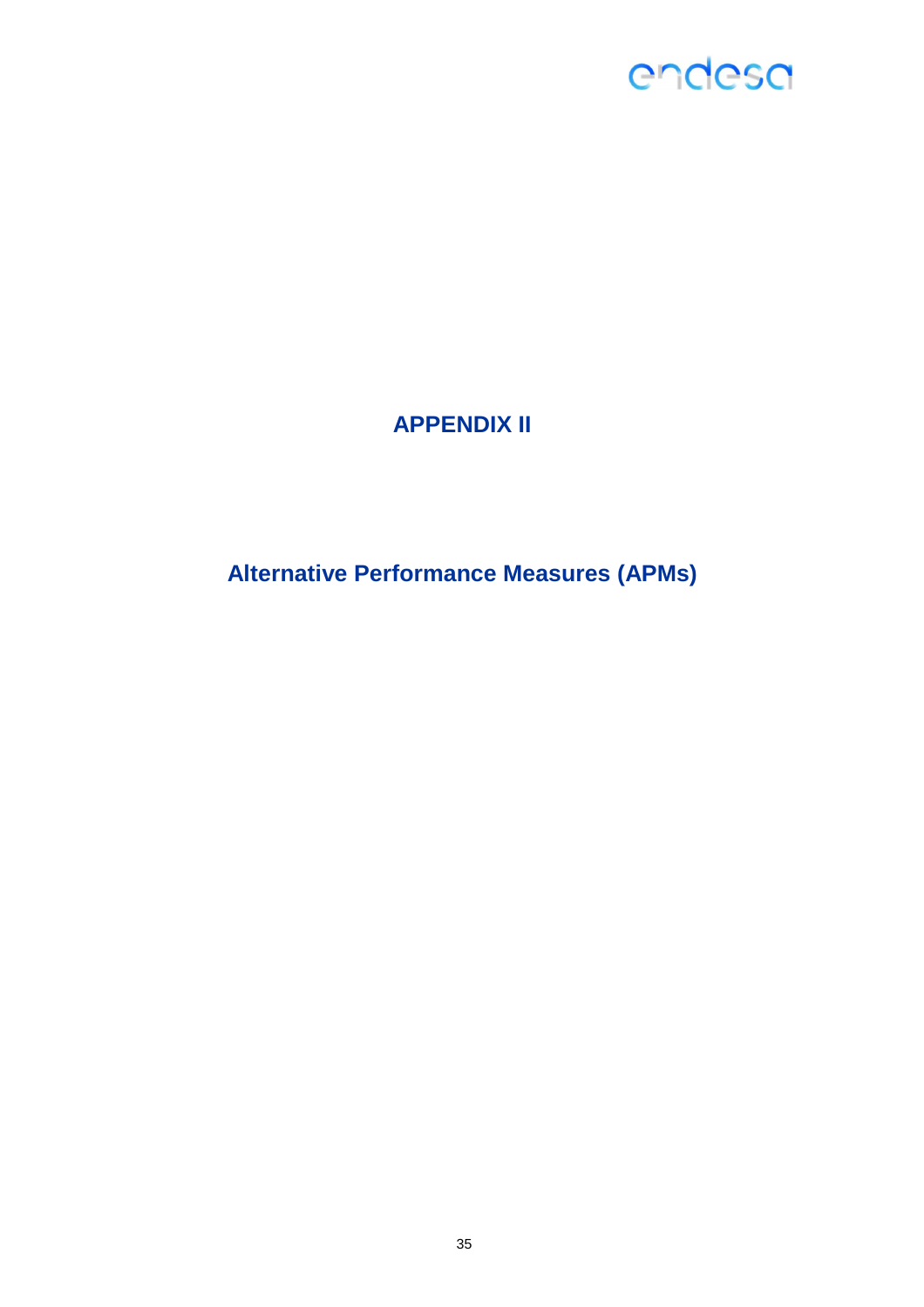# APPENDIX II

## Alternative Performance Measures (APMs)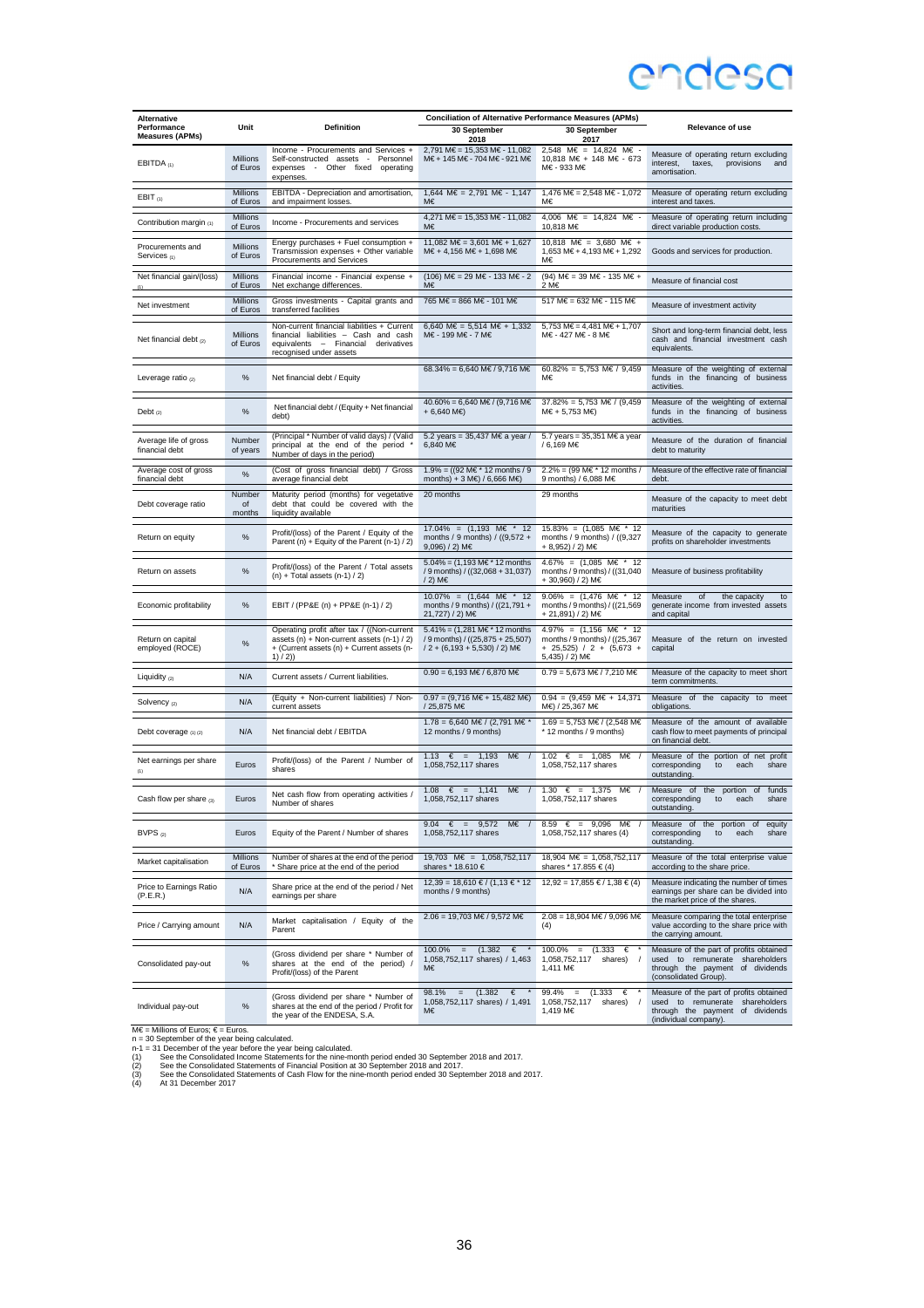| Alternative Performance Measures (APMs) | Unit | Definition | Conciliation of Alternative Performance Measures (APMs) | | Relevance of use |
|---|---|---|---|---|---|
| | | | 30 September 2018 | 30 September 2017 | |
| EBITDA (1) | Millions of Euros | Income - Procurements and Services + Self-constructed assets - Personnel expenses - Other fixed operating expenses. | 2,791 M€ = 15,353 M€ - 11,082 M€ + 145 M€ - 704 M€ - 921 M€ | 2,548 M€ = 14,824 M€ - 10,818 M€ + 148 M€ - 673 M€ - 933 M€ | Measure of operating return excluding interest, taxes, provisions and amortisation. |
| EBIT (1) | Millions of Euros | EBITDA - Depreciation and amortisation, and impairment losses. | 1,644 M€ = 2,791 M€ - 1,147 M€ | 1,476 M€ = 2,548 M€ - 1,072 M€ | Measure of operating return excluding interest and taxes. |
| Contribution margin (1) | Millions of Euros | Income - Procurements and services | 4,271 M€ = 15,353 M€ - 11,082 M€ | 4,006 M€ = 14,824 M€ - 10,818 M€ | Measure of operating return including direct variable production costs. |
| Procurements and Services (1) | Millions of Euros | Energy purchases + Fuel consumption + Transmission expenses + Other variable Procurements and Services | 11,082 M€ = 3,601 M€ + 1,627 M€ + 4,156 M€ + 1,698 M€ | 10,818 M€ = 3,680 M€ + 1,653 M€ + 4,193 M€ + 1,292 M€ | Goods and services for production. |
| Net financial gain/(loss) (1) | Millions of Euros | Financial income - Financial expense + Net exchange differences. | (106) M€ = 29 M€ - 133 M€ - 2 M€ | (94) M€ = 39 M€ - 135 M€ + 2 M€ | Measure of financial cost |
| Net investment | Millions of Euros | Gross investments - Capital grants and transferred facilities | 765 M€ = 866 M€ - 101 M€ | 517 M€ = 632 M€ - 115 M€ | Measure of investment activity |
| Net financial debt (2) | Millions of Euros | Non-current financial liabilities + Current financial liabilities – Cash and cash equivalents – Financial derivatives recognised under assets | 6,640 M€ = 5,514 M€ + 1,332 M€ - 199 M€ - 7 M€ | 5,753 M€ = 4,481 M€ + 1,707 M€ - 427 M€ - 8 M€ | Short and long-term financial debt, less cash and financial investment cash equivalents. |
| Leverage ratio (2) | % | Net financial debt / Equity | 68.34% = 6,640 M€ / 9,716 M€ | 60.82% = 5,753 M€ / 9,459 M€ | Measure of the weighting of external funds in the financing of business activities. |
| Debt (2) | % | Net financial debt / (Equity + Net financial debt) | 40.60% = 6,640 M€ / (9,716 M€ + 6,640 M€) | 37.82% = 5,753 M€ / (9,459 M€ + 5,753 M€) | Measure of the weighting of external funds in the financing of business activities. |
| Average life of gross financial debt | Number of years | (Principal * Number of valid days) / (Valid principal at the end of the period * Number of days in the period) | 5.2 years = 35,437 M€ a year / 6,840 M€ | 5.7 years = 35,351 M€ a year / 6,169 M€ | Measure of the duration of financial debt to maturity |
| Average cost of gross financial debt | % | (Cost of gross financial debt) / Gross average financial debt | 1.9% = ((92 M€ * 12 months / 9 months) + 3 M€) / 6,666 M€) | 2.2% = (99 M€ * 12 months / 9 months) / 6,088 M€ | Measure of the effective rate of financial debt. |
| Debt coverage ratio | Number of months | Maturity period (months) for vegetative debt that could be covered with the liquidity available | 20 months | 29 months | Measure of the capacity to meet debt maturities |
| Return on equity | % | Profit/(loss) of the Parent / Equity of the Parent (n) + Equity of the Parent (n-1) / 2) | 17.04% = (1,193 M€ * 12 months / 9 months) / ((9,572 + 9,096) / 2) M€ | 15.83% = (1,085 M€ * 12 months / 9 months) / ((9,327 + 8,952) / 2) M€ | Measure of the capacity to generate profits on shareholder investments |
| Return on assets | % | Profit/(loss) of the Parent / Total assets (n) + Total assets (n-1) / 2) | 5.04% = (1,193 M€ * 12 months / 9 months) / ((32,068 + 31,037) / 2) M€ | 4.67% = (1,085 M€ * 12 months / 9 months) / ((31,040 + 30,960) / 2) M€ | Measure of business profitability |
| Economic profitability | % | EBIT / (PP&E (n) + PP&E (n-1) / 2) | 10.07% = (1,644 M€ * 12 months / 9 months) / ((21,791 + 21,727) / 2) M€ | 9.06% = (1,476 M€ * 12 months / 9 months) / ((21,569 + 21,891) / 2) M€ | Measure of the capacity to generate income from invested assets and capital |
| Return on capital employed (ROCE) | % | Operating profit after tax / ((Non-current assets (n) + Non-current assets (n-1) / 2) + (Current assets (n) + Current assets (n-1) / 2)) | 5.41% = (1,281 M€ * 12 months / 9 months) / ((25,875 + 25,507) / 2 + (6,193 + 5,530) / 2) M€ | 4.97% = (1,156 M€ * 12 months / 9 months) / ((25,367 + 25,525) / 2 + (5,673 + 5,435) / 2) M€ | Measure of the return on invested capital |
| Liquidity (2) | N/A | Current assets / Current liabilities. | 0.90 = 6,193 M€ / 6,870 M€ | 0.79 = 5,673 M€ / 7,210 M€ | Measure of the capacity to meet short term commitments. |
| Solvency (2) | N/A | (Equity + Non-current liabilities) / Non-current assets | 0.97 = (9,716 M€ + 15,482 M€) / 25,875 M€ | 0.94 = (9,459 M€ + 14,371 M€) / 25,367 M€ | Measure of the capacity to meet obligations. |
| Debt coverage (1) (2) | N/A | Net financial debt / EBITDA | 1.78 = 6,640 M€ / (2,791 M€ * 12 months / 9 months) | 1.69 = 5,753 M€ / (2,548 M€ * 12 months / 9 months) | Measure of the amount of available cash flow to meet payments of principal on financial debt. |
| Net earnings per share (1) | Euros | Profit/(loss) of the Parent / Number of shares | 1.13 € = 1,193 M€ / 1,058,752,117 shares | 1.02 € = 1,085 M€ / 1,058,752,117 shares | Measure of the portion of net profit corresponding to each share outstanding. |
| Cash flow per share (3) | Euros | Net cash flow from operating activities / Number of shares | 1.08 € = 1,141 M€ / 1,058,752,117 shares | 1.30 € = 1,375 M€ / 1,058,752,117 shares | Measure of the portion of funds corresponding to each share outstanding. |
| BVPS (2) | Euros | Equity of the Parent / Number of shares | 9.04 € = 9,572 M€ / 1,058,752,117 shares | 8.59 € = 9,096 M€ / 1,058,752,117 shares (4) | Measure of the portion of equity corresponding to each share outstanding. |
| Market capitalisation | Millions of Euros | Number of shares at the end of the period * Share price at the end of the period | 19,703 M€ = 1,058,752,117 shares * 18.610 € | 18,904 M€ = 1,058,752,117 shares * 17.855 € (4) | Measure of the total enterprise value according to the share price. |
| Price to Earnings Ratio (P.E.R.) | N/A | Share price at the end of the period / Net earnings per share | 12.39 = 18,610 € / (1,13 € * 12 months / 9 months) | 12.92 = 17,855 € / 1,38 € (4) | Measure indicating the number of times earnings per share can be divided into the market price of the shares. |
| Price / Carrying amount | N/A | Market capitalisation / Equity of the Parent | 2.06 = 19,703 M€ / 9,572 M€ | 2.08 = 18,904 M€ / 9,096 M€ (4) | Measure comparing the total enterprise value according to the share price with the carrying amount. |
| Consolidated pay-out | % | (Gross dividend per share * Number of shares at the end of the period) / Profit/(loss) of the Parent | 100.0% = (1.382 € * 1,058,752,117 shares) / 1,463 M€ | 100.0% = (1.333 € * 1,058,752,117 shares) / 1,411 M€ | Measure of the part of profits obtained used to remunerate shareholders through the payment of dividends (consolidated Group). |
| Individual pay-out | % | (Gross dividend per share * Number of shares at the end of the period / Profit for the year of the ENDESA, S.A. | 98.1% = (1.382 € * 1,058,752,117 shares) / 1,491 M€ | 99.4% = (1.333 € * 1,058,752,117 shares) / 1,419 M€ | Measure of the part of profits obtained used to remunerate shareholders through the payment of dividends (individual company). |

M€ = Millions of Euros; € = Euros.
n = 30 September of the year being calculated.
n-1 = 31 December of the year before the year being calculated.
(1) See the Consolidated Income Statements for the nine-month period ended 30 September 2018 and 2017.
(2) See the Consolidated Statements of Financial Position at 30 September 2018 and 2017.
(3) See the Consolidated Statements of Cash Flow for the nine-month period ended 30 September 2018 and 2017.
(4) At 31 December 2017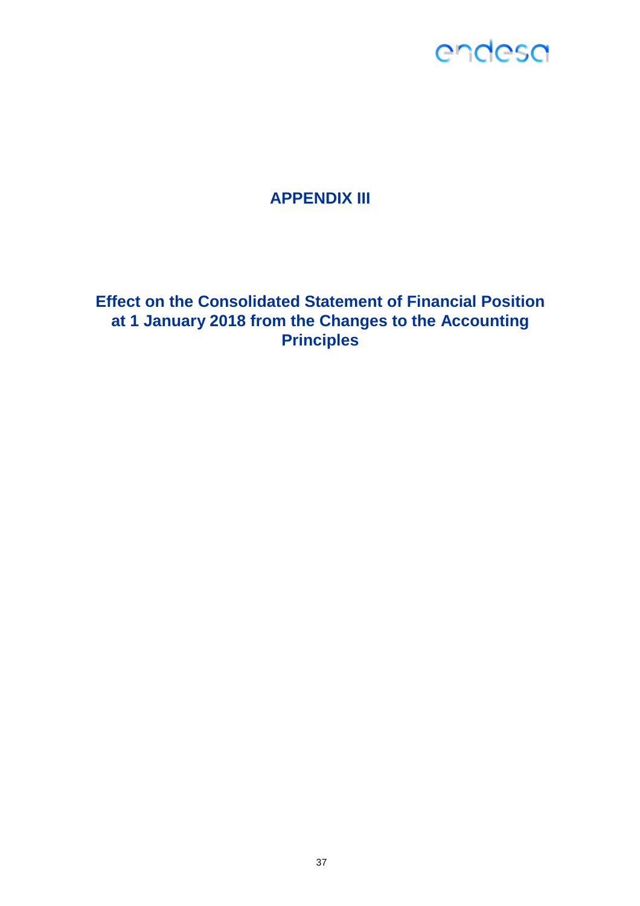# APPENDIX III

## Effect on the Consolidated Statement of Financial Position at 1 January 2018 from the Changes to the Accounting Principles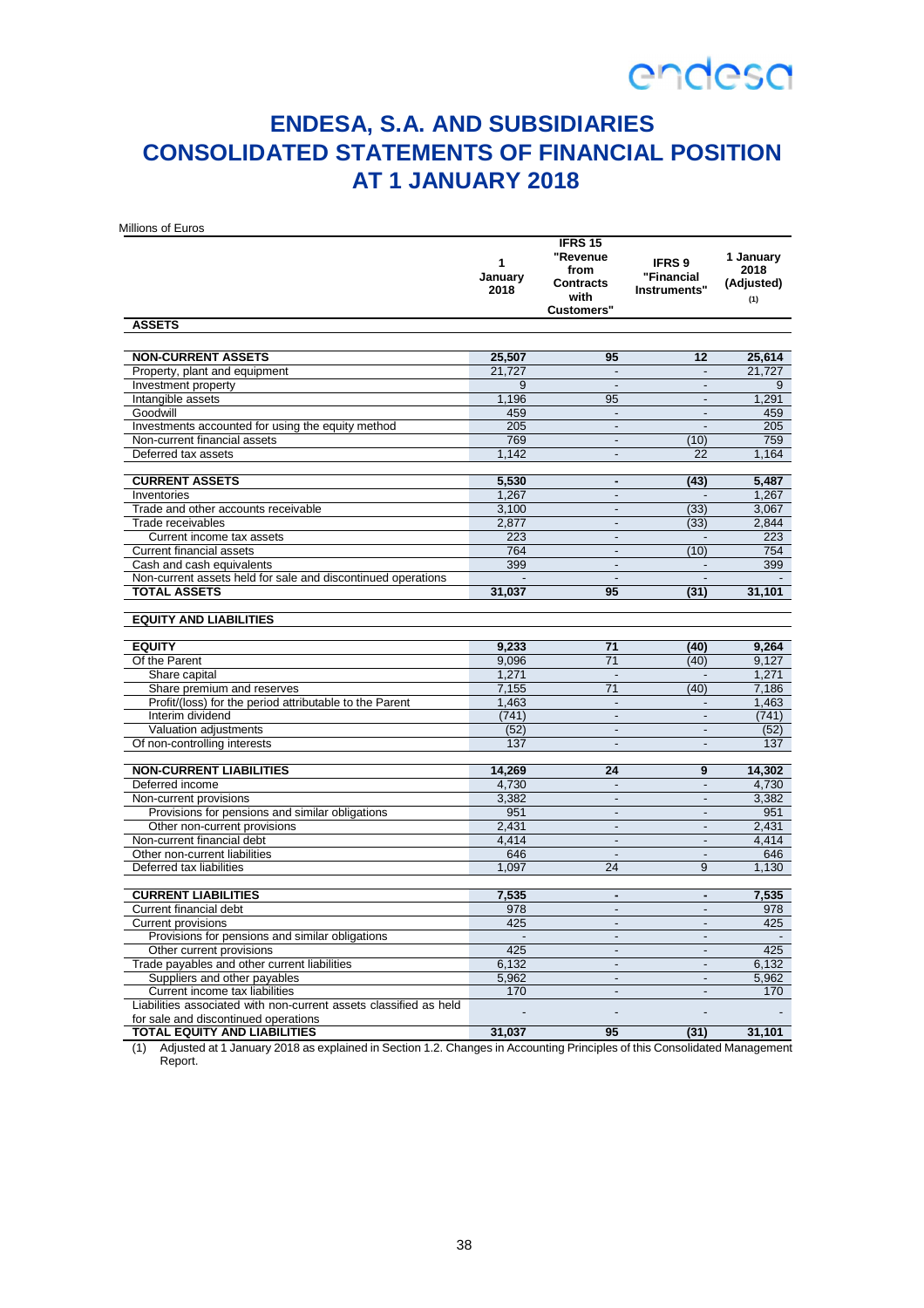# ENDESA, S.A. AND SUBSIDIARIES
# CONSOLIDATED STATEMENTS OF FINANCIAL POSITION
# AT 1 JANUARY 2018

Millions of Euros

| | 1 January 2018 | IFRS 15 "Revenue from Contracts with Customers" | IFRS 9 "Financial Instruments" | 1 January 2018 (Adjusted) (1) |
|---|---|---|---|---|
| **ASSETS** | | | | |
| **NON-CURRENT ASSETS** | **25,507** | **95** | **12** | **25,614** |
| Property, plant and equipment | 21,727 | - | - | 21,727 |
| Investment property | 9 | - | - | 9 |
| Intangible assets | 1,196 | 95 | - | 1,291 |
| Goodwill | 459 | - | - | 459 |
| Investments accounted for using the equity method | 205 | - | - | 205 |
| Non-current financial assets | 769 | - | (10) | 759 |
| Deferred tax assets | 1,142 | - | 22 | 1,164 |
| **CURRENT ASSETS** | **5,530** | **-** | **(43)** | **5,487** |
| Inventories | 1,267 | - | - | 1,267 |
| Trade and other accounts receivable | 3,100 | - | (33) | 3,067 |
| Trade receivables | 2,877 | - | (33) | 2,844 |
| Current income tax assets | 223 | - | - | 223 |
| Current financial assets | 764 | - | (10) | 754 |
| Cash and cash equivalents | 399 | - | - | 399 |
| Non-current assets held for sale and discontinued operations | - | - | - | - |
| **TOTAL ASSETS** | **31,037** | **95** | **(31)** | **31,101** |
| **EQUITY AND LIABILITIES** | | | | |
| **EQUITY** | **9,233** | **71** | **(40)** | **9,264** |
| Of the Parent | 9,096 | 71 | (40) | 9,127 |
| Share capital | 1,271 | - | - | 1,271 |
| Share premium and reserves | 7,155 | 71 | (40) | 7,186 |
| Profit/(loss) for the period attributable to the Parent | 1,463 | - | - | 1,463 |
| Interim dividend | (741) | - | - | (741) |
| Valuation adjustments | (52) | - | - | (52) |
| Of non-controlling interests | 137 | - | - | 137 |
| **NON-CURRENT LIABILITIES** | **14,269** | **24** | **9** | **14,302** |
| Deferred income | 4,730 | - | - | 4,730 |
| Non-current provisions | 3,382 | - | - | 3,382 |
| Provisions for pensions and similar obligations | 951 | - | - | 951 |
| Other non-current provisions | 2,431 | - | - | 2,431 |
| Non-current financial debt | 4,414 | - | - | 4,414 |
| Other non-current liabilities | 646 | - | - | 646 |
| Deferred tax liabilities | 1,097 | 24 | 9 | 1,130 |
| **CURRENT LIABILITIES** | **7,535** | **-** | **-** | **7,535** |
| Current financial debt | 978 | - | - | 978 |
| Current provisions | 425 | - | - | 425 |
| Provisions for pensions and similar obligations | - | - | - | - |
| Other current provisions | 425 | - | - | 425 |
| Trade payables and other current liabilities | 6,132 | - | - | 6,132 |
| Suppliers and other payables | 5,962 | - | - | 5,962 |
| Current income tax liabilities | 170 | - | - | 170 |
| Liabilities associated with non-current assets classified as held for sale and discontinued operations | - | - | - | - |
| **TOTAL EQUITY AND LIABILITIES** | **31,037** | **95** | **(31)** | **31,101** |

(1) Adjusted at 1 January 2018 as explained in Section 1.2. Changes in Accounting Principles of this Consolidated Management Report.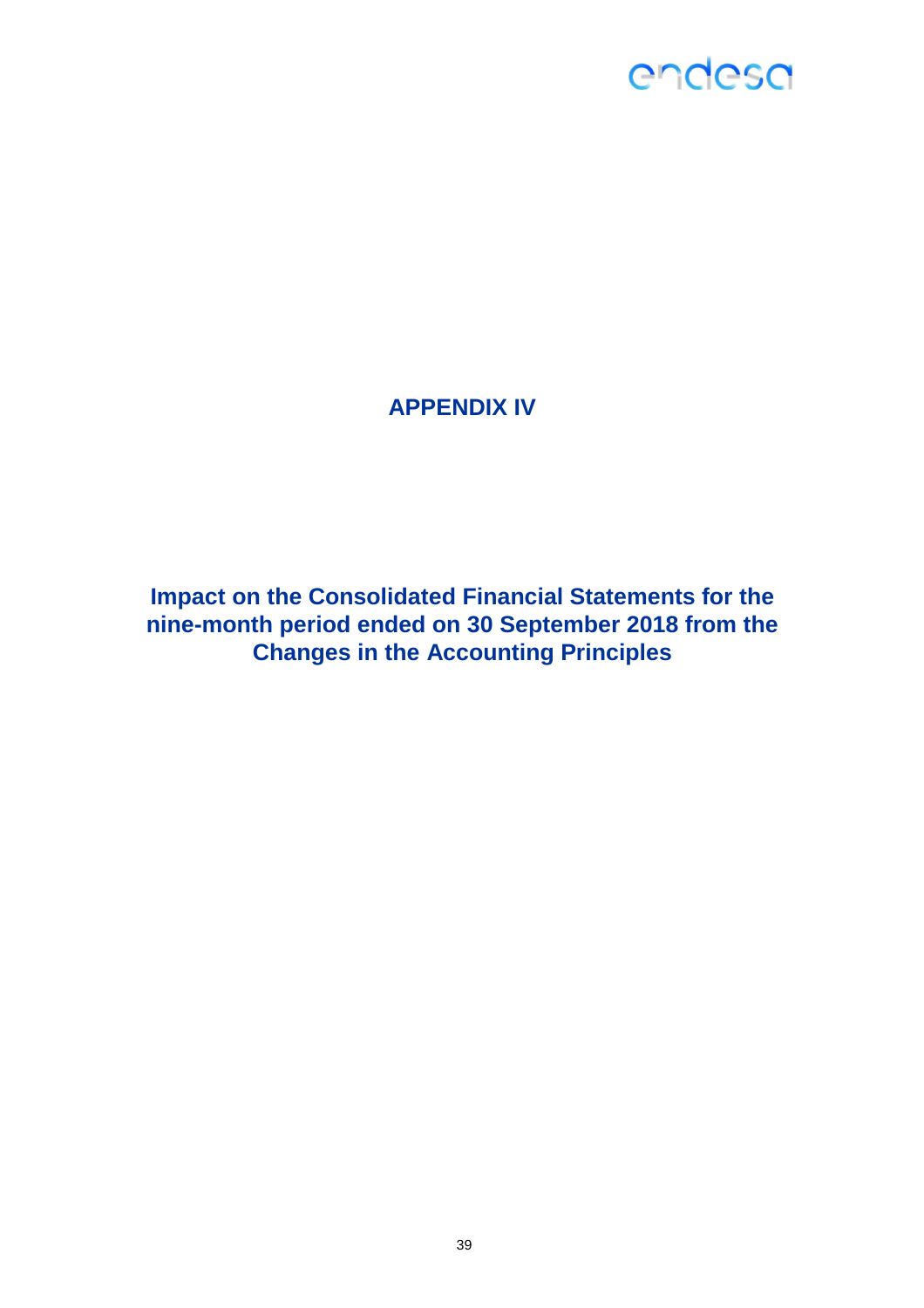# APPENDIX IV

## Impact on the Consolidated Financial Statements for the nine-month period ended on 30 September 2018 from the Changes in the Accounting Principles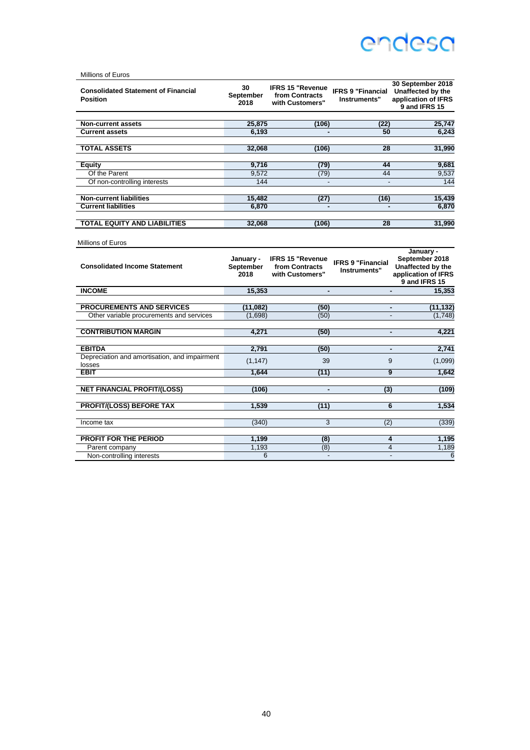Millions of Euros

| **Consolidated Statement of Financial Position** | **30 September 2018** | **IFRS 15 "Revenue from Contracts with Customers"** | **IFRS 9 "Financial Instruments"** | **30 September 2018 Unaffected by the application of IFRS 9 and IFRS 15** |
|---|---|---|---|---|
| **Non-current assets** | **25,875** | **(106)** | **(22)** | **25,747** |
| **Current assets** | **6,193** | **-** | **50** | **6,243** |
| **TOTAL ASSETS** | **32,068** | **(106)** | **28** | **31,990** |
| **Equity** | **9,716** | **(79)** | **44** | **9,681** |
| Of the Parent | 9,572 | (79) | 44 | 9,537 |
| Of non-controlling interests | 144 | - | - | 144 |
| **Non-current liabilities** | **15,482** | **(27)** | **(16)** | **15,439** |
| **Current liabilities** | **6,870** | **-** | **-** | **6,870** |
| **TOTAL EQUITY AND LIABILITIES** | **32,068** | **(106)** | **28** | **31,990** |

Millions of Euros

| **Consolidated Income Statement** | **January - September 2018** | **IFRS 15 "Revenue from Contracts with Customers"** | **IFRS 9 "Financial Instruments"** | **January - September 2018 Unaffected by the application of IFRS 9 and IFRS 15** |
|---|---|---|---|---|
| **INCOME** | **15,353** | **-** | **-** | **15,353** |
| **PROCUREMENTS AND SERVICES** | **(11,082)** | **(50)** | **-** | **(11,132)** |
| Other variable procurements and services | (1,698) | (50) | - | (1,748) |
| **CONTRIBUTION MARGIN** | **4,271** | **(50)** | **-** | **4,221** |
| **EBITDA** | **2,791** | **(50)** | **-** | **2,741** |
| Depreciation and amortisation, and impairment losses | (1,147) | 39 | 9 | (1,099) |
| **EBIT** | **1,644** | **(11)** | **9** | **1,642** |
| **NET FINANCIAL PROFIT/(LOSS)** | **(106)** | **-** | **(3)** | **(109)** |
| **PROFIT/(LOSS) BEFORE TAX** | **1,539** | **(11)** | **6** | **1,534** |
| Income tax | (340) | 3 | (2) | (339) |
| **PROFIT FOR THE PERIOD** | **1,199** | **(8)** | **4** | **1,195** |
| Parent company | 1,193 | (8) | 4 | 1,189 |
| Non-controlling interests | 6 | - | - | 6 |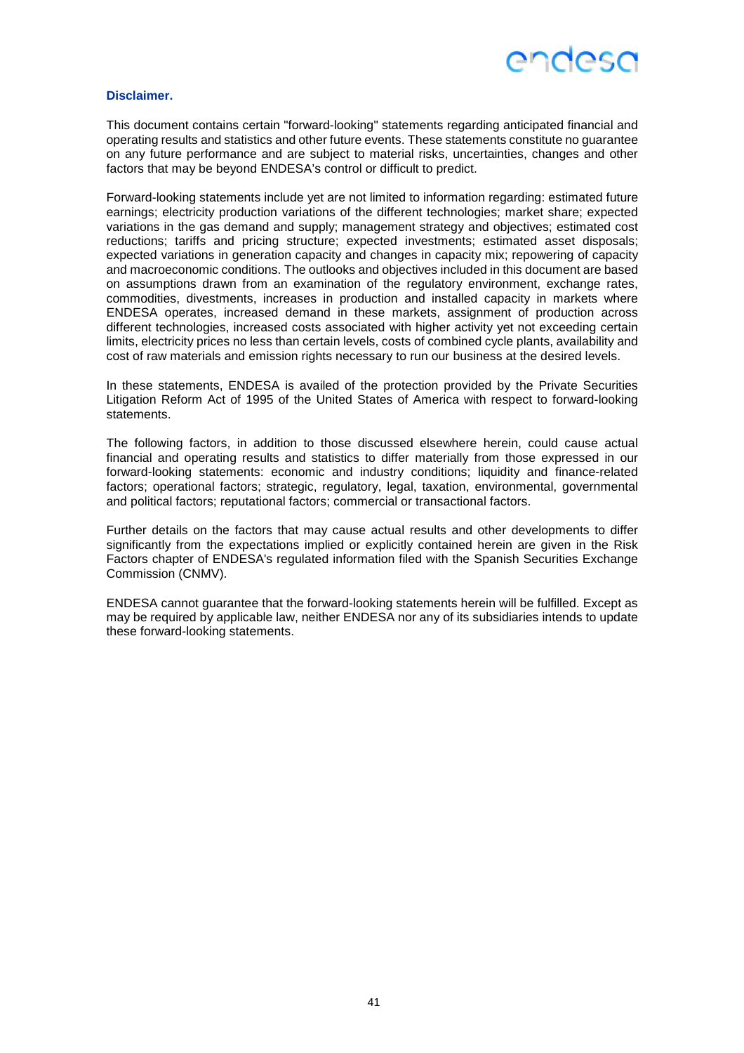**Disclaimer.**

This document contains certain "forward-looking" statements regarding anticipated financial and operating results and statistics and other future events. These statements constitute no guarantee on any future performance and are subject to material risks, uncertainties, changes and other factors that may be beyond ENDESA's control or difficult to predict.

Forward-looking statements include yet are not limited to information regarding: estimated future earnings; electricity production variations of the different technologies; market share; expected variations in the gas demand and supply; management strategy and objectives; estimated cost reductions; tariffs and pricing structure; expected investments; estimated asset disposals; expected variations in generation capacity and changes in capacity mix; repowering of capacity and macroeconomic conditions. The outlooks and objectives included in this document are based on assumptions drawn from an examination of the regulatory environment, exchange rates, commodities, divestments, increases in production and installed capacity in markets where ENDESA operates, increased demand in these markets, assignment of production across different technologies, increased costs associated with higher activity yet not exceeding certain limits, electricity prices no less than certain levels, costs of combined cycle plants, availability and cost of raw materials and emission rights necessary to run our business at the desired levels.

In these statements, ENDESA is availed of the protection provided by the Private Securities Litigation Reform Act of 1995 of the United States of America with respect to forward-looking statements.

The following factors, in addition to those discussed elsewhere herein, could cause actual financial and operating results and statistics to differ materially from those expressed in our forward-looking statements: economic and industry conditions; liquidity and finance-related factors; operational factors; strategic, regulatory, legal, taxation, environmental, governmental and political factors; reputational factors; commercial or transactional factors.

Further details on the factors that may cause actual results and other developments to differ significantly from the expectations implied or explicitly contained herein are given in the Risk Factors chapter of ENDESA's regulated information filed with the Spanish Securities Exchange Commission (CNMV).

ENDESA cannot guarantee that the forward-looking statements herein will be fulfilled. Except as may be required by applicable law, neither ENDESA nor any of its subsidiaries intends to update these forward-looking statements.